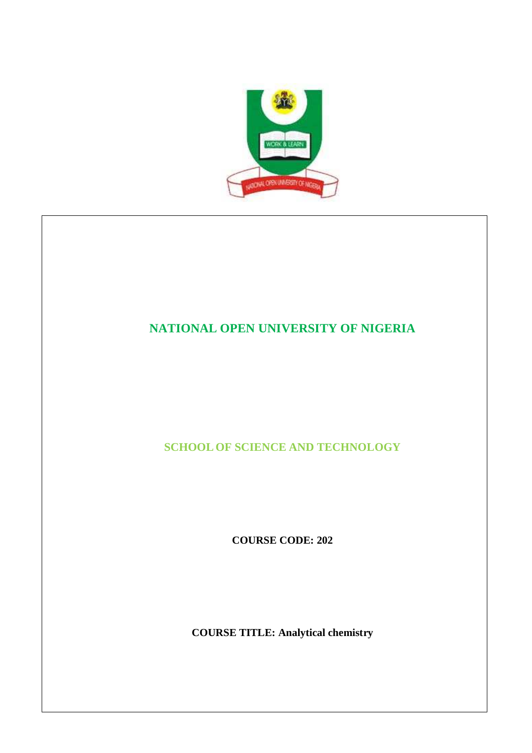# NATIONAL OPEN UNIVERSITY OF NIGERIA

## SCHOOL OF SCIENCE AND TECHNOLOGY

**COURSE CODE: 202**

**COURSE TITLE: Analytical chemistry**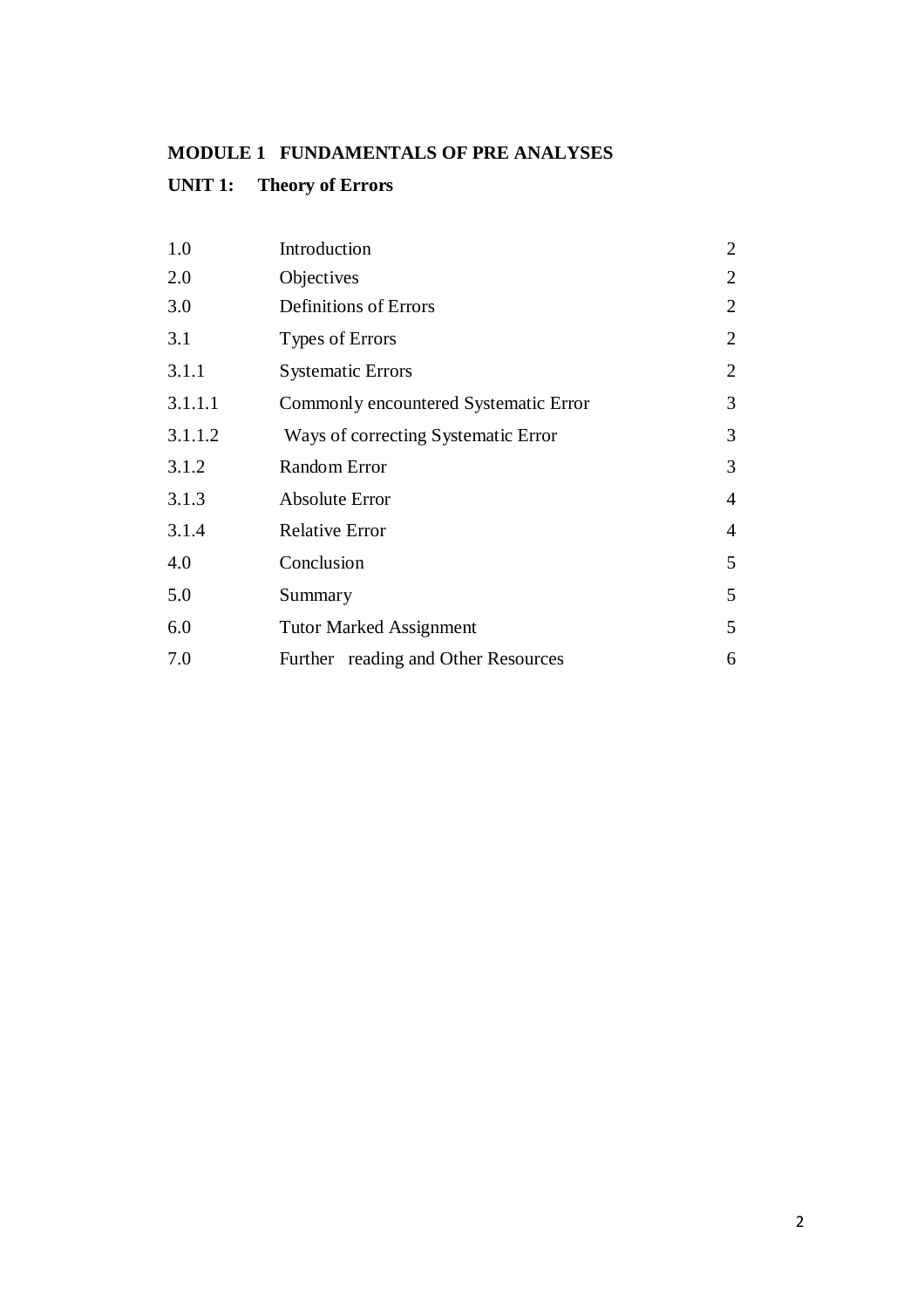**MODULE 1 FUNDAMENTALS OF PRE ANALYSES**

**UNIT 1: Theory of Errors**

| | | |
|---|---|---|
| 1.0 | Introduction | 2 |
| 2.0 | Objectives | 2 |
| 3.0 | Definitions of Errors | 2 |
| 3.1 | Types of Errors | 2 |
| 3.1.1 | Systematic Errors | 2 |
| 3.1.1.1 | Commonly encountered Systematic Error | 3 |
| 3.1.1.2 | Ways of correcting Systematic Error | 3 |
| 3.1.2 | Random Error | 3 |
| 3.1.3 | Absolute Error | 4 |
| 3.1.4 | Relative Error | 4 |
| 4.0 | Conclusion | 5 |
| 5.0 | Summary | 5 |
| 6.0 | Tutor Marked Assignment | 5 |
| 7.0 | Further reading and Other Resources | 6 |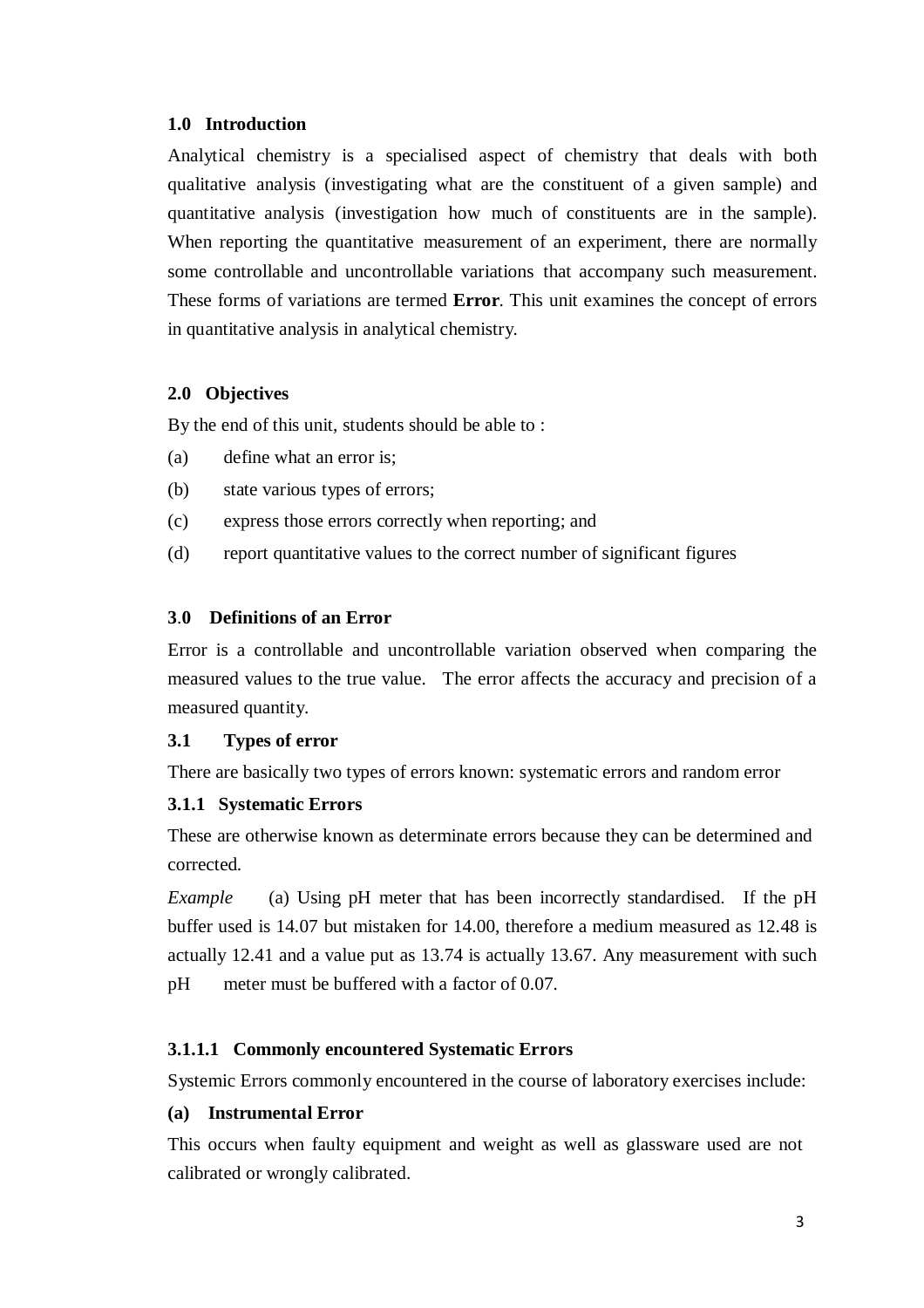## 1.0 Introduction

Analytical chemistry is a specialised aspect of chemistry that deals with both qualitative analysis (investigating what are the constituent of a given sample) and quantitative analysis (investigation how much of constituents are in the sample). When reporting the quantitative measurement of an experiment, there are normally some controllable and uncontrollable variations that accompany such measurement. These forms of variations are termed **Error**. This unit examines the concept of errors in quantitative analysis in analytical chemistry.

## 2.0 Objectives

By the end of this unit, students should be able to :

(a) define what an error is;

(b) state various types of errors;

(c) express those errors correctly when reporting; and

(d) report quantitative values to the correct number of significant figures

## 3.0 Definitions of an Error

Error is a controllable and uncontrollable variation observed when comparing the measured values to the true value. The error affects the accuracy and precision of a measured quantity.

### 3.1 Types of error

There are basically two types of errors known: systematic errors and random error

#### 3.1.1 Systematic Errors

These are otherwise known as determinate errors because they can be determined and corrected.

*Example* (a) Using pH meter that has been incorrectly standardised. If the pH buffer used is 14.07 but mistaken for 14.00, therefore a medium measured as 12.48 is actually 12.41 and a value put as 13.74 is actually 13.67. Any measurement with such pH meter must be buffered with a factor of 0.07.

##### 3.1.1.1 Commonly encountered Systematic Errors

Systemic Errors commonly encountered in the course of laboratory exercises include:

**(a) Instrumental Error**

This occurs when faulty equipment and weight as well as glassware used are not calibrated or wrongly calibrated.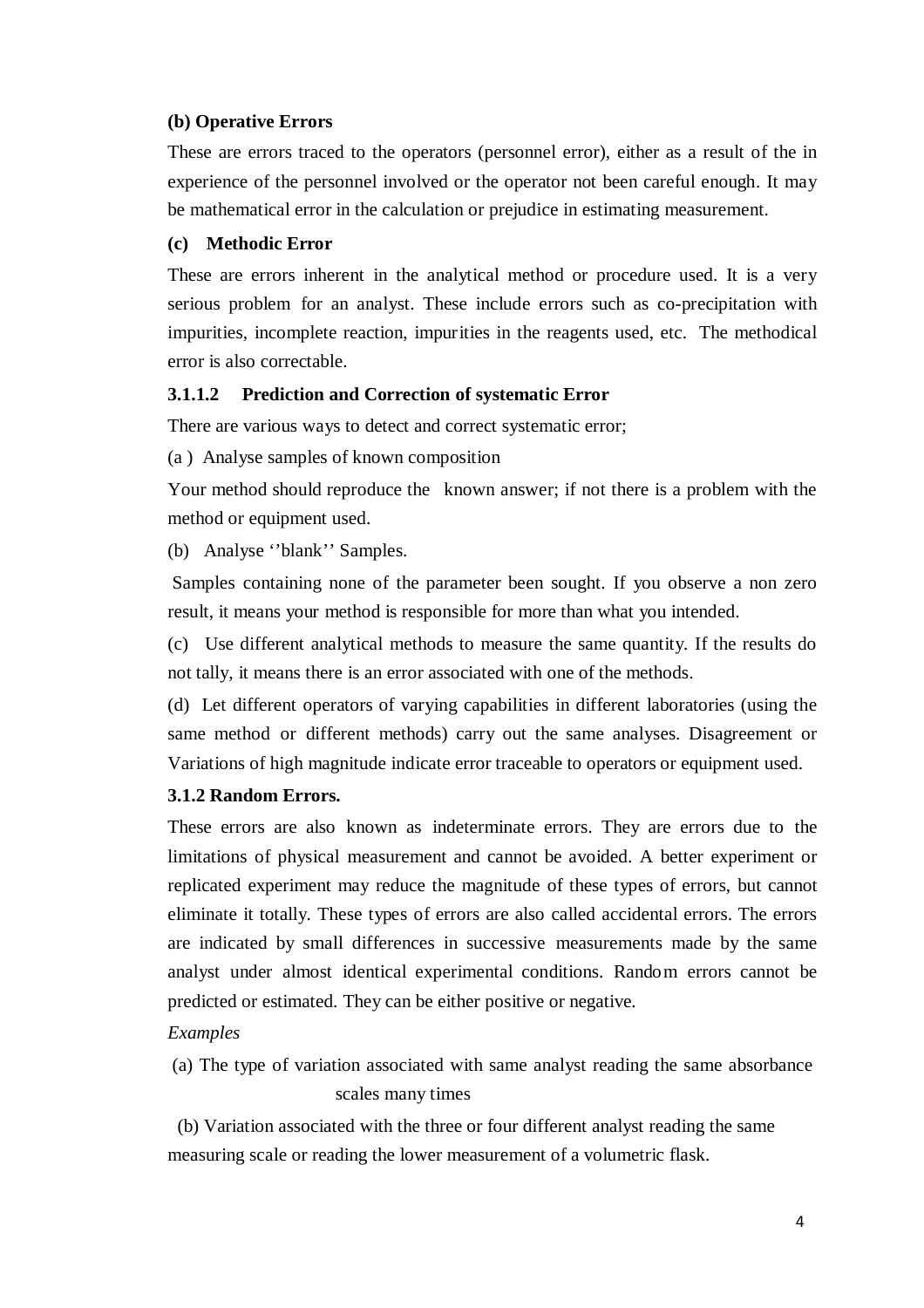**(b) Operative Errors**

These are errors traced to the operators (personnel error), either as a result of the in experience of the personnel involved or the operator not been careful enough. It may be mathematical error in the calculation or prejudice in estimating measurement.

**(c) Methodic Error**

These are errors inherent in the analytical method or procedure used. It is a very serious problem for an analyst. These include errors such as co-precipitation with impurities, incomplete reaction, impurities in the reagents used, etc. The methodical error is also correctable.

**3.1.1.2 Prediction and Correction of systematic Error**

There are various ways to detect and correct systematic error;

(a ) Analyse samples of known composition

Your method should reproduce the known answer; if not there is a problem with the method or equipment used.

(b) Analyse ''blank'' Samples.

Samples containing none of the parameter been sought. If you observe a non zero result, it means your method is responsible for more than what you intended.

(c) Use different analytical methods to measure the same quantity. If the results do not tally, it means there is an error associated with one of the methods.

(d) Let different operators of varying capabilities in different laboratories (using the same method or different methods) carry out the same analyses. Disagreement or Variations of high magnitude indicate error traceable to operators or equipment used.

**3.1.2 Random Errors.**

These errors are also known as indeterminate errors. They are errors due to the limitations of physical measurement and cannot be avoided. A better experiment or replicated experiment may reduce the magnitude of these types of errors, but cannot eliminate it totally. These types of errors are also called accidental errors. The errors are indicated by small differences in successive measurements made by the same analyst under almost identical experimental conditions. Random errors cannot be predicted or estimated. They can be either positive or negative.

*Examples*

(a) The type of variation associated with same analyst reading the same absorbance scales many times

(b) Variation associated with the three or four different analyst reading the same measuring scale or reading the lower measurement of a volumetric flask.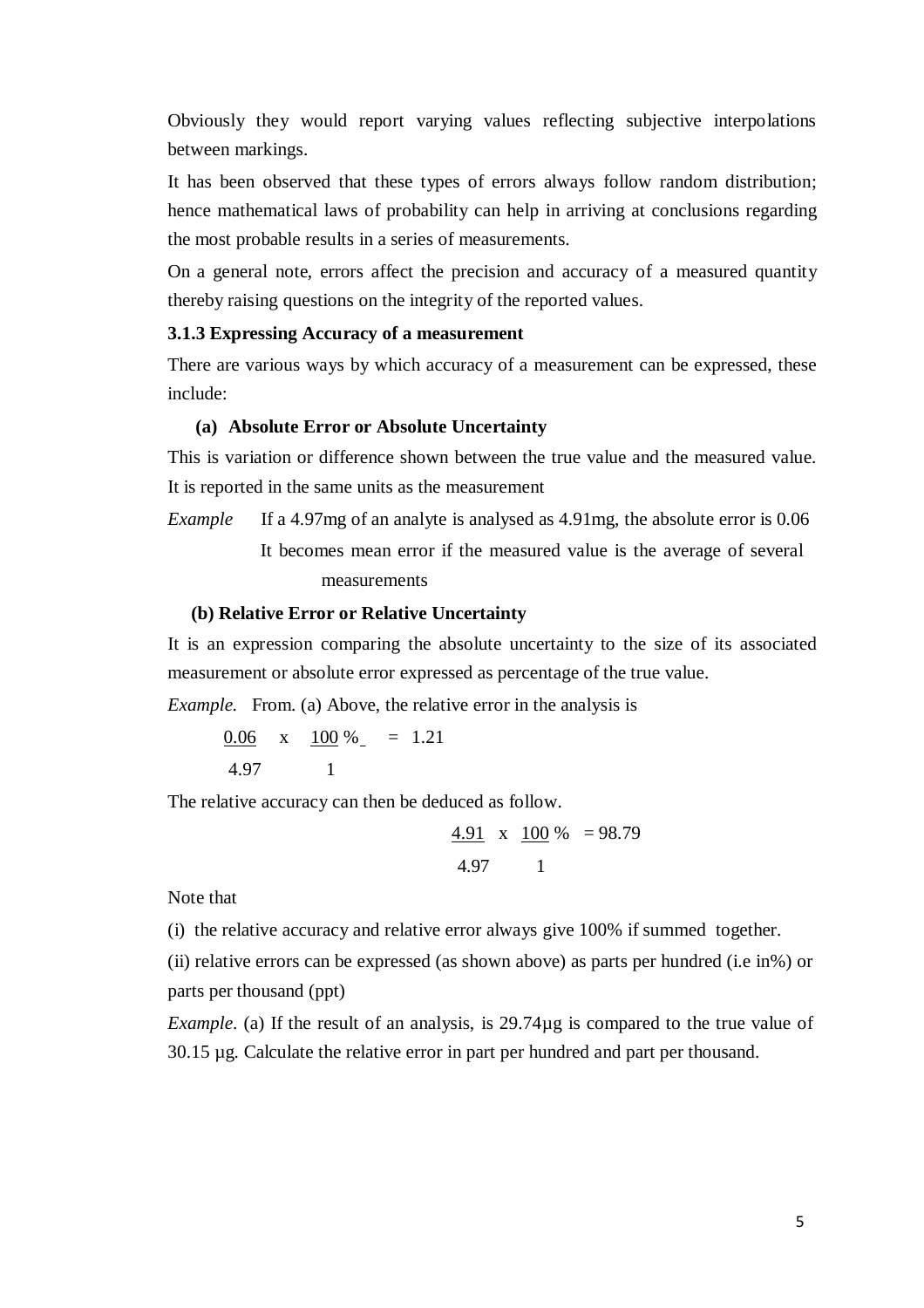Obviously they would report varying values reflecting subjective interpolations between markings.

It has been observed that these types of errors always follow random distribution; hence mathematical laws of probability can help in arriving at conclusions regarding the most probable results in a series of measurements.

On a general note, errors affect the precision and accuracy of a measured quantity thereby raising questions on the integrity of the reported values.

### 3.1.3 Expressing Accuracy of a measurement

There are various ways by which accuracy of a measurement can be expressed, these include:

**(a) Absolute Error or Absolute Uncertainty**

This is variation or difference shown between the true value and the measured value. It is reported in the same units as the measurement

*Example* If a 4.97mg of an analyte is analysed as 4.91mg, the absolute error is 0.06

It becomes mean error if the measured value is the average of several measurements

**(b) Relative Error or Relative Uncertainty**

It is an expression comparing the absolute uncertainty to the size of its associated measurement or absolute error expressed as percentage of the true value.

*Example.* From. (a) Above, the relative error in the analysis is

$$\frac{0.06}{4.97} \times \frac{100\,\%}{1} = 1.21$$

The relative accuracy can then be deduced as follow.

$$\frac{4.91}{4.97} \times \frac{100\,\%}{1} = 98.79$$

Note that

(i) the relative accuracy and relative error always give 100% if summed together.

(ii) relative errors can be expressed (as shown above) as parts per hundred (i.e in%) or parts per thousand (ppt)

*Example*. (a) If the result of an analysis, is 29.74µg is compared to the true value of 30.15 µg. Calculate the relative error in part per hundred and part per thousand.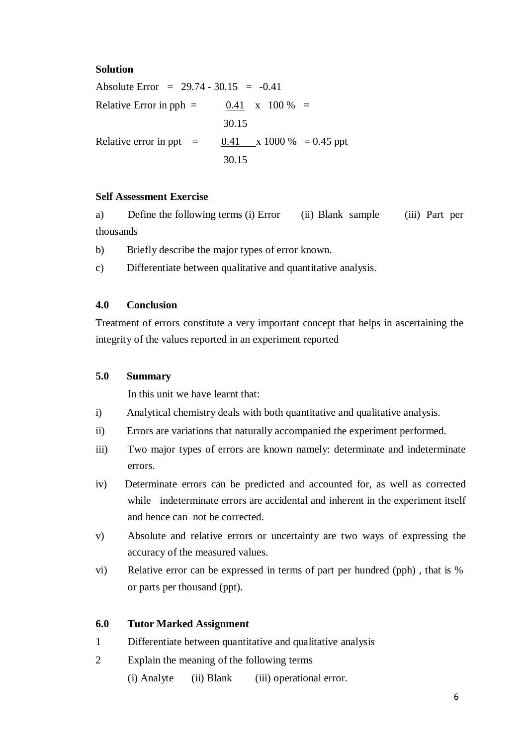**Solution**

Absolute Error $= 29.74 - 30.15 = -0.41$

Relative Error in pph $= \frac{0.41}{30.15} \times 100\ \% =$

Relative error in ppt $= \frac{0.41}{30.15} \times 1000\ \% = 0.45$ ppt

**Self Assessment Exercise**

a) Define the following terms (i) Error (ii) Blank sample (iii) Part per thousands

b) Briefly describe the major types of error known.

c) Differentiate between qualitative and quantitative analysis.

## 4.0 Conclusion

Treatment of errors constitute a very important concept that helps in ascertaining the integrity of the values reported in an experiment reported

## 5.0 Summary

In this unit we have learnt that:

i) Analytical chemistry deals with both quantitative and qualitative analysis.

ii) Errors are variations that naturally accompanied the experiment performed.

iii) Two major types of errors are known namely: determinate and indeterminate errors.

iv) Determinate errors can be predicted and accounted for, as well as corrected while indeterminate errors are accidental and inherent in the experiment itself and hence can not be corrected.

v) Absolute and relative errors or uncertainty are two ways of expressing the accuracy of the measured values.

vi) Relative error can be expressed in terms of part per hundred (pph) , that is % or parts per thousand (ppt).

## 6.0 Tutor Marked Assignment

1 Differentiate between quantitative and qualitative analysis

2 Explain the meaning of the following terms

(i) Analyte (ii) Blank (iii) operational error.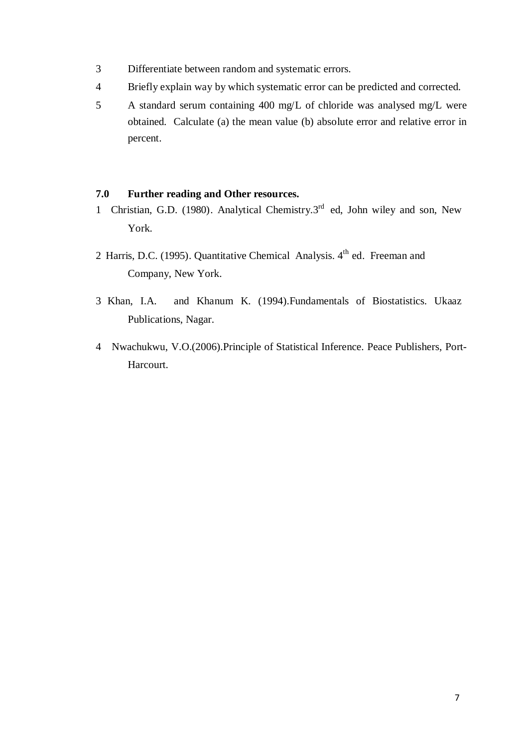3. Differentiate between random and systematic errors.
4. Briefly explain way by which systematic error can be predicted and corrected.
5. A standard serum containing 400 mg/L of chloride was analysed mg/L were obtained. Calculate (a) the mean value (b) absolute error and relative error in percent.

## 7.0 Further reading and Other resources.

1. Christian, G.D. (1980). Analytical Chemistry.3rd ed, John wiley and son, New York.
2. Harris, D.C. (1995). Quantitative Chemical Analysis. 4th ed. Freeman and Company, New York.
3. Khan, I.A. and Khanum K. (1994).Fundamentals of Biostatistics. Ukaaz Publications, Nagar.
4. Nwachukwu, V.O.(2006).Principle of Statistical Inference. Peace Publishers, Port-Harcourt.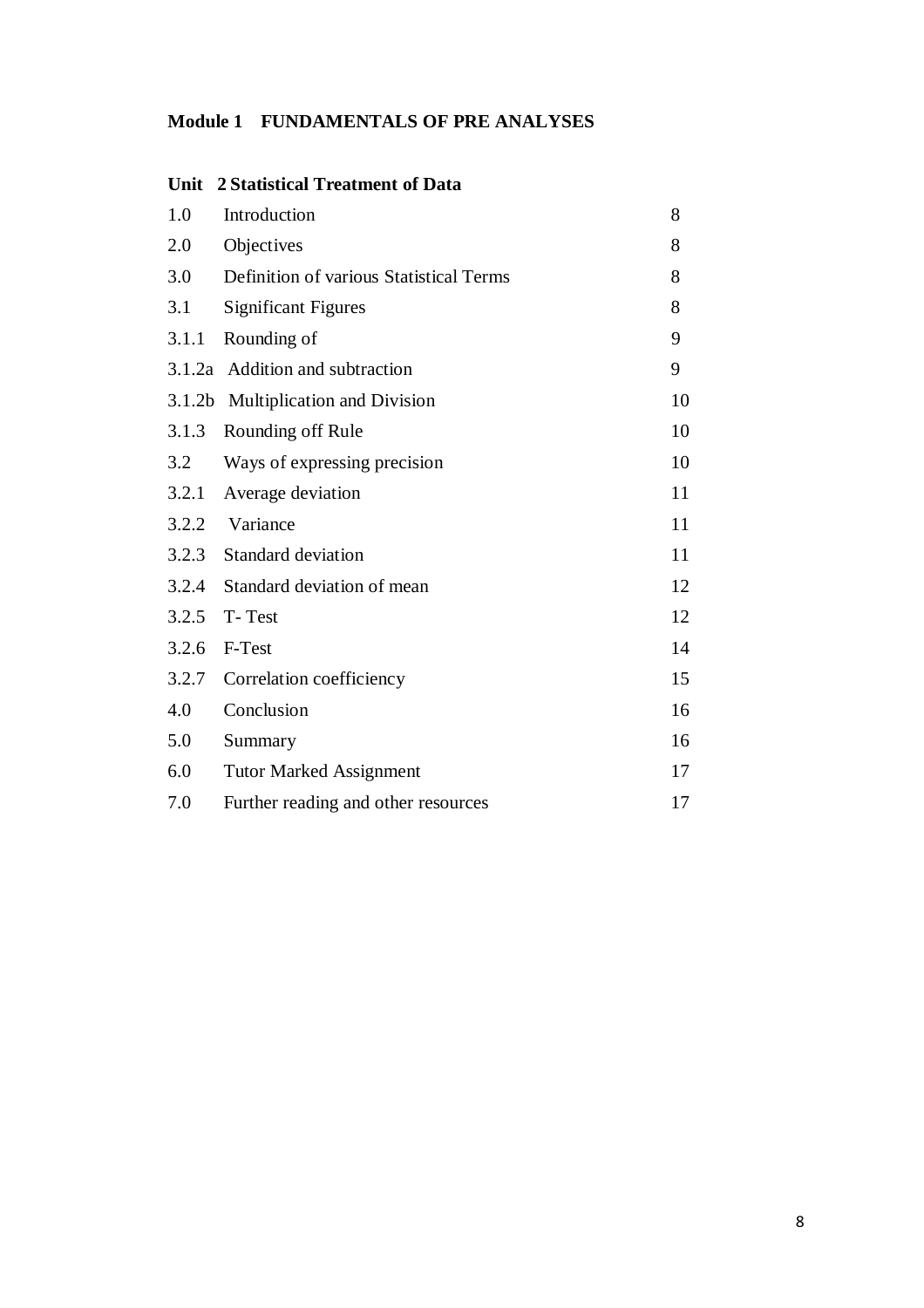**Module 1 FUNDAMENTALS OF PRE ANALYSES**

**Unit 2 Statistical Treatment of Data**

| | | |
|---|---|---|
| 1.0 | Introduction | 8 |
| 2.0 | Objectives | 8 |
| 3.0 | Definition of various Statistical Terms | 8 |
| 3.1 | Significant Figures | 8 |
| 3.1.1 | Rounding of | 9 |
| 3.1.2a | Addition and subtraction | 9 |
| 3.1.2b | Multiplication and Division | 10 |
| 3.1.3 | Rounding off Rule | 10 |
| 3.2 | Ways of expressing precision | 10 |
| 3.2.1 | Average deviation | 11 |
| 3.2.2 | Variance | 11 |
| 3.2.3 | Standard deviation | 11 |
| 3.2.4 | Standard deviation of mean | 12 |
| 3.2.5 | T- Test | 12 |
| 3.2.6 | F-Test | 14 |
| 3.2.7 | Correlation coefficiency | 15 |
| 4.0 | Conclusion | 16 |
| 5.0 | Summary | 16 |
| 6.0 | Tutor Marked Assignment | 17 |
| 7.0 | Further reading and other resources | 17 |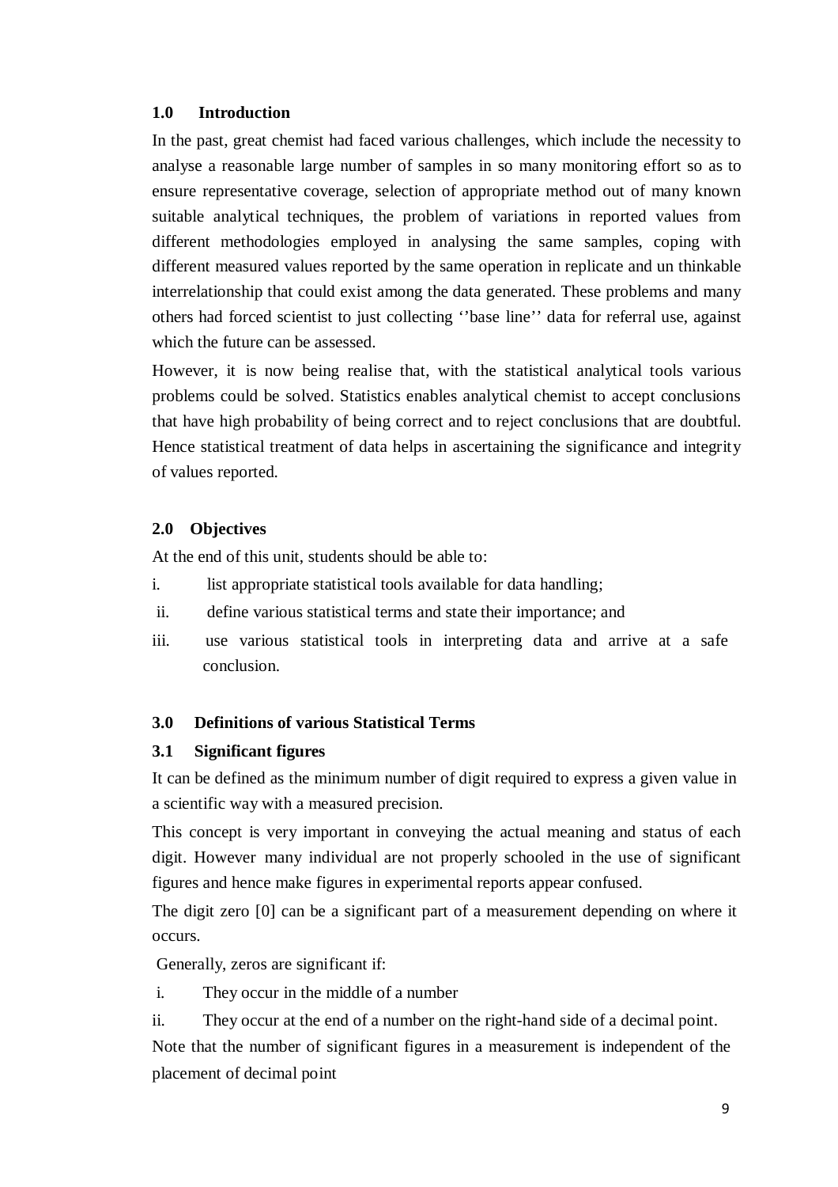## 1.0 Introduction

In the past, great chemist had faced various challenges, which include the necessity to analyse a reasonable large number of samples in so many monitoring effort so as to ensure representative coverage, selection of appropriate method out of many known suitable analytical techniques, the problem of variations in reported values from different methodologies employed in analysing the same samples, coping with different measured values reported by the same operation in replicate and un thinkable interrelationship that could exist among the data generated. These problems and many others had forced scientist to just collecting ‘’base line’’ data for referral use, against which the future can be assessed.

However, it is now being realise that, with the statistical analytical tools various problems could be solved. Statistics enables analytical chemist to accept conclusions that have high probability of being correct and to reject conclusions that are doubtful. Hence statistical treatment of data helps in ascertaining the significance and integrity of values reported.

## 2.0 Objectives

At the end of this unit, students should be able to:

i. list appropriate statistical tools available for data handling;

ii. define various statistical terms and state their importance; and

iii. use various statistical tools in interpreting data and arrive at a safe conclusion.

## 3.0 Definitions of various Statistical Terms

### 3.1 Significant figures

It can be defined as the minimum number of digit required to express a given value in a scientific way with a measured precision.

This concept is very important in conveying the actual meaning and status of each digit. However many individual are not properly schooled in the use of significant figures and hence make figures in experimental reports appear confused.

The digit zero [0] can be a significant part of a measurement depending on where it occurs.

Generally, zeros are significant if:

i. They occur in the middle of a number

ii. They occur at the end of a number on the right-hand side of a decimal point.

Note that the number of significant figures in a measurement is independent of the placement of decimal point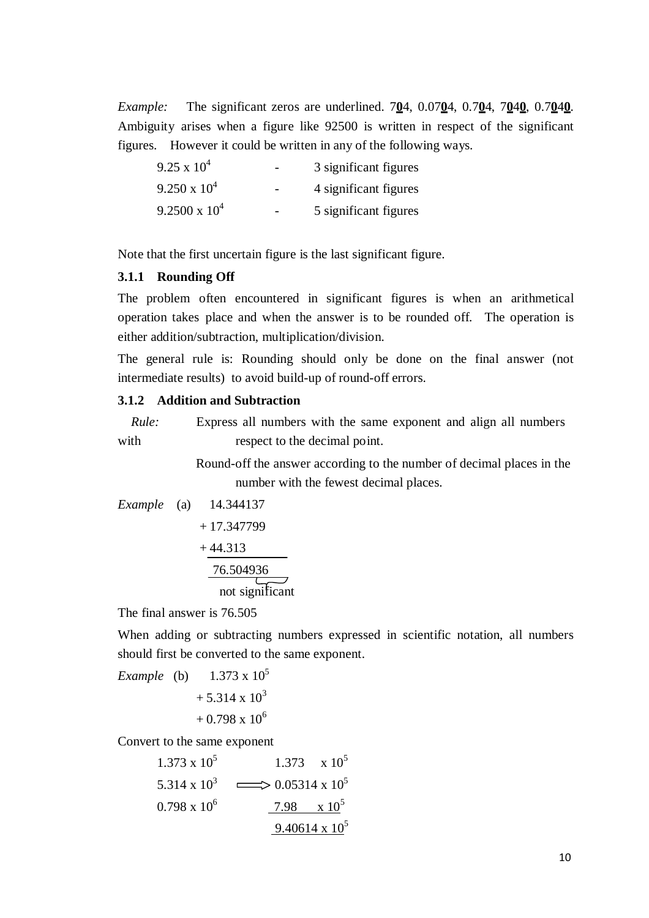*Example:* The significant zeros are underlined. 7**<u>0</u>**4, 0.07**<u>0</u>**4, 0.7**<u>0</u>**4, 7**<u>0</u>**4**<u>0</u>**, 0.7**<u>0</u>**4**<u>0</u>**. Ambiguity arises when a figure like 92500 is written in respect of the significant figures. However it could be written in any of the following ways.

| | | |
|---|---|---|
| $9.25 \times 10^4$ | - | 3 significant figures |
| $9.250 \times 10^4$ | - | 4 significant figures |
| $9.2500 \times 10^4$ | - | 5 significant figures |

Note that the first uncertain figure is the last significant figure.

### 3.1.1 Rounding Off

The problem often encountered in significant figures is when an arithmetical operation takes place and when the answer is to be rounded off. The operation is either addition/subtraction, multiplication/division.

The general rule is: Rounding should only be done on the final answer (not intermediate results) to avoid build-up of round-off errors.

### 3.1.2 Addition and Subtraction

*Rule:* Express all numbers with the same exponent and align all numbers with respect to the decimal point.

Round-off the answer according to the number of decimal places in the number with the fewest decimal places.

*Example* (a)

$$
\begin{array}{r}
14.344137 \\
+\,17.347799 \\
+\,44.313\phantom{799} \\
\hline
76.504936
\end{array}
$$

(the last digits "936" are marked: not significant)

The final answer is 76.505

When adding or subtracting numbers expressed in scientific notation, all numbers should first be converted to the same exponent.

*Example* (b)

$$
\begin{array}{l}
1.373 \times 10^5 \\
+\,5.314 \times 10^3 \\
+\,0.798 \times 10^6
\end{array}
$$

Convert to the same exponent

$$
\begin{array}{lcr}
1.373 \times 10^5 & & 1.373 \times 10^5 \\
5.314 \times 10^3 & \Longrightarrow & 0.05314 \times 10^5 \\
0.798 \times 10^6 & & 7.98 \times 10^5 \\
\hline
 & & 9.40614 \times 10^5
\end{array}
$$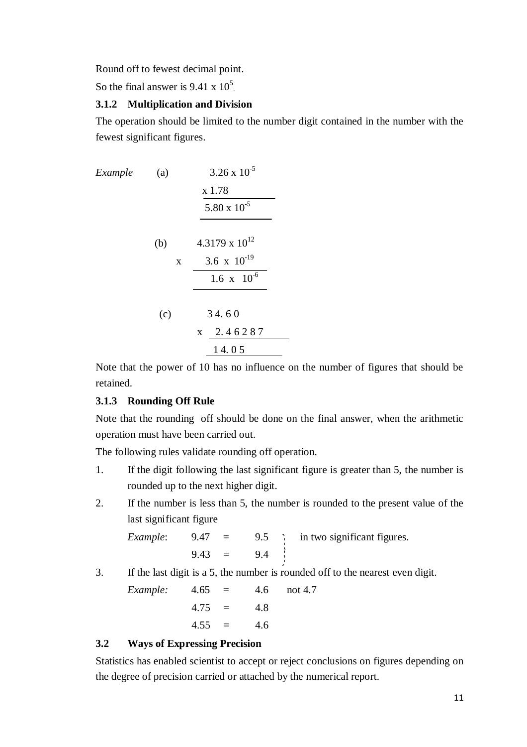Round off to fewest decimal point.

So the final answer is $9.41 \times 10^5$.

### 3.1.2 Multiplication and Division

The operation should be limited to the number digit contained in the number with the fewest significant figures.

*Example* (a)

$$\begin{array}{r} 3.26 \times 10^{-5} \\ \times\ 1.78 \\ \hline 5.80 \times 10^{-5} \\ \hline \end{array}$$

(b)

$$\begin{array}{r} 4.3179 \times 10^{12} \\ \times\ 3.6 \times 10^{-19} \\ \hline 1.6 \times 10^{-6} \\ \hline \end{array}$$

(c)

$$\begin{array}{r} 34.60 \\ \times\ 2.46287 \\ \hline 14.05 \\ \hline \end{array}$$

Note that the power of 10 has no influence on the number of figures that should be retained.

### 3.1.3 Rounding Off Rule

Note that the rounding off should be done on the final answer, when the arithmetic operation must have been carried out.

The following rules validate rounding off operation.

1. If the digit following the last significant figure is greater than 5, the number is rounded up to the next higher digit.
2. If the number is less than 5, the number is rounded to the present value of the last significant figure

   *Example*: 9.47 = 9.5 } in two significant figures.
   9.43 = 9.4 }

3. If the last digit is a 5, the number is rounded off to the nearest even digit.

   *Example:* 4.65 = 4.6 not 4.7
   4.75 = 4.8
   4.55 = 4.6

## 3.2 Ways of Expressing Precision

Statistics has enabled scientist to accept or reject conclusions on figures depending on the degree of precision carried or attached by the numerical report.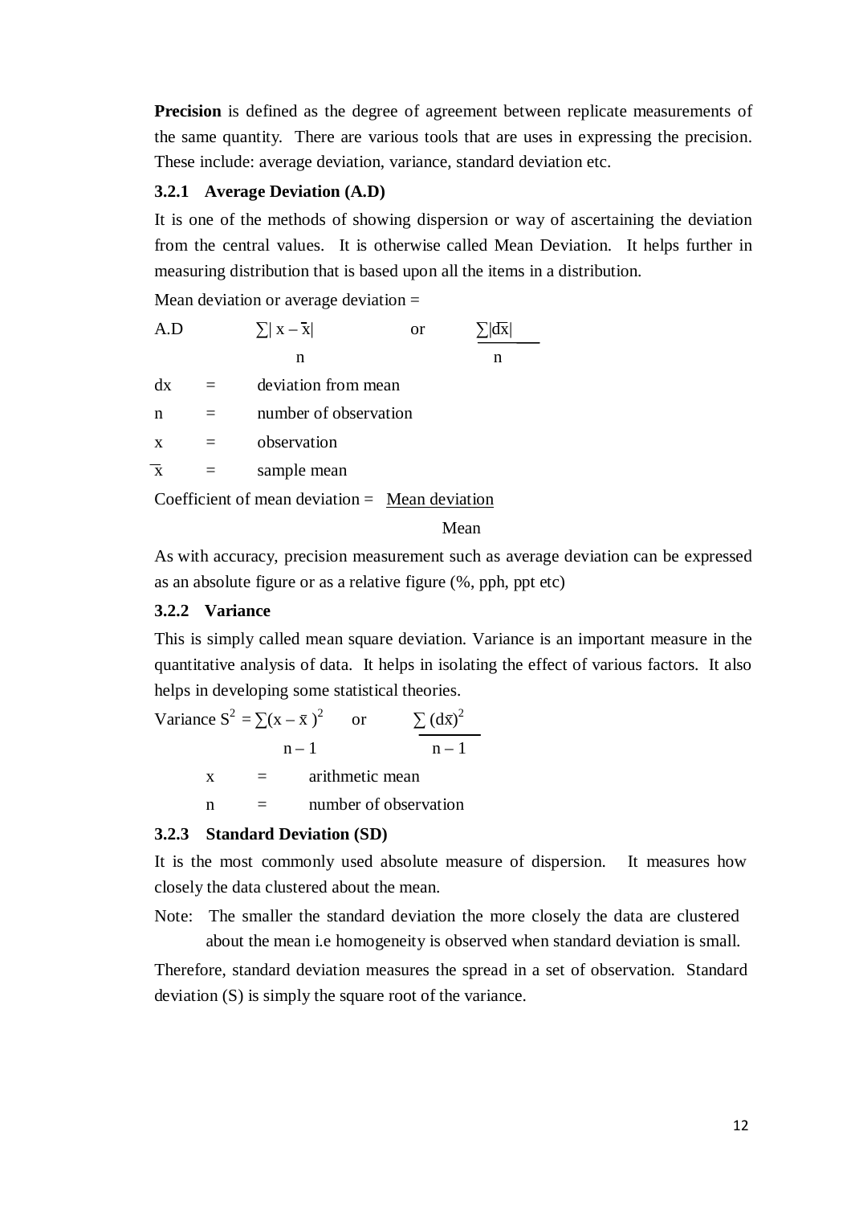**Precision** is defined as the degree of agreement between replicate measurements of the same quantity. There are various tools that are uses in expressing the precision. These include: average deviation, variance, standard deviation etc.

### 3.2.1 Average Deviation (A.D)

It is one of the methods of showing dispersion or way of ascertaining the deviation from the central values. It is otherwise called Mean Deviation. It helps further in measuring distribution that is based upon all the items in a distribution.

Mean deviation or average deviation =

$$A.D \quad \frac{\sum|x - \bar{x}|}{n} \quad \text{or} \quad \frac{\sum|d\bar{x}|}{n}$$

dx = deviation from mean

n = number of observation

x = observation

$\bar{x}$ = sample mean

$$\text{Coefficient of mean deviation} = \frac{\text{Mean deviation}}{\text{Mean}}$$

As with accuracy, precision measurement such as average deviation can be expressed as an absolute figure or as a relative figure (%, pph, ppt etc)

### 3.2.2 Variance

This is simply called mean square deviation. Variance is an important measure in the quantitative analysis of data. It helps in isolating the effect of various factors. It also helps in developing some statistical theories.

$$\text{Variance } S^2 = \frac{\sum(x - \bar{x})^2}{n - 1} \quad \text{or} \quad \frac{\sum(d\bar{x})^2}{n - 1}$$

x = arithmetic mean

n = number of observation

### 3.2.3 Standard Deviation (SD)

It is the most commonly used absolute measure of dispersion. It measures how closely the data clustered about the mean.

Note: The smaller the standard deviation the more closely the data are clustered about the mean i.e homogeneity is observed when standard deviation is small.

Therefore, standard deviation measures the spread in a set of observation. Standard deviation (S) is simply the square root of the variance.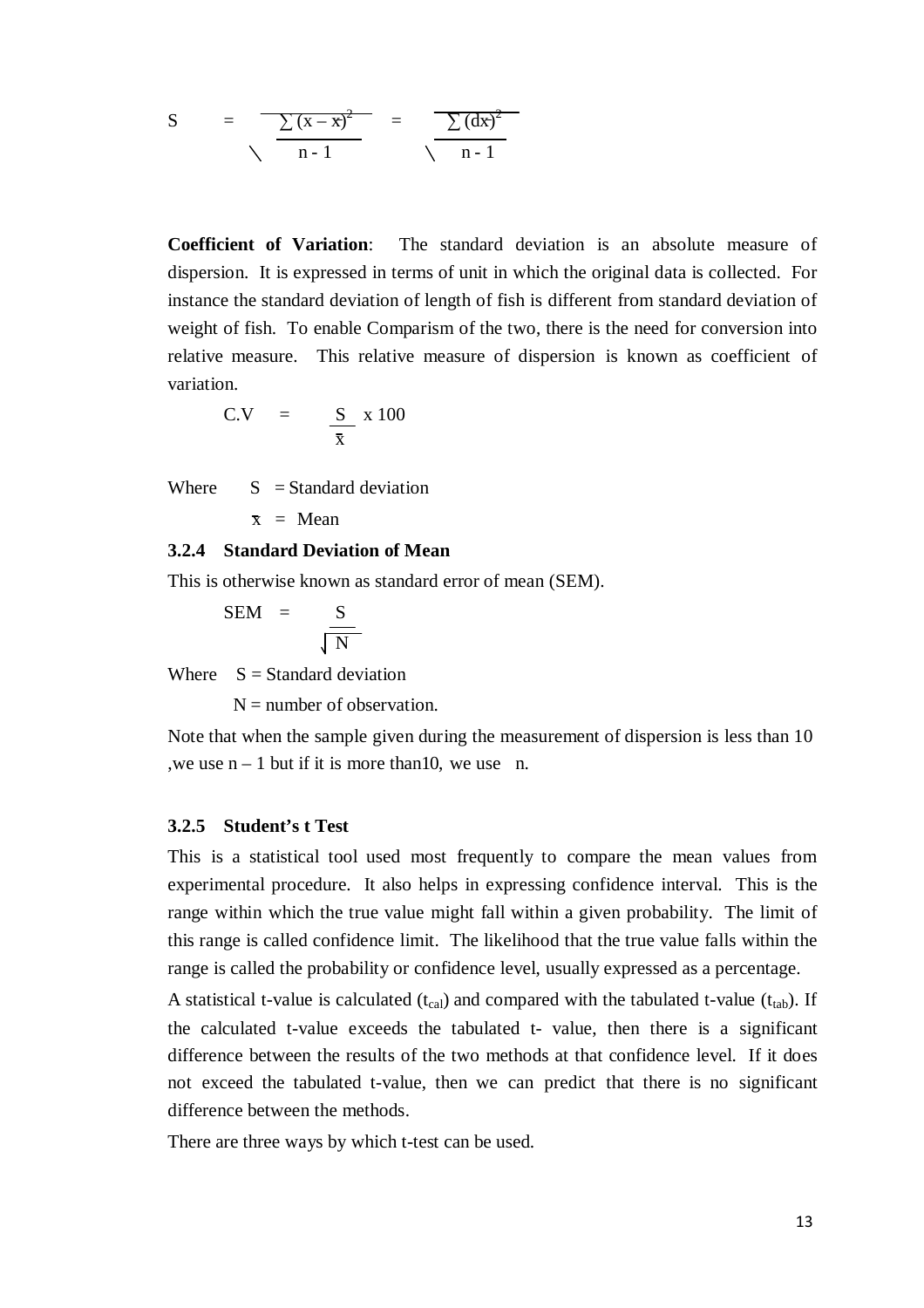$$S = \sqrt{\frac{\sum (x - \bar{x})^2}{n - 1}} = \sqrt{\frac{\sum (dx)^2}{n - 1}}$$

**Coefficient of Variation**: The standard deviation is an absolute measure of dispersion. It is expressed in terms of unit in which the original data is collected. For instance the standard deviation of length of fish is different from standard deviation of weight of fish. To enable Comparism of the two, there is the need for conversion into relative measure. This relative measure of dispersion is known as coefficient of variation.

$$C.V = \frac{S}{\bar{x}} \times 100$$

Where $S$ = Standard deviation

$\bar{x}$ = Mean

### 3.2.4 Standard Deviation of Mean

This is otherwise known as standard error of mean (SEM).

$$SEM = \frac{S}{\sqrt{N}}$$

Where $S$ = Standard deviation

$N$ = number of observation.

Note that when the sample given during the measurement of dispersion is less than 10 ,we use $n - 1$ but if it is more than10, we use $n$.

### 3.2.5 Student's t Test

This is a statistical tool used most frequently to compare the mean values from experimental procedure. It also helps in expressing confidence interval. This is the range within which the true value might fall within a given probability. The limit of this range is called confidence limit. The likelihood that the true value falls within the range is called the probability or confidence level, usually expressed as a percentage.

A statistical t-value is calculated ($t_{cal}$) and compared with the tabulated t-value ($t_{tab}$). If the calculated t-value exceeds the tabulated t- value, then there is a significant difference between the results of the two methods at that confidence level. If it does not exceed the tabulated t-value, then we can predict that there is no significant difference between the methods.

There are three ways by which t-test can be used.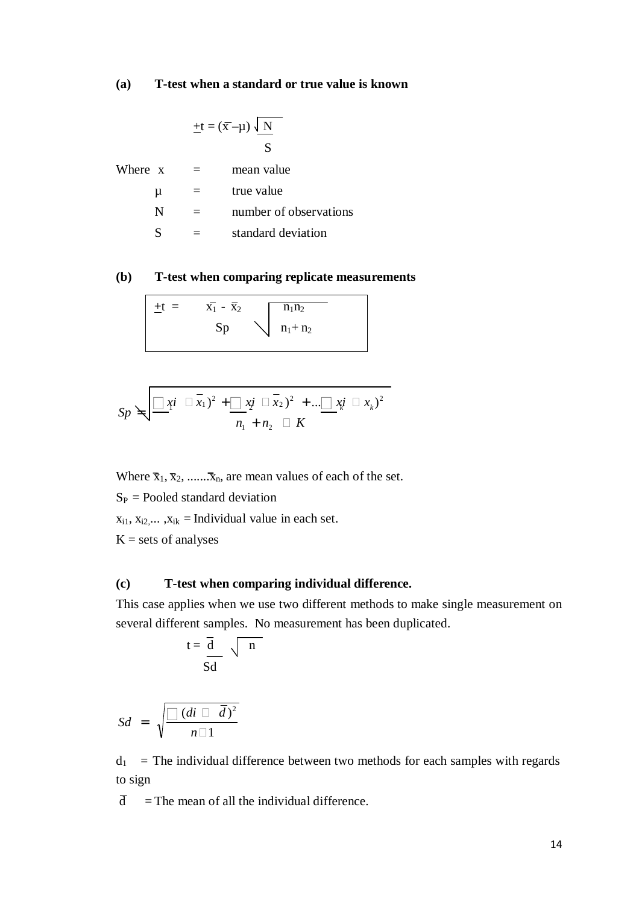**(a) T-test when a standard or true value is known**

$$\pm t = (\bar{x} - \mu)\frac{\sqrt{N}}{S}$$

Where

| | | |
|---|---|---|
| x | = | mean value |
| μ | = | true value |
| N | = | number of observations |
| S | = | standard deviation |

**(b) T-test when comparing replicate measurements**

$$\pm t = \frac{\bar{x}_1 - \bar{x}_2}{S_p}\sqrt{\frac{n_1 n_2}{n_1 + n_2}}$$

$$S_p = \sqrt{\frac{\sum_1 (x_i - \bar{x}_1)^2 + \sum_2 (x_i - \bar{x}_2)^2 + \ldots \sum_k (x_i - \bar{x}_k)^2}{n_1 + n_2 - K}}$$

Where $\bar{x}_1, \bar{x}_2, \ldots\ldots \bar{x}_n$, are mean values of each of the set.

$S_P$ = Pooled standard deviation

$x_{i1}, x_{i2}, \ldots, x_{ik}$ = Individual value in each set.

K = sets of analyses

**(c) T-test when comparing individual difference.**

This case applies when we use two different methods to make single measurement on several different samples. No measurement has been duplicated.

$$t = \frac{\bar{d}}{S_d}\sqrt{n}$$

$$S_d = \sqrt{\frac{\sum (d_i - \bar{d})^2}{n - 1}}$$

$d_1$ = The individual difference between two methods for each samples with regards to sign

$\bar{d}$ = The mean of all the individual difference.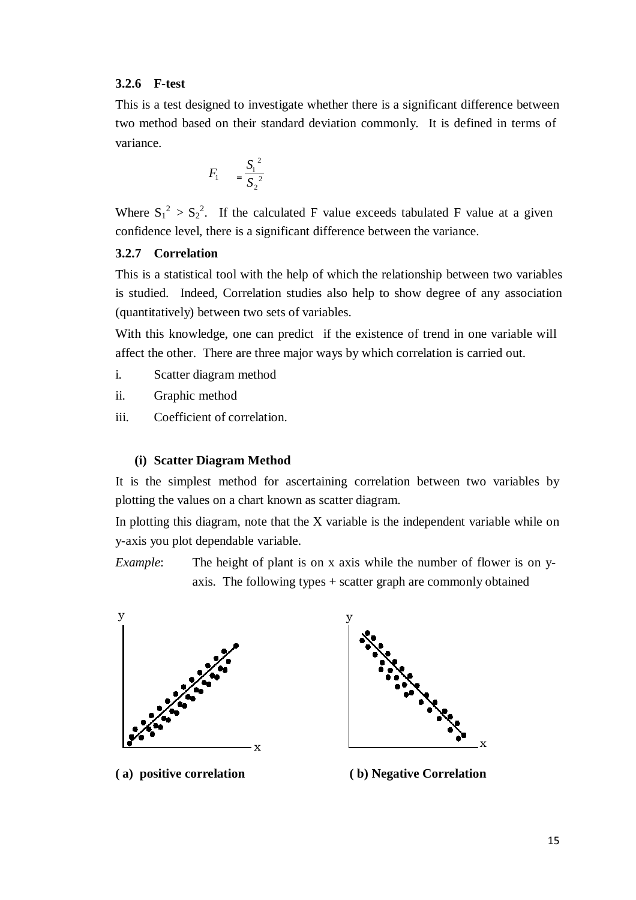### 3.2.6 F-test

This is a test designed to investigate whether there is a significant difference between two method based on their standard deviation commonly. It is defined in terms of variance.

$$F_1 = \frac{S_1^{\ 2}}{S_2^{\ 2}}$$

Where $S_1^2 > S_2^2$. If the calculated F value exceeds tabulated F value at a given confidence level, there is a significant difference between the variance.

### 3.2.7 Correlation

This is a statistical tool with the help of which the relationship between two variables is studied. Indeed, Correlation studies also help to show degree of any association (quantitatively) between two sets of variables.

With this knowledge, one can predict if the existence of trend in one variable will affect the other. There are three major ways by which correlation is carried out.

i. Scatter diagram method

ii. Graphic method

iii. Coefficient of correlation.

**(i) Scatter Diagram Method**

It is the simplest method for ascertaining correlation between two variables by plotting the values on a chart known as scatter diagram.

In plotting this diagram, note that the X variable is the independent variable while on y-axis you plot dependable variable.

*Example*: The height of plant is on x axis while the number of flower is on y-axis. The following types + scatter graph are commonly obtained

**( a) positive correlation** **( b) Negative Correlation**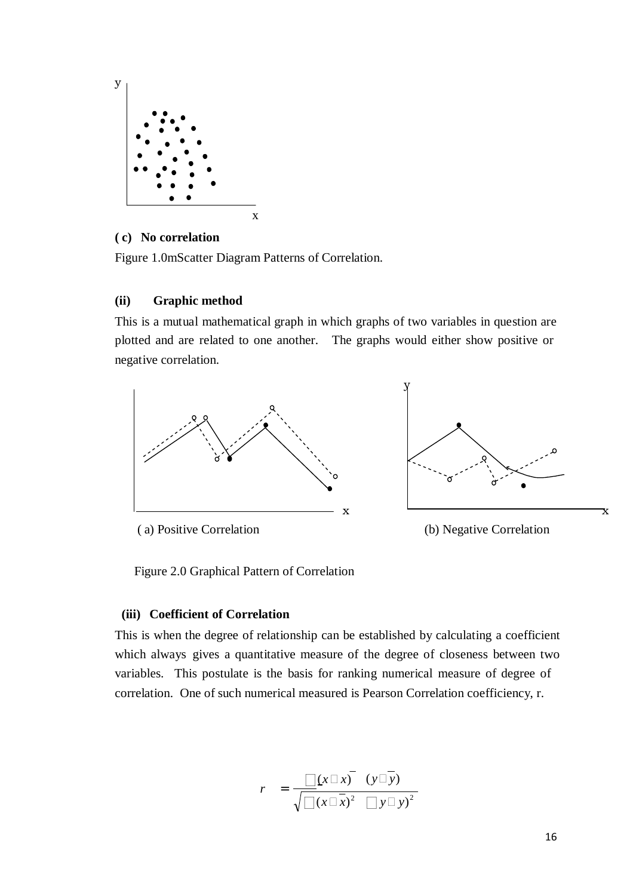**( c) No correlation**

Figure 1.0mScatter Diagram Patterns of Correlation.

**(ii) Graphic method**

This is a mutual mathematical graph in which graphs of two variables in question are plotted and are related to one another. The graphs would either show positive or negative correlation.

( a) Positive Correlation (b) Negative Correlation

Figure 2.0 Graphical Pattern of Correlation

**(iii) Coefficient of Correlation**

This is when the degree of relationship can be established by calculating a coefficient which always gives a quantitative measure of the degree of closeness between two variables. This postulate is the basis for ranking numerical measure of degree of correlation. One of such numerical measured is Pearson Correlation coefficiency, r.

$$r = \frac{\sum (x - \bar{x})(y - \bar{y})}{\sqrt{\sum (x - \bar{x})^2 \sum (y - \bar{y})^2}}$$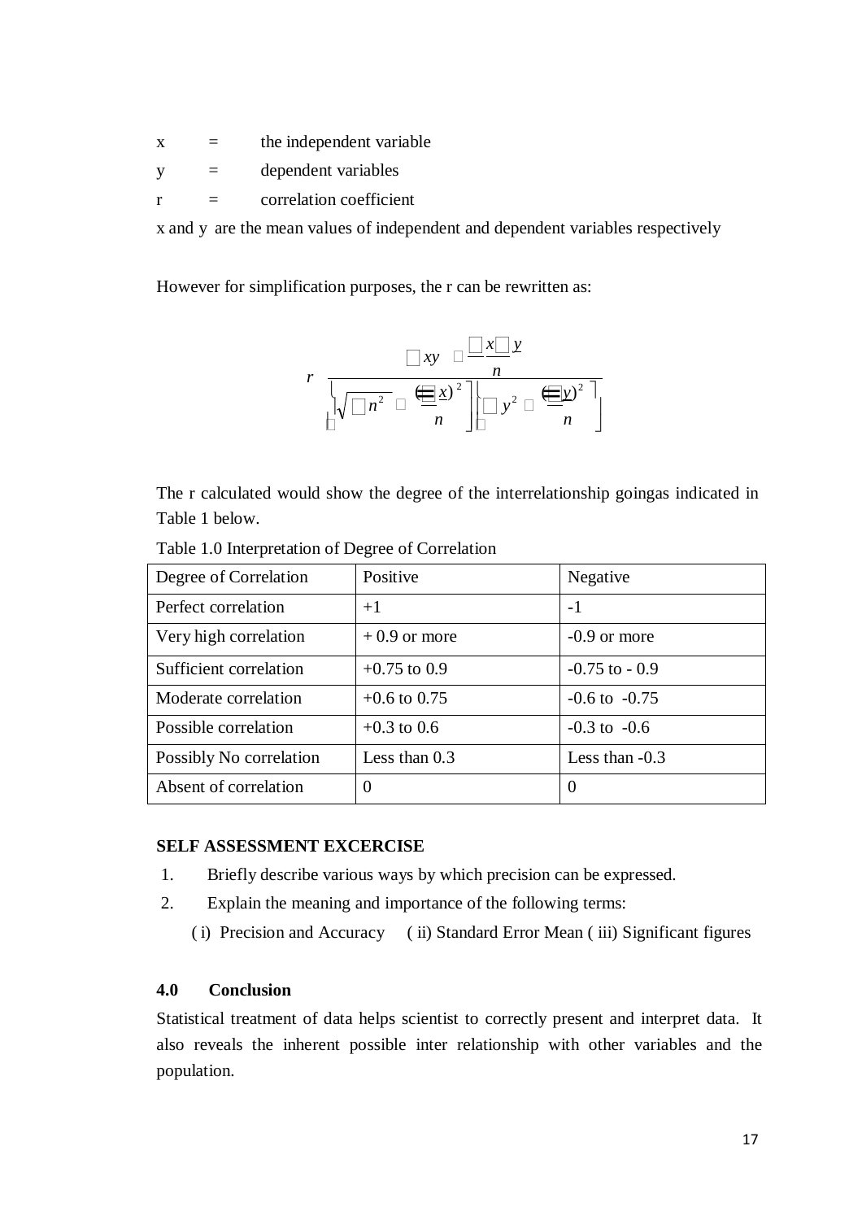x = the independent variable

y = dependent variables

r = correlation coefficient

x and y are the mean values of independent and dependent variables respectively

However for simplification purposes, the r can be rewritten as:

$$r = \frac{\sum xy - \frac{\sum x \sum y}{n}}{\sqrt{\left[\sum n^2 - \frac{(\sum x)^2}{n}\right]\left[\sum y^2 - \frac{(\sum y)^2}{n}\right]}}$$

The r calculated would show the degree of the interrelationship goingas indicated in Table 1 below.

Table 1.0 Interpretation of Degree of Correlation

| Degree of Correlation | Positive | Negative |
|---|---|---|
| Perfect correlation | +1 | -1 |
| Very high correlation | + 0.9 or more | -0.9 or more |
| Sufficient correlation | +0.75 to 0.9 | -0.75 to - 0.9 |
| Moderate correlation | +0.6 to 0.75 | -0.6 to -0.75 |
| Possible correlation | +0.3 to 0.6 | -0.3 to -0.6 |
| Possibly No correlation | Less than 0.3 | Less than -0.3 |
| Absent of correlation | 0 | 0 |

**SELF ASSESSMENT EXCERCISE**

1. Briefly describe various ways by which precision can be expressed.
2. Explain the meaning and importance of the following terms:

   ( i) Precision and Accuracy ( ii) Standard Error Mean ( iii) Significant figures

## 4.0 Conclusion

Statistical treatment of data helps scientist to correctly present and interpret data. It also reveals the inherent possible inter relationship with other variables and the population.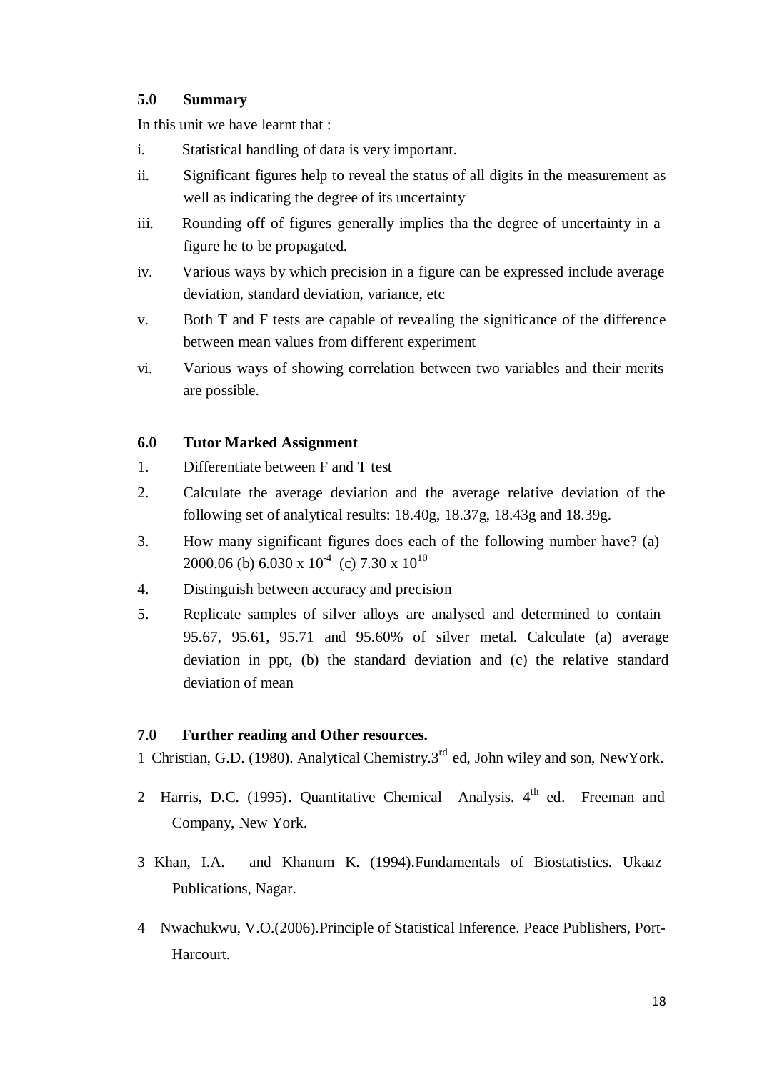## 5.0 Summary

In this unit we have learnt that :

i. Statistical handling of data is very important.
ii. Significant figures help to reveal the status of all digits in the measurement as well as indicating the degree of its uncertainty
iii. Rounding off of figures generally implies tha the degree of uncertainty in a figure he to be propagated.
iv. Various ways by which precision in a figure can be expressed include average deviation, standard deviation, variance, etc
v. Both T and F tests are capable of revealing the significance of the difference between mean values from different experiment
vi. Various ways of showing correlation between two variables and their merits are possible.

## 6.0 Tutor Marked Assignment

1. Differentiate between F and T test
2. Calculate the average deviation and the average relative deviation of the following set of analytical results: 18.40g, 18.37g, 18.43g and 18.39g.
3. How many significant figures does each of the following number have? (a) 2000.06 (b) $6.030 \times 10^{-4}$ (c) $7.30 \times 10^{10}$
4. Distinguish between accuracy and precision
5. Replicate samples of silver alloys are analysed and determined to contain 95.67, 95.61, 95.71 and 95.60% of silver metal. Calculate (a) average deviation in ppt, (b) the standard deviation and (c) the relative standard deviation of mean

## 7.0 Further reading and Other resources.

1 Christian, G.D. (1980). Analytical Chemistry.3rd ed, John wiley and son, NewYork.

2 Harris, D.C. (1995). Quantitative Chemical Analysis. 4th ed. Freeman and Company, New York.

3 Khan, I.A. and Khanum K. (1994).Fundamentals of Biostatistics. Ukaaz Publications, Nagar.

4 Nwachukwu, V.O.(2006).Principle of Statistical Inference. Peace Publishers, Port-Harcourt.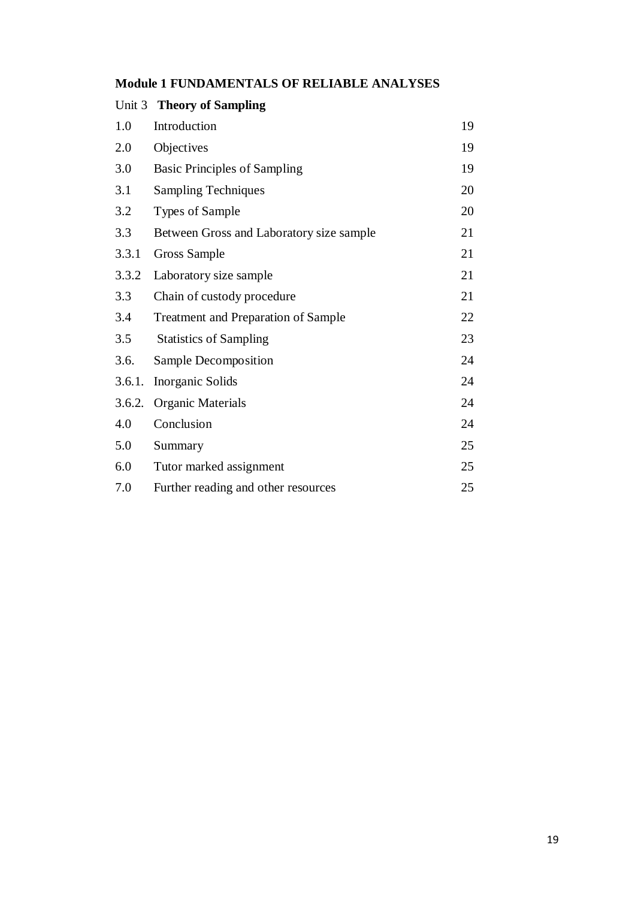**Module 1 FUNDAMENTALS OF RELIABLE ANALYSES**

Unit 3 **Theory of Sampling**

| | | |
|---|---|---|
| 1.0 | Introduction | 19 |
| 2.0 | Objectives | 19 |
| 3.0 | Basic Principles of Sampling | 19 |
| 3.1 | Sampling Techniques | 20 |
| 3.2 | Types of Sample | 20 |
| 3.3 | Between Gross and Laboratory size sample | 21 |
| 3.3.1 | Gross Sample | 21 |
| 3.3.2 | Laboratory size sample | 21 |
| 3.3 | Chain of custody procedure | 21 |
| 3.4 | Treatment and Preparation of Sample | 22 |
| 3.5 | Statistics of Sampling | 23 |
| 3.6. | Sample Decomposition | 24 |
| 3.6.1. | Inorganic Solids | 24 |
| 3.6.2. | Organic Materials | 24 |
| 4.0 | Conclusion | 24 |
| 5.0 | Summary | 25 |
| 6.0 | Tutor marked assignment | 25 |
| 7.0 | Further reading and other resources | 25 |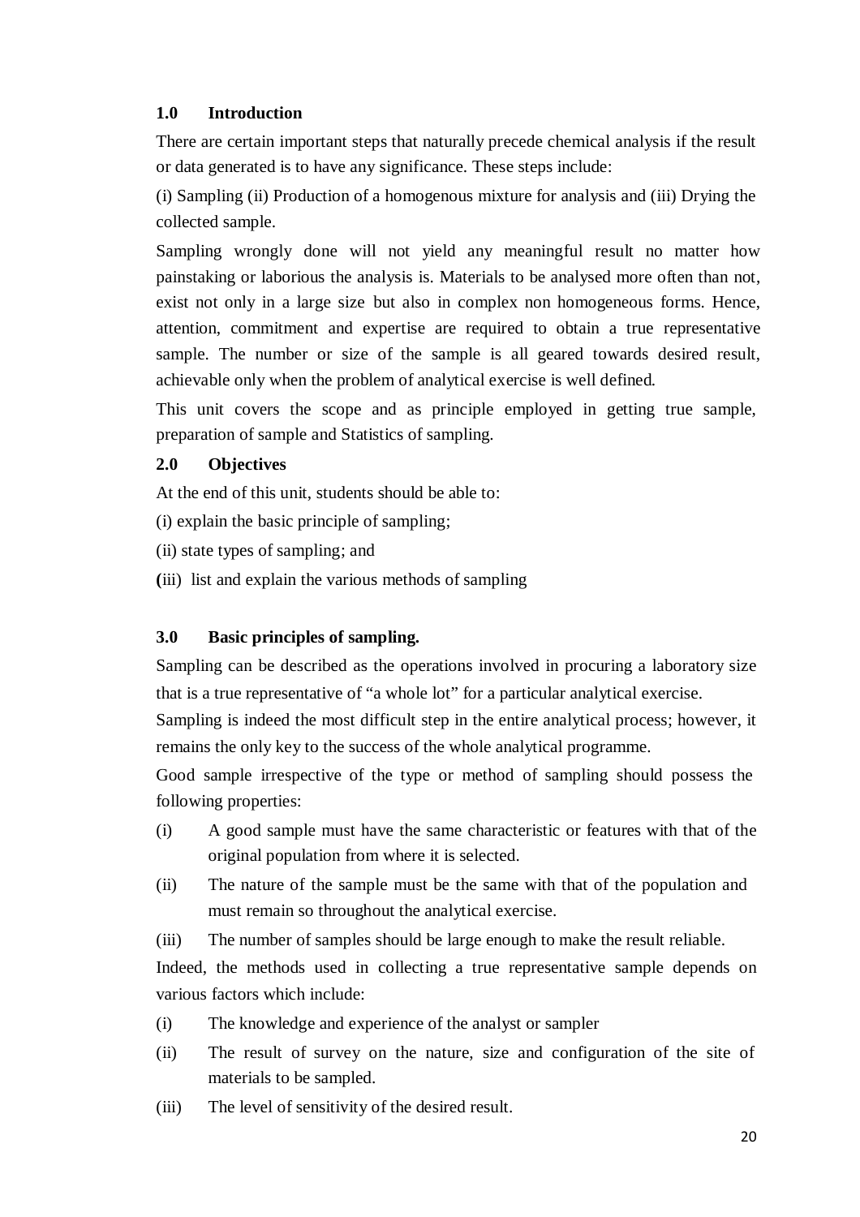## 1.0 Introduction

There are certain important steps that naturally precede chemical analysis if the result or data generated is to have any significance. These steps include:

(i) Sampling (ii) Production of a homogenous mixture for analysis and (iii) Drying the collected sample.

Sampling wrongly done will not yield any meaningful result no matter how painstaking or laborious the analysis is. Materials to be analysed more often than not, exist not only in a large size but also in complex non homogeneous forms. Hence, attention, commitment and expertise are required to obtain a true representative sample. The number or size of the sample is all geared towards desired result, achievable only when the problem of analytical exercise is well defined.

This unit covers the scope and as principle employed in getting true sample, preparation of sample and Statistics of sampling.

## 2.0 Objectives

At the end of this unit, students should be able to:

(i) explain the basic principle of sampling;

(ii) state types of sampling; and

(iii) list and explain the various methods of sampling

## 3.0 Basic principles of sampling.

Sampling can be described as the operations involved in procuring a laboratory size that is a true representative of "a whole lot" for a particular analytical exercise.

Sampling is indeed the most difficult step in the entire analytical process; however, it remains the only key to the success of the whole analytical programme.

Good sample irrespective of the type or method of sampling should possess the following properties:

(i) A good sample must have the same characteristic or features with that of the original population from where it is selected.

(ii) The nature of the sample must be the same with that of the population and must remain so throughout the analytical exercise.

(iii) The number of samples should be large enough to make the result reliable.

Indeed, the methods used in collecting a true representative sample depends on various factors which include:

(i) The knowledge and experience of the analyst or sampler

(ii) The result of survey on the nature, size and configuration of the site of materials to be sampled.

(iii) The level of sensitivity of the desired result.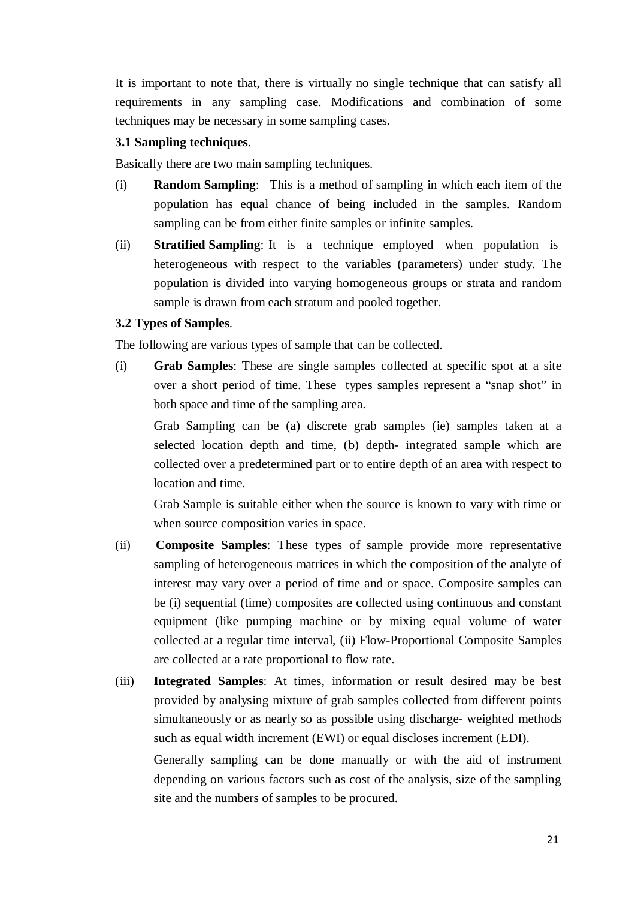It is important to note that, there is virtually no single technique that can satisfy all requirements in any sampling case. Modifications and combination of some techniques may be necessary in some sampling cases.

**3.1 Sampling techniques**.

Basically there are two main sampling techniques.

(i) **Random Sampling**: This is a method of sampling in which each item of the population has equal chance of being included in the samples. Random sampling can be from either finite samples or infinite samples.

(ii) **Stratified Sampling**: It is a technique employed when population is heterogeneous with respect to the variables (parameters) under study. The population is divided into varying homogeneous groups or strata and random sample is drawn from each stratum and pooled together.

**3.2 Types of Samples**.

The following are various types of sample that can be collected.

(i) **Grab Samples**: These are single samples collected at specific spot at a site over a short period of time. These types samples represent a "snap shot" in both space and time of the sampling area.

Grab Sampling can be (a) discrete grab samples (ie) samples taken at a selected location depth and time, (b) depth- integrated sample which are collected over a predetermined part or to entire depth of an area with respect to location and time.

Grab Sample is suitable either when the source is known to vary with time or when source composition varies in space.

(ii) **Composite Samples**: These types of sample provide more representative sampling of heterogeneous matrices in which the composition of the analyte of interest may vary over a period of time and or space. Composite samples can be (i) sequential (time) composites are collected using continuous and constant equipment (like pumping machine or by mixing equal volume of water collected at a regular time interval, (ii) Flow-Proportional Composite Samples are collected at a rate proportional to flow rate.

(iii) **Integrated Samples**: At times, information or result desired may be best provided by analysing mixture of grab samples collected from different points simultaneously or as nearly so as possible using discharge- weighted methods such as equal width increment (EWI) or equal discloses increment (EDI).

Generally sampling can be done manually or with the aid of instrument depending on various factors such as cost of the analysis, size of the sampling site and the numbers of samples to be procured.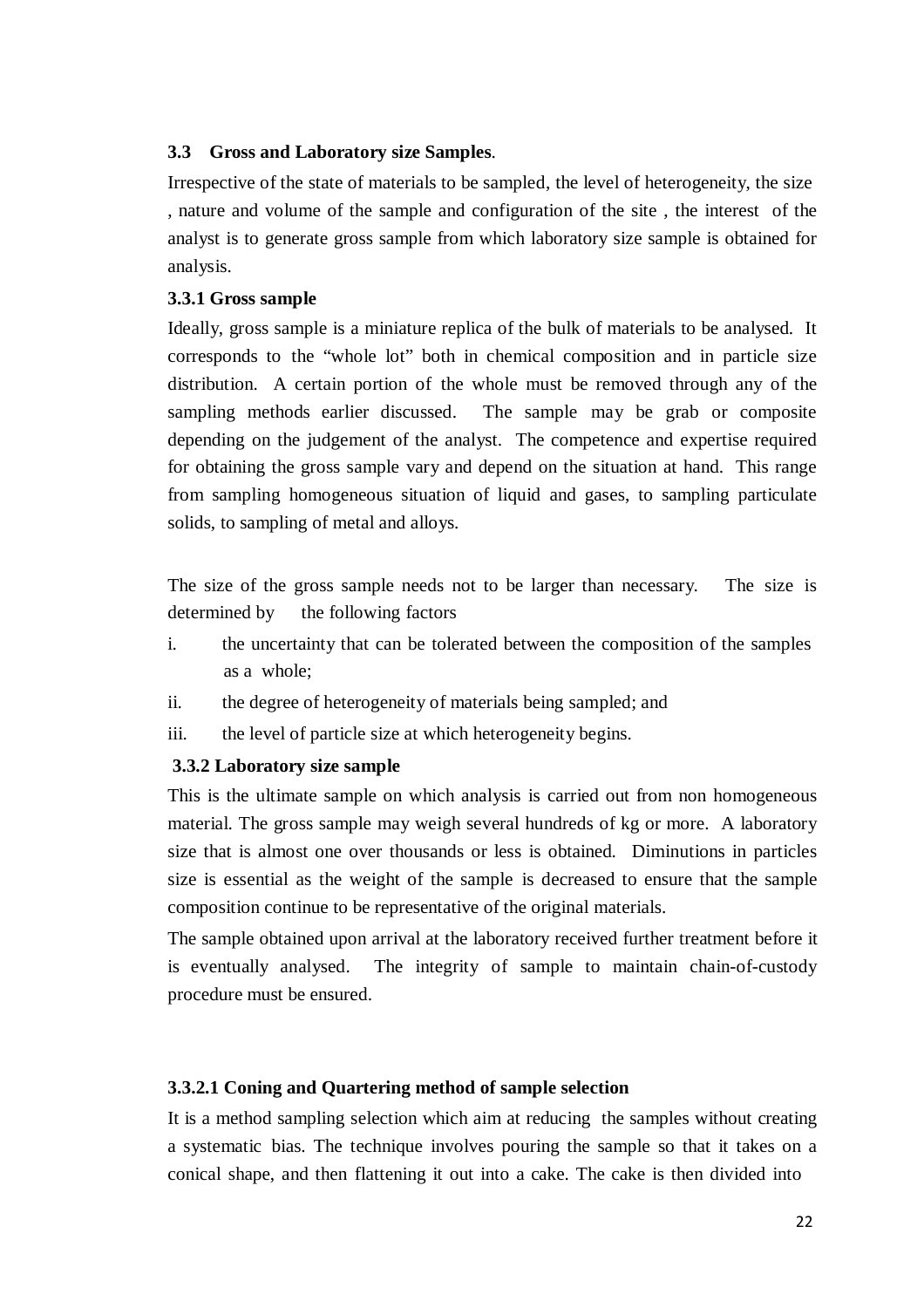### 3.3 Gross and Laboratory size Samples.

Irrespective of the state of materials to be sampled, the level of heterogeneity, the size , nature and volume of the sample and configuration of the site , the interest of the analyst is to generate gross sample from which laboratory size sample is obtained for analysis.

#### 3.3.1 Gross sample

Ideally, gross sample is a miniature replica of the bulk of materials to be analysed. It corresponds to the "whole lot" both in chemical composition and in particle size distribution. A certain portion of the whole must be removed through any of the sampling methods earlier discussed. The sample may be grab or composite depending on the judgement of the analyst. The competence and expertise required for obtaining the gross sample vary and depend on the situation at hand. This range from sampling homogeneous situation of liquid and gases, to sampling particulate solids, to sampling of metal and alloys.

The size of the gross sample needs not to be larger than necessary. The size is determined by the following factors

i. the uncertainty that can be tolerated between the composition of the samples as a whole;
ii. the degree of heterogeneity of materials being sampled; and
iii. the level of particle size at which heterogeneity begins.

#### 3.3.2 Laboratory size sample

This is the ultimate sample on which analysis is carried out from non homogeneous material. The gross sample may weigh several hundreds of kg or more. A laboratory size that is almost one over thousands or less is obtained. Diminutions in particles size is essential as the weight of the sample is decreased to ensure that the sample composition continue to be representative of the original materials.

The sample obtained upon arrival at the laboratory received further treatment before it is eventually analysed. The integrity of sample to maintain chain-of-custody procedure must be ensured.

##### 3.3.2.1 Coning and Quartering method of sample selection

It is a method sampling selection which aim at reducing the samples without creating a systematic bias. The technique involves pouring the sample so that it takes on a conical shape, and then flattening it out into a cake. The cake is then divided into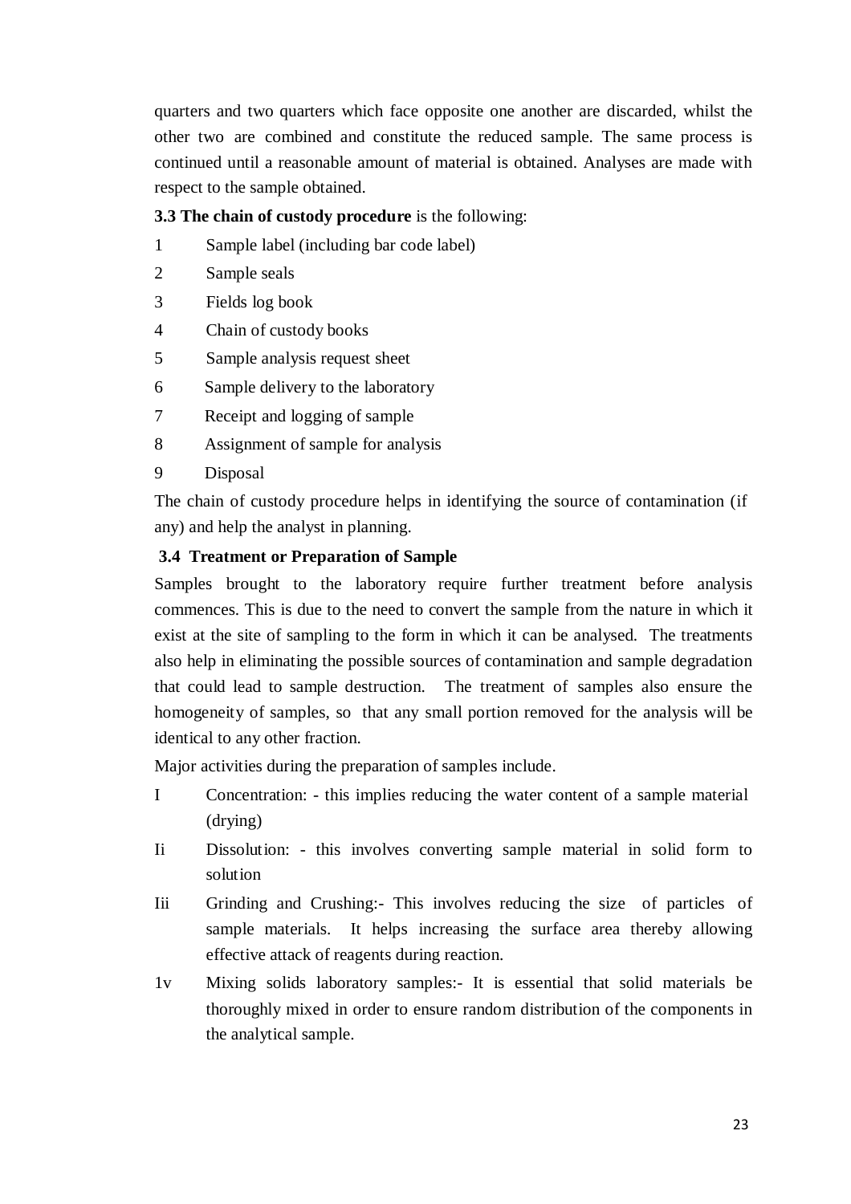quarters and two quarters which face opposite one another are discarded, whilst the other two are combined and constitute the reduced sample. The same process is continued until a reasonable amount of material is obtained. Analyses are made with respect to the sample obtained.

**3.3 The chain of custody procedure** is the following:

1. Sample label (including bar code label)
2. Sample seals
3. Fields log book
4. Chain of custody books
5. Sample analysis request sheet
6. Sample delivery to the laboratory
7. Receipt and logging of sample
8. Assignment of sample for analysis
9. Disposal

The chain of custody procedure helps in identifying the source of contamination (if any) and help the analyst in planning.

### 3.4 Treatment or Preparation of Sample

Samples brought to the laboratory require further treatment before analysis commences. This is due to the need to convert the sample from the nature in which it exist at the site of sampling to the form in which it can be analysed. The treatments also help in eliminating the possible sources of contamination and sample degradation that could lead to sample destruction. The treatment of samples also ensure the homogeneity of samples, so that any small portion removed for the analysis will be identical to any other fraction.

Major activities during the preparation of samples include.

- I Concentration: - this implies reducing the water content of a sample material (drying)
- Ii Dissolution: - this involves converting sample material in solid form to solution
- Iii Grinding and Crushing:- This involves reducing the size of particles of sample materials. It helps increasing the surface area thereby allowing effective attack of reagents during reaction.
- 1v Mixing solids laboratory samples:- It is essential that solid materials be thoroughly mixed in order to ensure random distribution of the components in the analytical sample.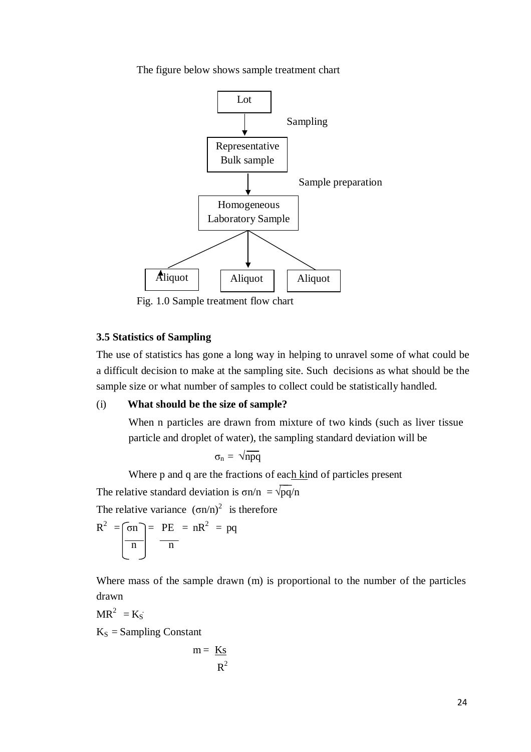The figure below shows sample treatment chart

```
                 Lot
                  |
                  |   Sampling
                  v
       Representative Bulk sample
                  |
                  |   Sample preparation
                  v
     Homogeneous Laboratory Sample
          /       |       \
         v        v        v
    Aliquot    Aliquot    Aliquot
```

Fig. 1.0 Sample treatment flow chart

### 3.5 Statistics of Sampling

The use of statistics has gone a long way in helping to unravel some of what could be a difficult decision to make at the sampling site. Such decisions as what should be the sample size or what number of samples to collect could be statistically handled.

(i) **What should be the size of sample?**

When n particles are drawn from mixture of two kinds (such as liver tissue particle and droplet of water), the sampling standard deviation will be

$$\sigma_n = \sqrt{npq}$$

Where p and q are the fractions of each kind of particles present

The relative standard deviation is $\sigma n/n = \sqrt{pq}/n$

The relative variance $(\sigma n/n)^2$ is therefore

$$R^2 = \left(\frac{\sigma n}{n}\right) = \frac{PE}{n} = nR^2 = pq$$

Where mass of the sample drawn (m) is proportional to the number of the particles drawn

$MR^2 = K_S$

$K_S$ = Sampling Constant

$$m = \frac{Ks}{R^2}$$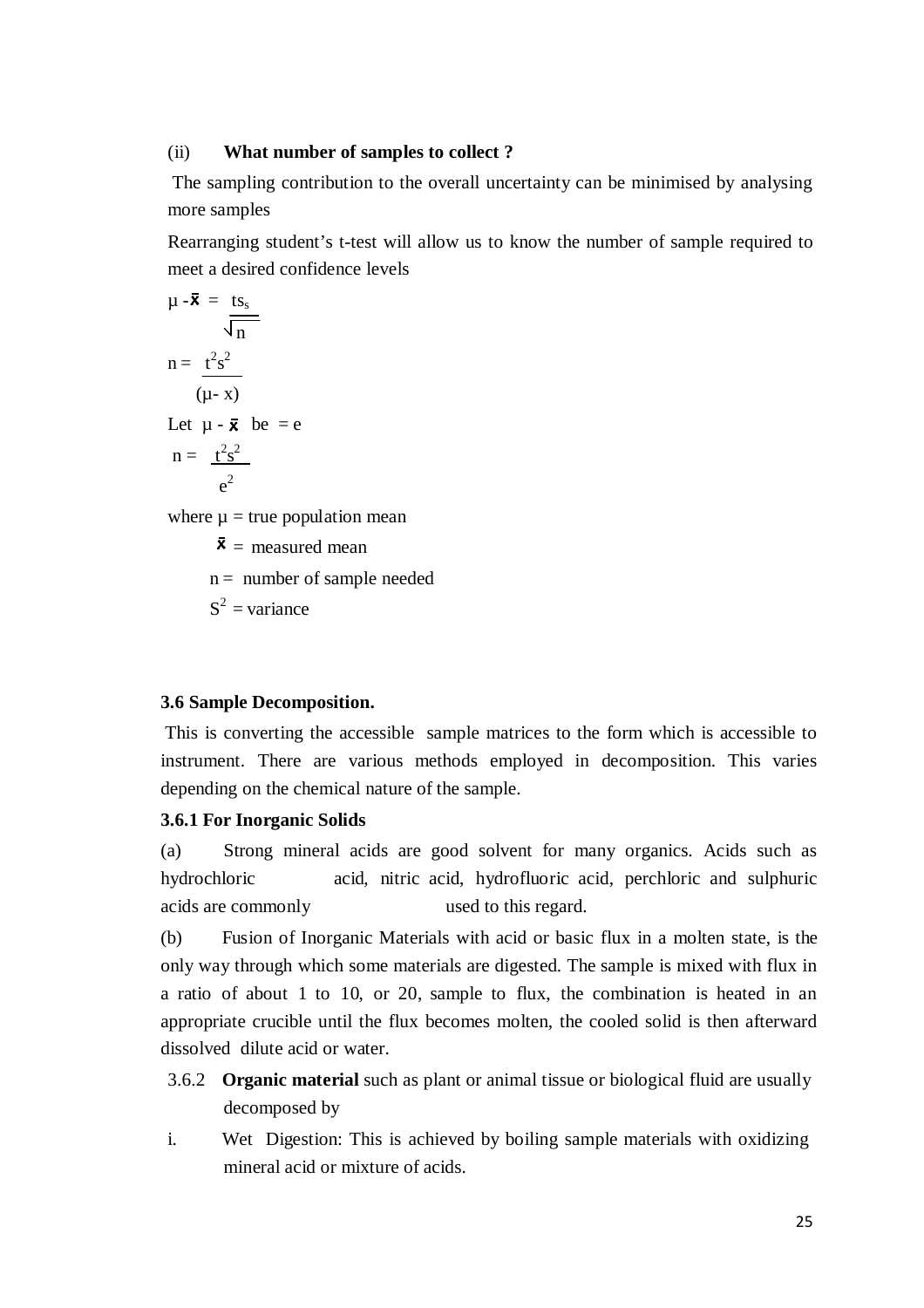(ii) **What number of samples to collect ?**

The sampling contribution to the overall uncertainty can be minimised by analysing more samples

Rearranging student's t-test will allow us to know the number of sample required to meet a desired confidence levels

$$\mu - \bar{x} = \frac{ts_s}{\sqrt{n}}$$

$$n = \frac{t^2s^2}{(\mu - x)}$$

Let $\mu - \bar{x}$ be $= e$

$$n = \frac{t^2s^2}{e^2}$$

where $\mu$ = true population mean

$\bar{x}$ = measured mean

$n$ = number of sample needed

$S^2$ = variance

### 3.6 Sample Decomposition.

This is converting the accessible sample matrices to the form which is accessible to instrument. There are various methods employed in decomposition. This varies depending on the chemical nature of the sample.

#### 3.6.1 For Inorganic Solids

(a) Strong mineral acids are good solvent for many organics. Acids such as hydrochloric acid, nitric acid, hydrofluoric acid, perchloric and sulphuric acids are commonly used to this regard.

(b) Fusion of Inorganic Materials with acid or basic flux in a molten state, is the only way through which some materials are digested. The sample is mixed with flux in a ratio of about 1 to 10, or 20, sample to flux, the combination is heated in an appropriate crucible until the flux becomes molten, the cooled solid is then afterward dissolved dilute acid or water.

3.6.2 **Organic material** such as plant or animal tissue or biological fluid are usually decomposed by

i. Wet Digestion: This is achieved by boiling sample materials with oxidizing mineral acid or mixture of acids.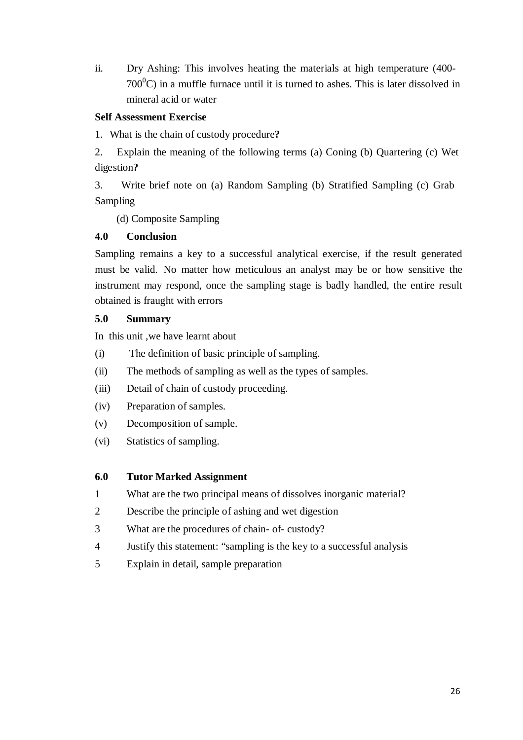ii. Dry Ashing: This involves heating the materials at high temperature (400-$700^0$C) in a muffle furnace until it is turned to ashes. This is later dissolved in mineral acid or water

**Self Assessment Exercise**

1. What is the chain of custody procedure**?**

2. Explain the meaning of the following terms (a) Coning (b) Quartering (c) Wet digestion**?**

3. Write brief note on (a) Random Sampling (b) Stratified Sampling (c) Grab Sampling

   (d) Composite Sampling

## 4.0 Conclusion

Sampling remains a key to a successful analytical exercise, if the result generated must be valid. No matter how meticulous an analyst may be or how sensitive the instrument may respond, once the sampling stage is badly handled, the entire result obtained is fraught with errors

## 5.0 Summary

In this unit ,we have learnt about

(i) The definition of basic principle of sampling.

(ii) The methods of sampling as well as the types of samples.

(iii) Detail of chain of custody proceeding.

(iv) Preparation of samples.

(v) Decomposition of sample.

(vi) Statistics of sampling.

## 6.0 Tutor Marked Assignment

1 What are the two principal means of dissolves inorganic material?

2 Describe the principle of ashing and wet digestion

3 What are the procedures of chain- of- custody?

4 Justify this statement: "sampling is the key to a successful analysis

5 Explain in detail, sample preparation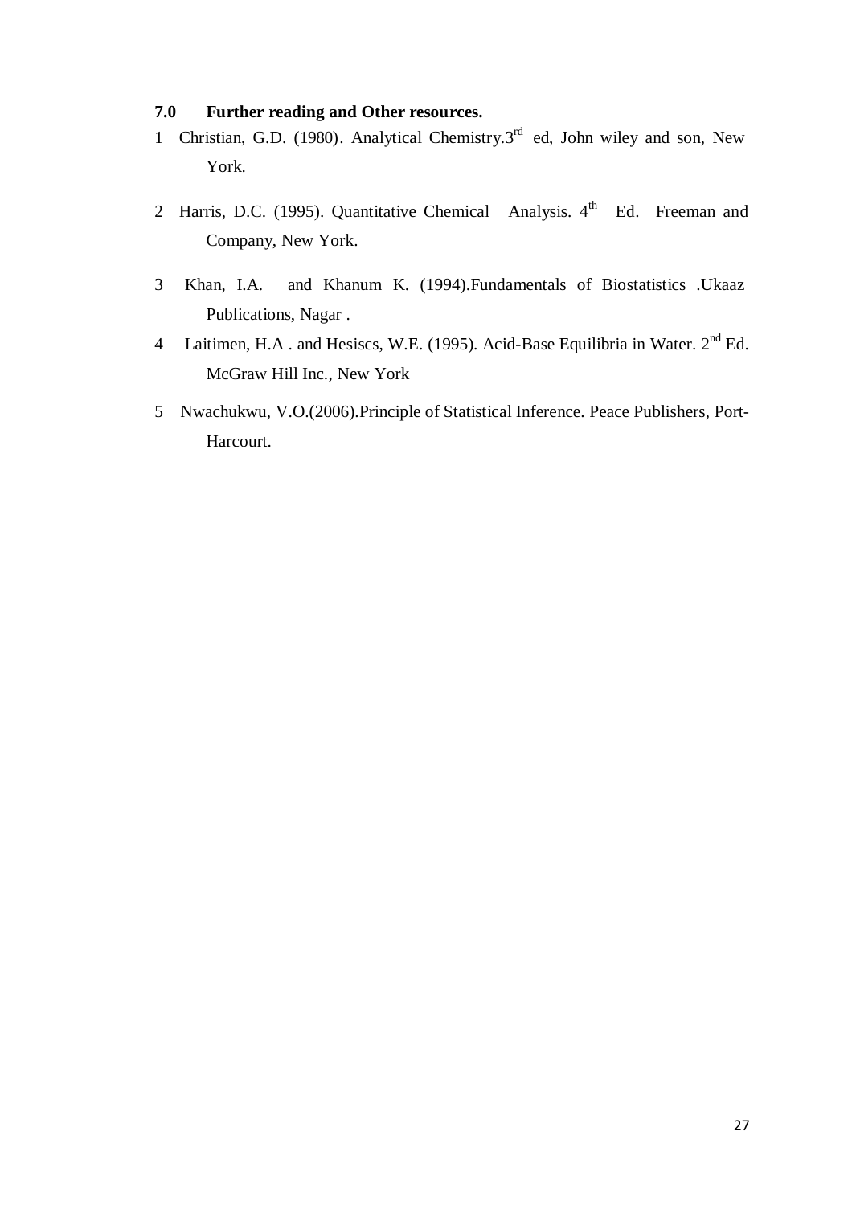## 7.0 Further reading and Other resources.

1. Christian, G.D. (1980). Analytical Chemistry.3rd ed, John wiley and son, New York.
2. Harris, D.C. (1995). Quantitative Chemical Analysis. 4th Ed. Freeman and Company, New York.
3. Khan, I.A. and Khanum K. (1994).Fundamentals of Biostatistics .Ukaaz Publications, Nagar .
4. Laitimen, H.A . and Hesiscs, W.E. (1995). Acid-Base Equilibria in Water. 2nd Ed. McGraw Hill Inc., New York
5. Nwachukwu, V.O.(2006).Principle of Statistical Inference. Peace Publishers, Port-Harcourt.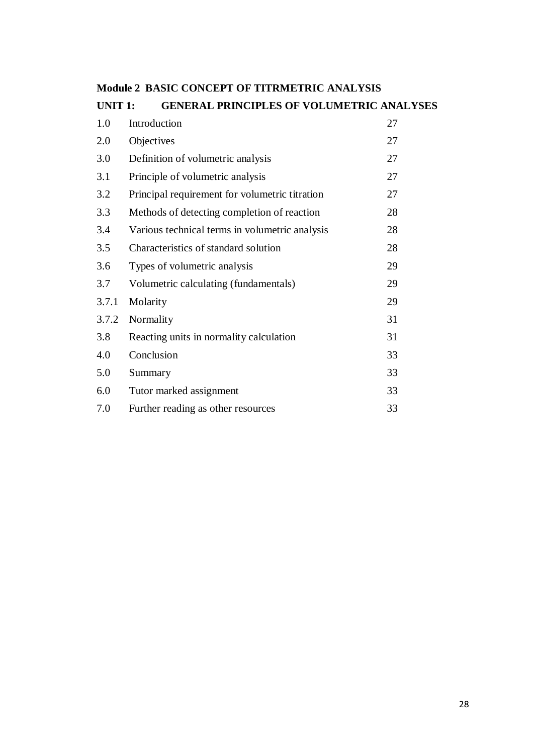**Module 2 BASIC CONCEPT OF TITRMETRIC ANALYSIS**

**UNIT 1: GENERAL PRINCIPLES OF VOLUMETRIC ANALYSES**

| | | |
|---|---|---|
| 1.0 | Introduction | 27 |
| 2.0 | Objectives | 27 |
| 3.0 | Definition of volumetric analysis | 27 |
| 3.1 | Principle of volumetric analysis | 27 |
| 3.2 | Principal requirement for volumetric titration | 27 |
| 3.3 | Methods of detecting completion of reaction | 28 |
| 3.4 | Various technical terms in volumetric analysis | 28 |
| 3.5 | Characteristics of standard solution | 28 |
| 3.6 | Types of volumetric analysis | 29 |
| 3.7 | Volumetric calculating (fundamentals) | 29 |
| 3.7.1 | Molarity | 29 |
| 3.7.2 | Normality | 31 |
| 3.8 | Reacting units in normality calculation | 31 |
| 4.0 | Conclusion | 33 |
| 5.0 | Summary | 33 |
| 6.0 | Tutor marked assignment | 33 |
| 7.0 | Further reading as other resources | 33 |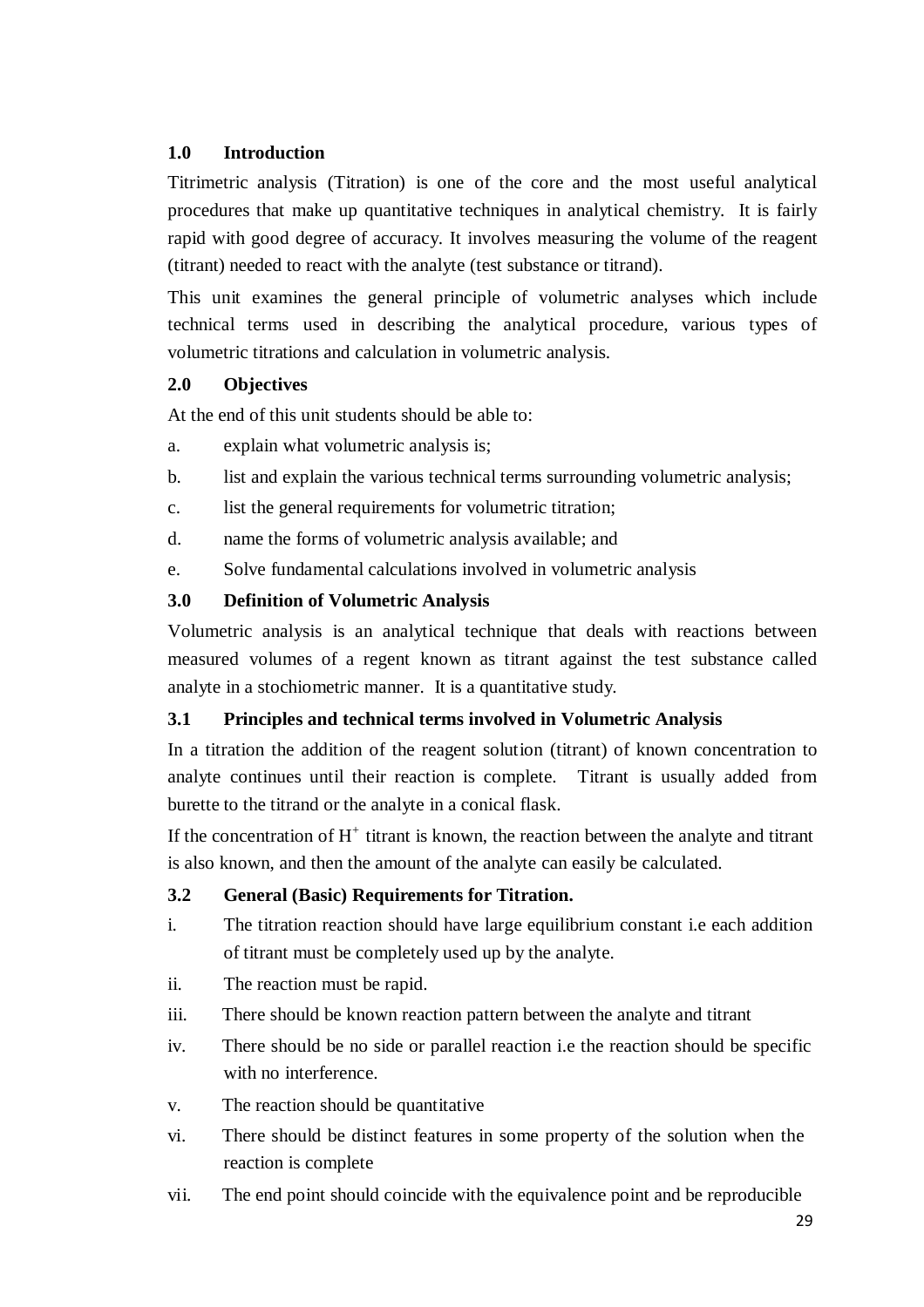## 1.0 Introduction

Titrimetric analysis (Titration) is one of the core and the most useful analytical procedures that make up quantitative techniques in analytical chemistry. It is fairly rapid with good degree of accuracy. It involves measuring the volume of the reagent (titrant) needed to react with the analyte (test substance or titrand).

This unit examines the general principle of volumetric analyses which include technical terms used in describing the analytical procedure, various types of volumetric titrations and calculation in volumetric analysis.

## 2.0 Objectives

At the end of this unit students should be able to:

a. explain what volumetric analysis is;

b. list and explain the various technical terms surrounding volumetric analysis;

c. list the general requirements for volumetric titration;

d. name the forms of volumetric analysis available; and

e. Solve fundamental calculations involved in volumetric analysis

## 3.0 Definition of Volumetric Analysis

Volumetric analysis is an analytical technique that deals with reactions between measured volumes of a regent known as titrant against the test substance called analyte in a stochiometric manner. It is a quantitative study.

### 3.1 Principles and technical terms involved in Volumetric Analysis

In a titration the addition of the reagent solution (titrant) of known concentration to analyte continues until their reaction is complete. Titrant is usually added from burette to the titrand or the analyte in a conical flask.

If the concentration of $H^+$ titrant is known, the reaction between the analyte and titrant is also known, and then the amount of the analyte can easily be calculated.

### 3.2 General (Basic) Requirements for Titration.

i. The titration reaction should have large equilibrium constant i.e each addition of titrant must be completely used up by the analyte.

ii. The reaction must be rapid.

iii. There should be known reaction pattern between the analyte and titrant

iv. There should be no side or parallel reaction i.e the reaction should be specific with no interference.

v. The reaction should be quantitative

vi. There should be distinct features in some property of the solution when the reaction is complete

vii. The end point should coincide with the equivalence point and be reproducible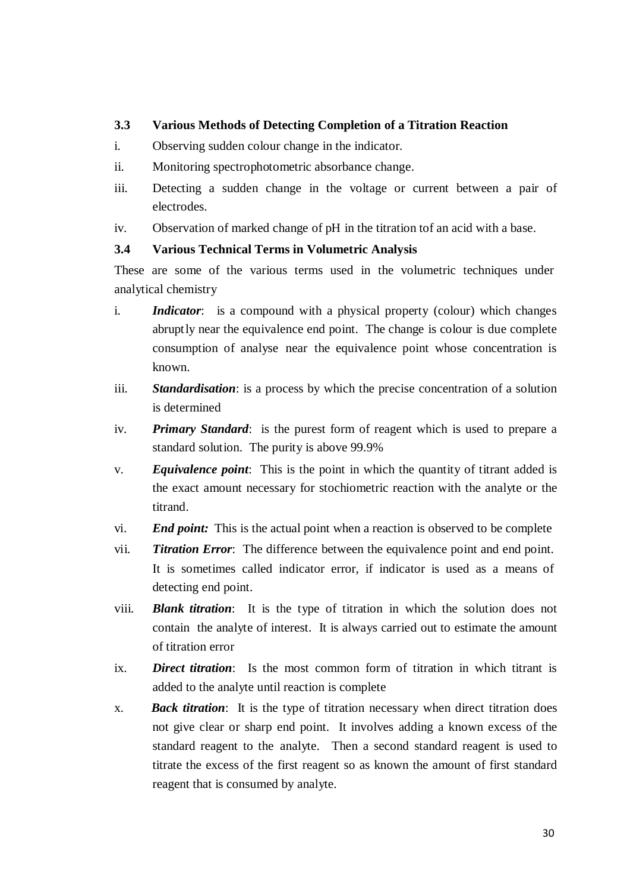### 3.3 Various Methods of Detecting Completion of a Titration Reaction

i. Observing sudden colour change in the indicator.

ii. Monitoring spectrophotometric absorbance change.

iii. Detecting a sudden change in the voltage or current between a pair of electrodes.

iv. Observation of marked change of pH in the titration tof an acid with a base.

### 3.4 Various Technical Terms in Volumetric Analysis

These are some of the various terms used in the volumetric techniques under analytical chemistry

i. ***Indicator***: is a compound with a physical property (colour) which changes abruptly near the equivalence end point. The change is colour is due complete consumption of analyse near the equivalence point whose concentration is known.

iii. ***Standardisation***: is a process by which the precise concentration of a solution is determined

iv. ***Primary Standard***: is the purest form of reagent which is used to prepare a standard solution. The purity is above 99.9%

v. ***Equivalence point***: This is the point in which the quantity of titrant added is the exact amount necessary for stochiometric reaction with the analyte or the titrand.

vi. ***End point:*** This is the actual point when a reaction is observed to be complete

vii. ***Titration Error***: The difference between the equivalence point and end point. It is sometimes called indicator error, if indicator is used as a means of detecting end point.

viii. ***Blank titration***: It is the type of titration in which the solution does not contain the analyte of interest. It is always carried out to estimate the amount of titration error

ix. ***Direct titration***: Is the most common form of titration in which titrant is added to the analyte until reaction is complete

x. ***Back titration***: It is the type of titration necessary when direct titration does not give clear or sharp end point. It involves adding a known excess of the standard reagent to the analyte. Then a second standard reagent is used to titrate the excess of the first reagent so as known the amount of first standard reagent that is consumed by analyte.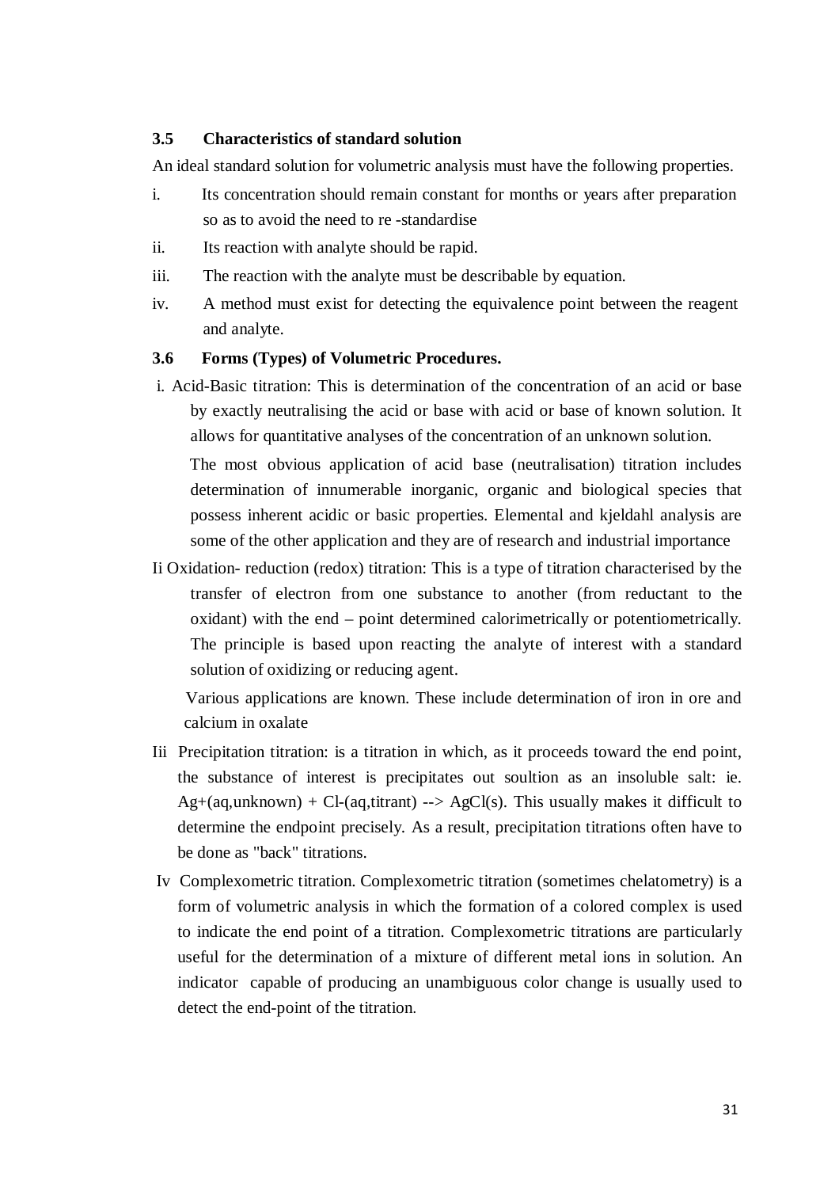### 3.5 Characteristics of standard solution

An ideal standard solution for volumetric analysis must have the following properties.

i. Its concentration should remain constant for months or years after preparation so as to avoid the need to re -standardise

ii. Its reaction with analyte should be rapid.

iii. The reaction with the analyte must be describable by equation.

iv. A method must exist for detecting the equivalence point between the reagent and analyte.

### 3.6 Forms (Types) of Volumetric Procedures.

i. Acid-Basic titration: This is determination of the concentration of an acid or base by exactly neutralising the acid or base with acid or base of known solution. It allows for quantitative analyses of the concentration of an unknown solution.

The most obvious application of acid base (neutralisation) titration includes determination of innumerable inorganic, organic and biological species that possess inherent acidic or basic properties. Elemental and kjeldahl analysis are some of the other application and they are of research and industrial importance

Ii Oxidation- reduction (redox) titration: This is a type of titration characterised by the transfer of electron from one substance to another (from reductant to the oxidant) with the end – point determined calorimetrically or potentiometrically. The principle is based upon reacting the analyte of interest with a standard solution of oxidizing or reducing agent.

Various applications are known. These include determination of iron in ore and calcium in oxalate

Iii Precipitation titration: is a titration in which, as it proceeds toward the end point, the substance of interest is precipitates out soultion as an insoluble salt: ie. Ag+(aq,unknown) + Cl-(aq,titrant) --> AgCl(s). This usually makes it difficult to determine the endpoint precisely. As a result, precipitation titrations often have to be done as "back" titrations.

Iv Complexometric titration. Complexometric titration (sometimes chelatometry) is a form of volumetric analysis in which the formation of a colored complex is used to indicate the end point of a titration. Complexometric titrations are particularly useful for the determination of a mixture of different metal ions in solution. An indicator capable of producing an unambiguous color change is usually used to detect the end-point of the titration.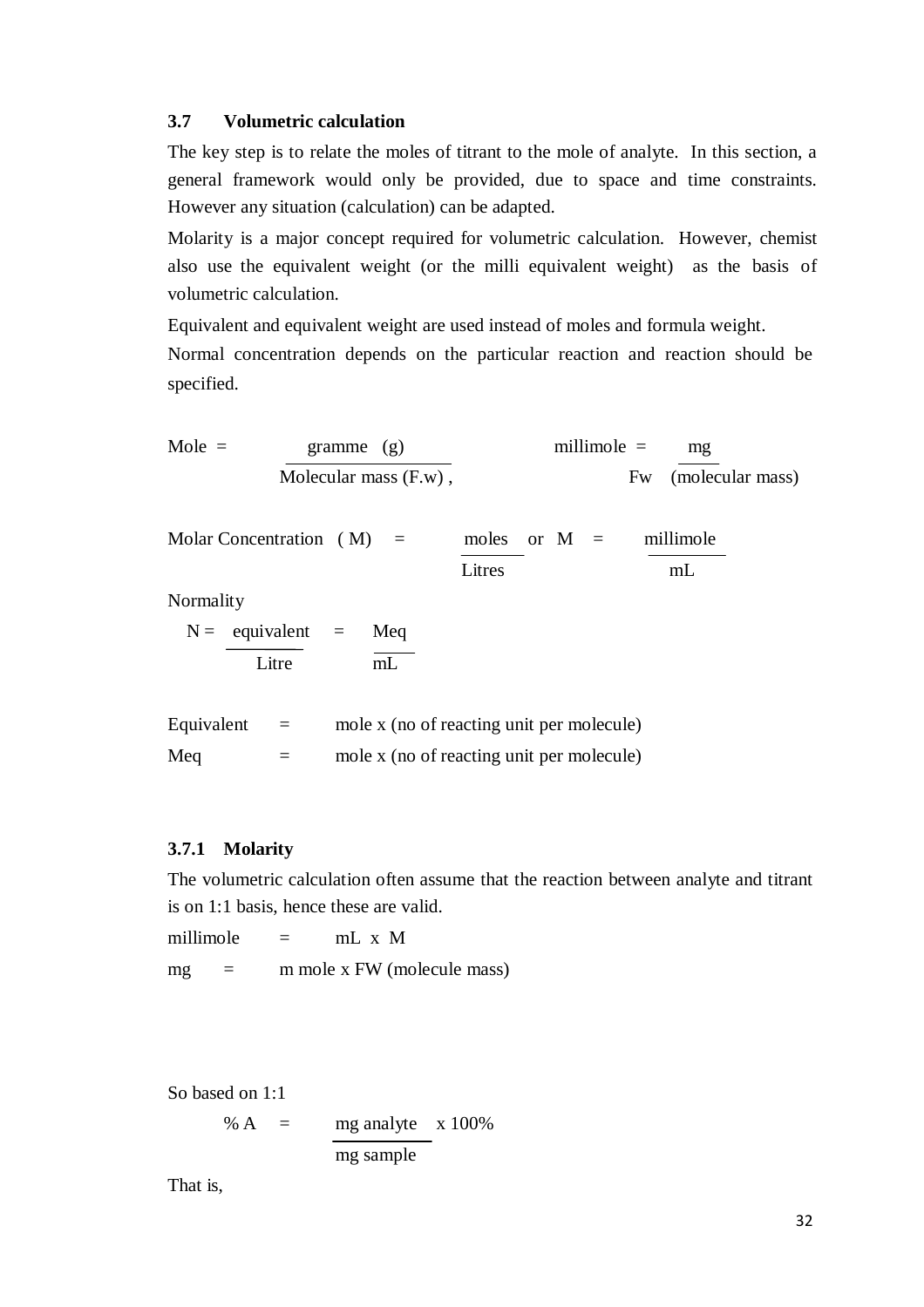### 3.7 Volumetric calculation

The key step is to relate the moles of titrant to the mole of analyte. In this section, a general framework would only be provided, due to space and time constraints. However any situation (calculation) can be adapted.

Molarity is a major concept required for volumetric calculation. However, chemist also use the equivalent weight (or the milli equivalent weight) as the basis of volumetric calculation.

Equivalent and equivalent weight are used instead of moles and formula weight.

Normal concentration depends on the particular reaction and reaction should be specified.

$$\text{Mole} = \frac{\text{gramme (g)}}{\text{Molecular mass (F.w)}}, \qquad \text{millimole} = \frac{\text{mg}}{\text{Fw (molecular mass)}}$$

$$\text{Molar Concentration (M)} = \frac{\text{moles}}{\text{Litres}} \quad \text{or} \quad M = \frac{\text{millimole}}{\text{mL}}$$

Normality

$$N = \frac{\text{equivalent}}{\text{Litre}} = \frac{\text{Meq}}{\text{mL}}$$

Equivalent = mole x (no of reacting unit per molecule)

Meq = mole x (no of reacting unit per molecule)

#### 3.7.1 Molarity

The volumetric calculation often assume that the reaction between analyte and titrant is on 1:1 basis, hence these are valid.

millimole = mL x M

mg = m mole x FW (molecule mass)

So based on 1:1

$$\%\,A = \frac{\text{mg analyte}}{\text{mg sample}} \times 100\%$$

That is,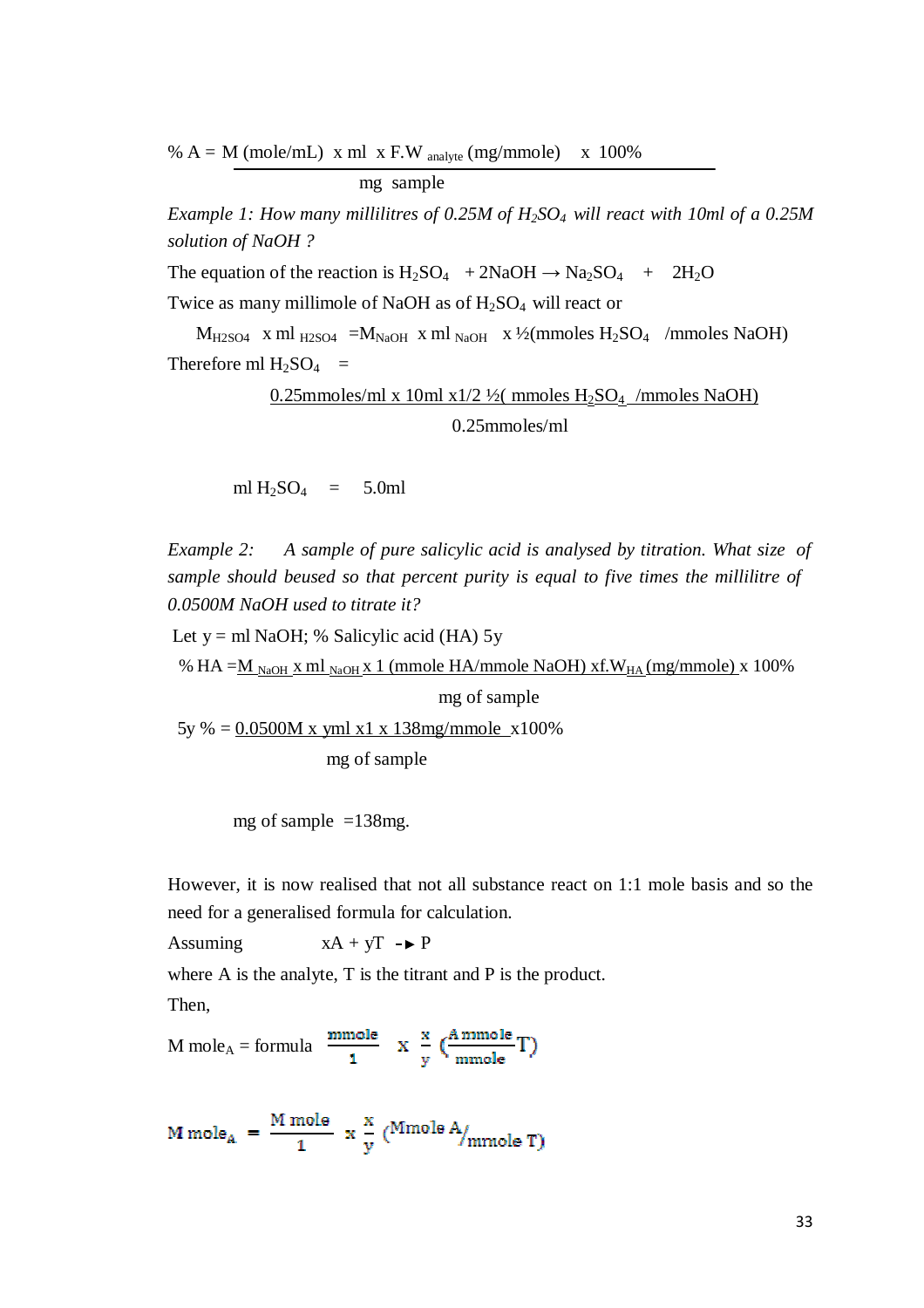$$\% A = \frac{M\ (\text{mole/mL})\ \times \text{ml}\ \times F.W_{\text{analyte}}\ (\text{mg/mmole})\ \times 100\%}{\text{mg sample}}$$

*Example 1: How many millilitres of 0.25M of $H_2SO_4$ will react with 10ml of a 0.25M solution of NaOH ?*

The equation of the reaction is $H_2SO_4 + 2NaOH \rightarrow Na_2SO_4 + 2H_2O$

Twice as many millimole of NaOH as of $H_2SO_4$ will react or

$$M_{H2SO4}\ \times \text{ml}_{H2SO4} = M_{NaOH}\ \times \text{ml}_{NaOH}\ \times ½(\text{mmoles } H_2SO_4\ /\text{mmoles NaOH})$$

Therefore ml $H_2SO_4$ =

$$\frac{0.25\text{mmoles/ml} \times 10\text{ml} \times 1/2\ ½(\text{ mmoles } H_2SO_4\ /\text{mmoles NaOH})}{0.25\text{mmoles/ml}}$$

$$\text{ml } H_2SO_4 = 5.0\text{ml}$$

*Example 2: A sample of pure salicylic acid is analysed by titration. What size of sample should beused so that percent purity is equal to five times the millilitre of 0.0500M NaOH used to titrate it?*

Let y = ml NaOH; % Salicylic acid (HA) 5y

$$\% HA = \frac{M_{NaOH} \times \text{ml}_{NaOH} \times 1\ (\text{mmole HA/mmole NaOH}) \times F.W_{HA}\ (\text{mg/mmole}) \times 100\%}{\text{mg of sample}}$$

$$5y\ \% = \frac{0.0500M \times y\text{ml} \times 1 \times 138\text{mg/mmole} \times 100\%}{\text{mg of sample}}$$

mg of sample =138mg.

However, it is now realised that not all substance react on 1:1 mole basis and so the need for a generalised formula for calculation.

Assuming $xA + yT \rightarrow P$

where A is the analyte, T is the titrant and P is the product.

Then,

$$\text{M mole}_A = \text{formula}\ \frac{\text{mmole}}{1} \times \frac{x}{y}\ (\frac{\text{A mmole}}{\text{mmole}}\text{T})$$

$$\text{M mole}_A = \frac{\text{M mole}}{1} \times \frac{x}{y}\ (\text{Mmole A}/\text{mmole T})$$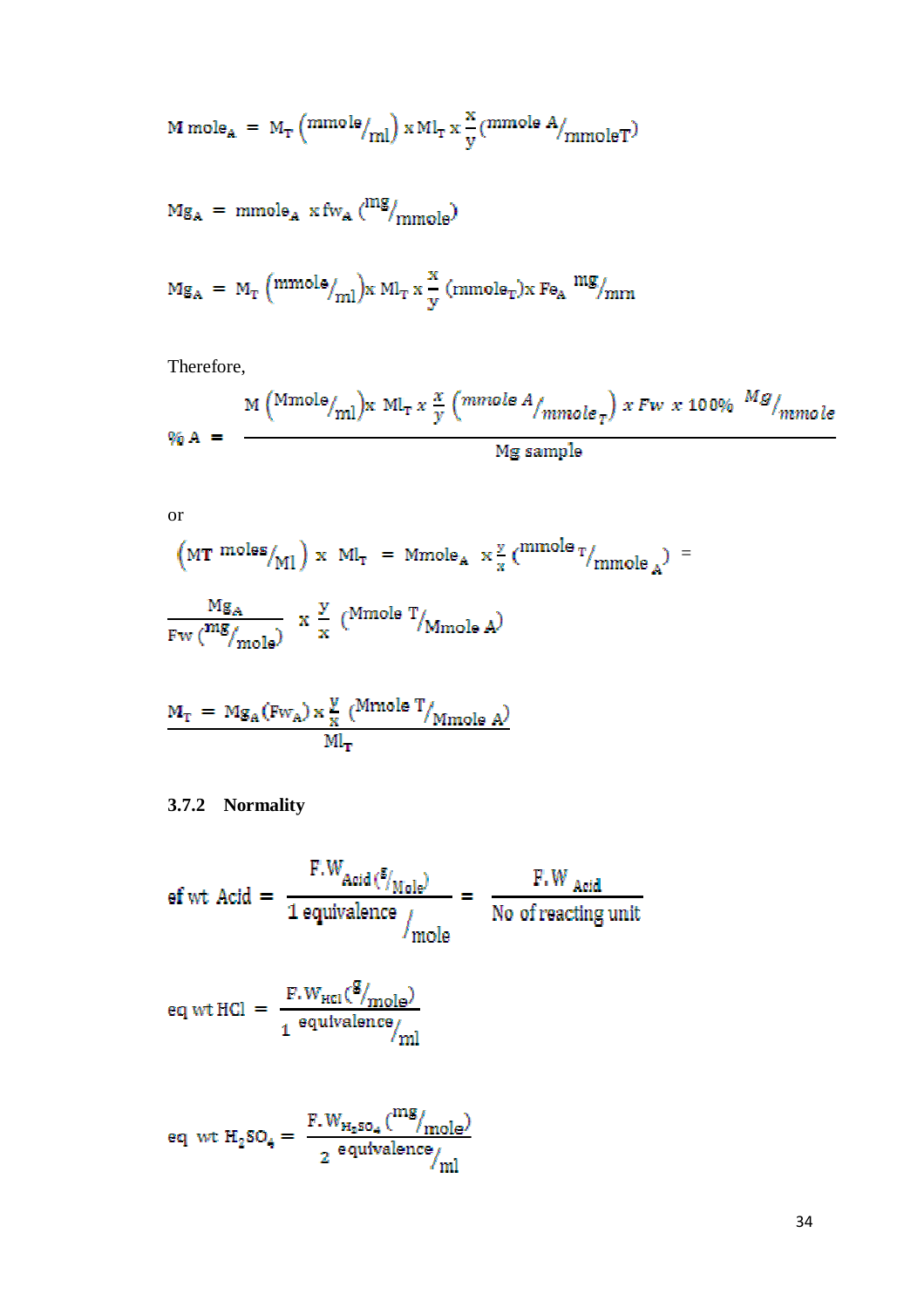$$M\ mole_A = M_T \left( {}^{mmole}/_{ml} \right) x\ Ml_T\ x\ \frac{x}{y} ({}^{mmole\ A}/_{mmoleT})$$

$$Mg_A = mmole_A\ x\ fw_A\ ({}^{mg}/_{mmole})$$

$$Mg_A = M_T \left( {}^{mmole}/_{ml} \right) x\ Ml_T\ x\ \frac{x}{y}\ (mmole_T) x\ Fe_A\ {}^{mg}/_{mm}$$

Therefore,

$$\%\ A = \frac{M \left( {}^{Mmole}/_{ml} \right) x\ Ml_T\ x\ \frac{x}{y} \left( {}^{mmole\ A}/_{mmole_T} \right) x\ Fw\ x\ 100\%\ {}^{Mg}/_{mmole}}{Mg\ sample}$$

or

$$\left( MT\ {}^{moles}/_{Ml} \right)\ x\ Ml_T\ =\ Mmole_A\ \ x \frac{y}{x} ({}^{mmole\ T}/_{mmole\ A}) =$$

$$\frac{Mg_A}{Fw\ ({}^{mg}/_{mole})}\ x\ \frac{y}{x}\ ({}^{Mmole\ T}/_{Mmole\ A})$$

$$M_T = \frac{Mg_A (Fw_A)\ x\ \frac{y}{x}\ ({}^{Mmole\ T}/_{Mmole\ A})}{Ml_T}$$

### 3.7.2 Normality

$$ef\ wt\ Acid = \frac{F.W_{Acid} ({}^{g}/_{Mole})}{1\ equivalence\ /_{mole}} = \frac{F.W\ _{Acid}}{No\ of\ reacting\ unit}$$

$$eq\ wt\ HCl = \frac{F.W_{HCl} ({}^{g}/_{mole})}{1\ \ {}^{equivalence}/_{ml}}$$

$$eq\ \ wt\ H_2SO_4 = \frac{F.W_{H_2SO_4} ({}^{mg}/_{mole})}{2\ \ {}^{equivalence}/_{ml}}$$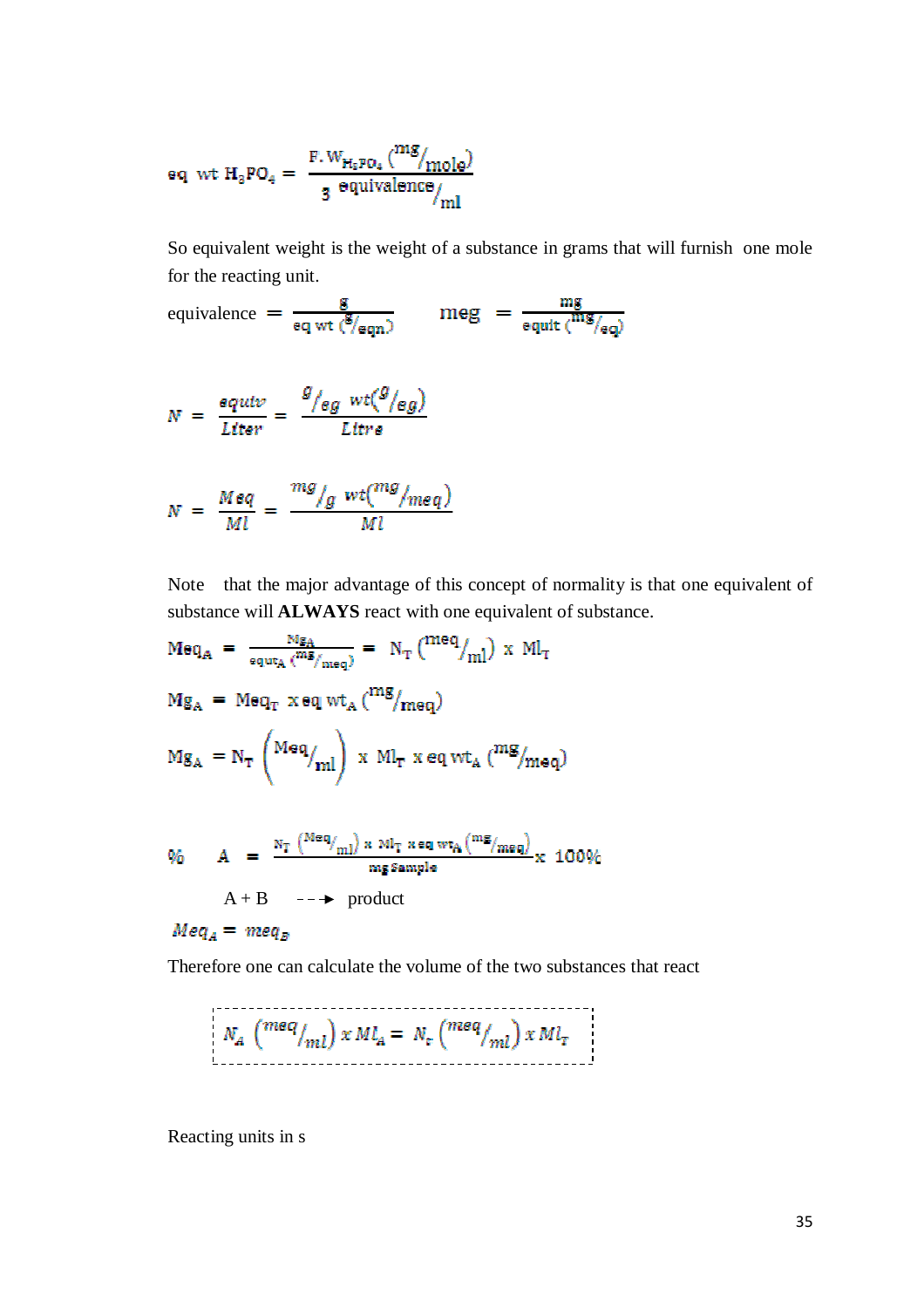$$\text{eq wt } H_3PO_4 = \frac{F.W_{H_3PO_4}\,(^{mg}/_{mole})}{3\ \text{equivalence}/_{ml}}$$

So equivalent weight is the weight of a substance in grams that will furnish one mole for the reacting unit.

$$\text{equivalence} = \frac{g}{\text{eq wt }(^{g}/_{eqn.})} \qquad \text{meg} = \frac{mg}{\text{equit }(^{mg}/_{eq})}$$

$$N = \frac{equiv}{Liter} = \frac{^{g}/_{eg}\ wt(^{g}/_{eg})}{Litre}$$

$$N = \frac{Meq}{Ml} = \frac{^{mg}/_{g}\ wt(^{mg}/_{meq})}{Ml}$$

Note that the major advantage of this concept of normality is that one equivalent of substance will **ALWAYS** react with one equivalent of substance.

$$Meq_A = \frac{Mg_A}{equt_A\,(^{mg}/_{meq})} = N_T\,(^{meq}/_{ml})\ x\ Ml_T$$

$$Mg_A = Meq_T\ x\ eq\ wt_A\,(^{mg}/_{meq})$$

$$Mg_A = N_T\left(^{Meq}/_{ml}\right)\ x\ Ml_T\ x\ eq\ wt_A\,(^{mg}/_{meq})$$

$$\%\quad A = \frac{N_T\,(^{Meq}/_{ml})\ x\ Ml_T\ x\ eq\ wt_A\,(^{mg}/_{meq})}{mg\ Sample}\ x\ 100\%$$

$$A + B \dashrightarrow \text{product}$$

$$Meq_A = meq_B$$

Therefore one can calculate the volume of the two substances that react

$$N_A\,(^{meq}/_{ml})\ x\ Ml_A = N_T\,(^{meq}/_{ml})\ x\ Ml_T$$

Reacting units in s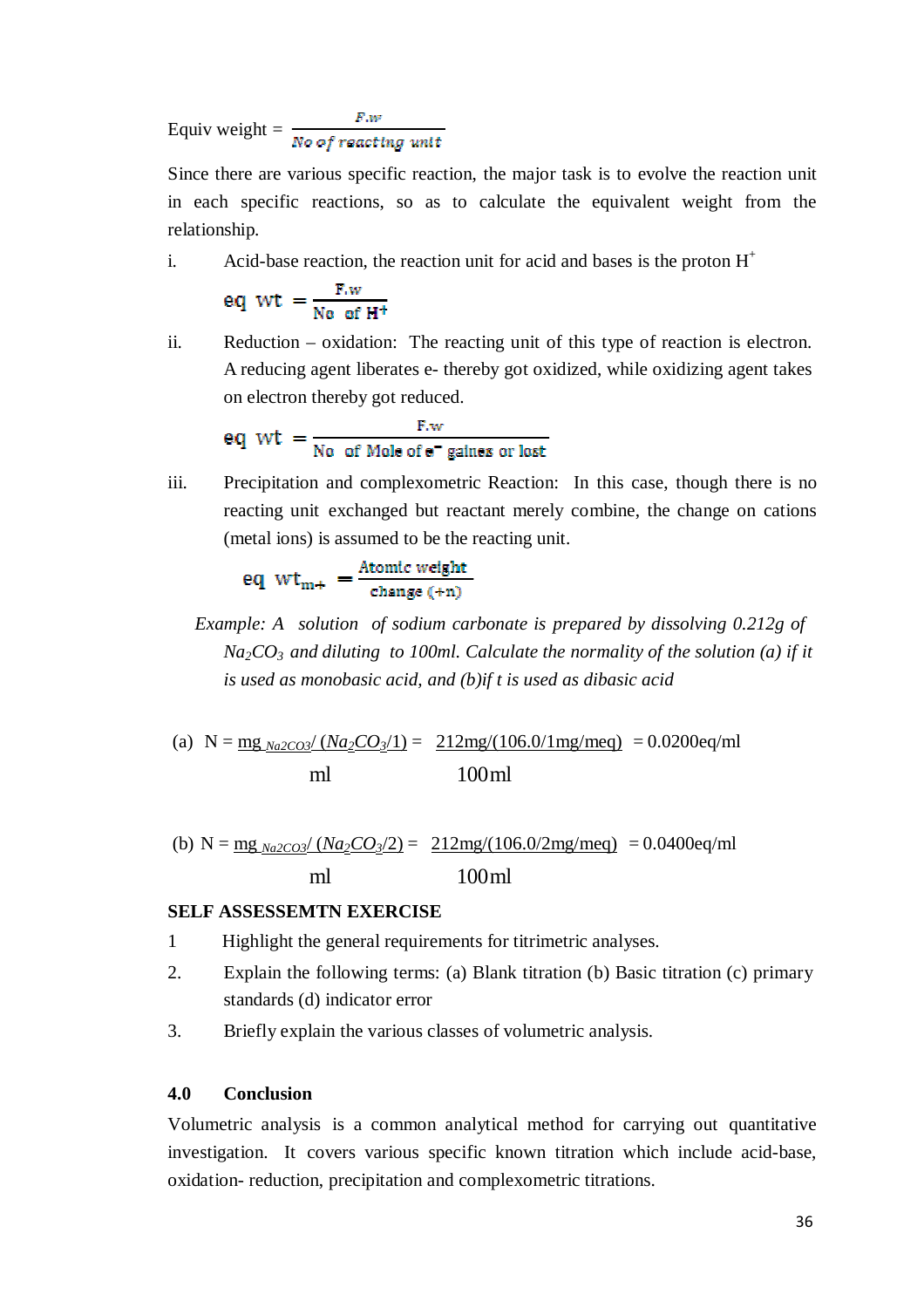$$\text{Equiv weight} = \frac{F.w}{No\ of\ reacting\ unit}$$

Since there are various specific reaction, the major task is to evolve the reaction unit in each specific reactions, so as to calculate the equivalent weight from the relationship.

i. Acid-base reaction, the reaction unit for acid and bases is the proton $H^+$

$$eq\ wt = \frac{F.w}{No\ of\ H^+}$$

ii. Reduction – oxidation: The reacting unit of this type of reaction is electron. A reducing agent liberates e- thereby got oxidized, while oxidizing agent takes on electron thereby got reduced.

$$eq\ wt = \frac{F.w}{No\ of\ Mole\ of\ e^-\ gaines\ or\ lost}$$

iii. Precipitation and complexometric Reaction: In this case, though there is no reacting unit exchanged but reactant merely combine, the change on cations (metal ions) is assumed to be the reacting unit.

$$eq\ wt_{m+} = \frac{Atomic\ weight}{change\ (+n)}$$

*Example: A solution of sodium carbonate is prepared by dissolving 0.212g of $Na_2CO_3$ and diluting to 100ml. Calculate the normality of the solution (a) if it is used as monobasic acid, and (b)if t is used as dibasic acid*

(a) $N = \dfrac{mg_{\ Na2CO3}/\ (Na_2CO_3/1)}{ml} = \dfrac{212mg/(106.0/1mg/meq)}{100ml} = 0.0200eq/ml$

(b) $N = \dfrac{mg_{\ Na2CO3}/\ (Na_2CO_3/2)}{ml} = \dfrac{212mg/(106.0/2mg/meq)}{100ml} = 0.0400eq/ml$

**SELF ASSESSEMTN EXERCISE**

1 Highlight the general requirements for titrimetric analyses.

2. Explain the following terms: (a) Blank titration (b) Basic titration (c) primary standards (d) indicator error

3. Briefly explain the various classes of volumetric analysis.

## 4.0 Conclusion

Volumetric analysis is a common analytical method for carrying out quantitative investigation. It covers various specific known titration which include acid-base, oxidation- reduction, precipitation and complexometric titrations.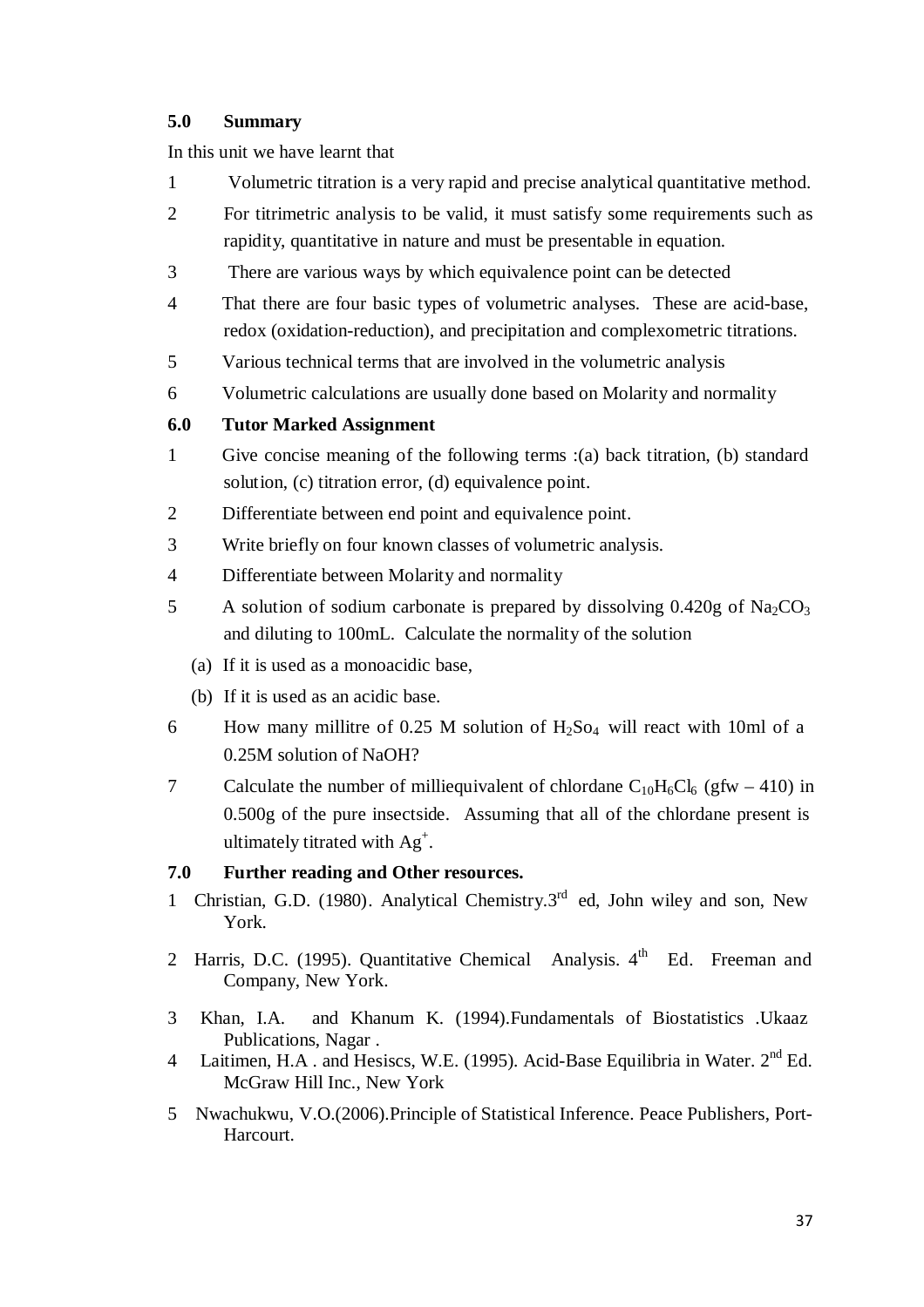## 5.0 Summary

In this unit we have learnt that

1. Volumetric titration is a very rapid and precise analytical quantitative method.
2. For titrimetric analysis to be valid, it must satisfy some requirements such as rapidity, quantitative in nature and must be presentable in equation.
3. There are various ways by which equivalence point can be detected
4. That there are four basic types of volumetric analyses. These are acid-base, redox (oxidation-reduction), and precipitation and complexometric titrations.
5. Various technical terms that are involved in the volumetric analysis
6. Volumetric calculations are usually done based on Molarity and normality

## 6.0 Tutor Marked Assignment

1. Give concise meaning of the following terms :(a) back titration, (b) standard solution, (c) titration error, (d) equivalence point.
2. Differentiate between end point and equivalence point.
3. Write briefly on four known classes of volumetric analysis.
4. Differentiate between Molarity and normality
5. A solution of sodium carbonate is prepared by dissolving 0.420g of $Na_2CO_3$ and diluting to 100mL. Calculate the normality of the solution
   (a) If it is used as a monoacidic base,
   (b) If it is used as an acidic base.
6. How many millitre of 0.25 M solution of $H_2So_4$ will react with 10ml of a 0.25M solution of NaOH?
7. Calculate the number of milliequivalent of chlordane $C_{10}H_6Cl_6$ (gfw – 410) in 0.500g of the pure insectside. Assuming that all of the chlordane present is ultimately titrated with $Ag^+$.

## 7.0 Further reading and Other resources.

1. Christian, G.D. (1980). Analytical Chemistry.3rd ed, John wiley and son, New York.
2. Harris, D.C. (1995). Quantitative Chemical Analysis. 4th Ed. Freeman and Company, New York.
3. Khan, I.A. and Khanum K. (1994).Fundamentals of Biostatistics .Ukaaz Publications, Nagar .
4. Laitimen, H.A . and Hesiscs, W.E. (1995). Acid-Base Equilibria in Water. 2nd Ed. McGraw Hill Inc., New York
5. Nwachukwu, V.O.(2006).Principle of Statistical Inference. Peace Publishers, Port-Harcourt.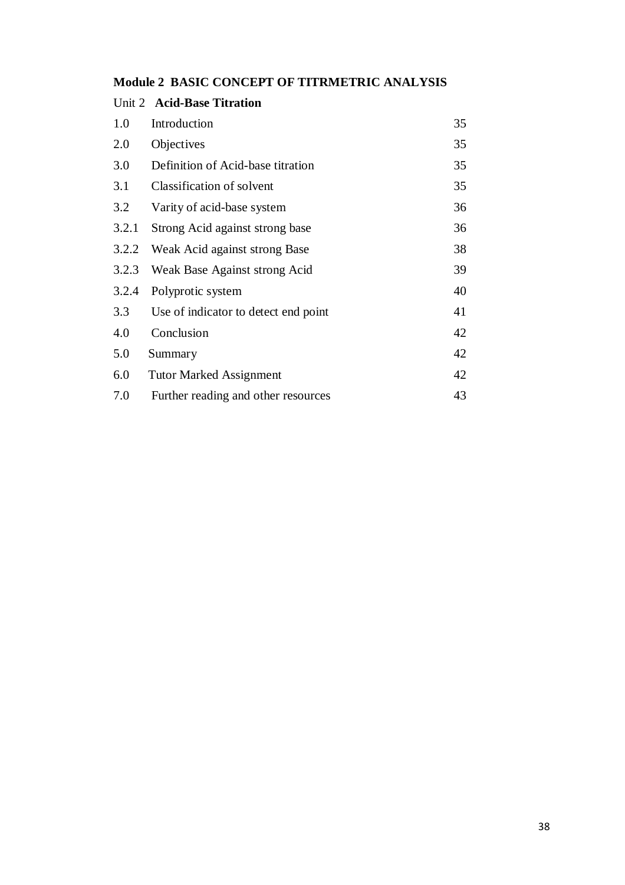**Module 2 BASIC CONCEPT OF TITRMETRIC ANALYSIS**

Unit 2 **Acid-Base Titration**

| | | |
|---|---|---|
| 1.0 | Introduction | 35 |
| 2.0 | Objectives | 35 |
| 3.0 | Definition of Acid-base titration | 35 |
| 3.1 | Classification of solvent | 35 |
| 3.2 | Varity of acid-base system | 36 |
| 3.2.1 | Strong Acid against strong base | 36 |
| 3.2.2 | Weak Acid against strong Base | 38 |
| 3.2.3 | Weak Base Against strong Acid | 39 |
| 3.2.4 | Polyprotic system | 40 |
| 3.3 | Use of indicator to detect end point | 41 |
| 4.0 | Conclusion | 42 |
| 5.0 | Summary | 42 |
| 6.0 | Tutor Marked Assignment | 42 |
| 7.0 | Further reading and other resources | 43 |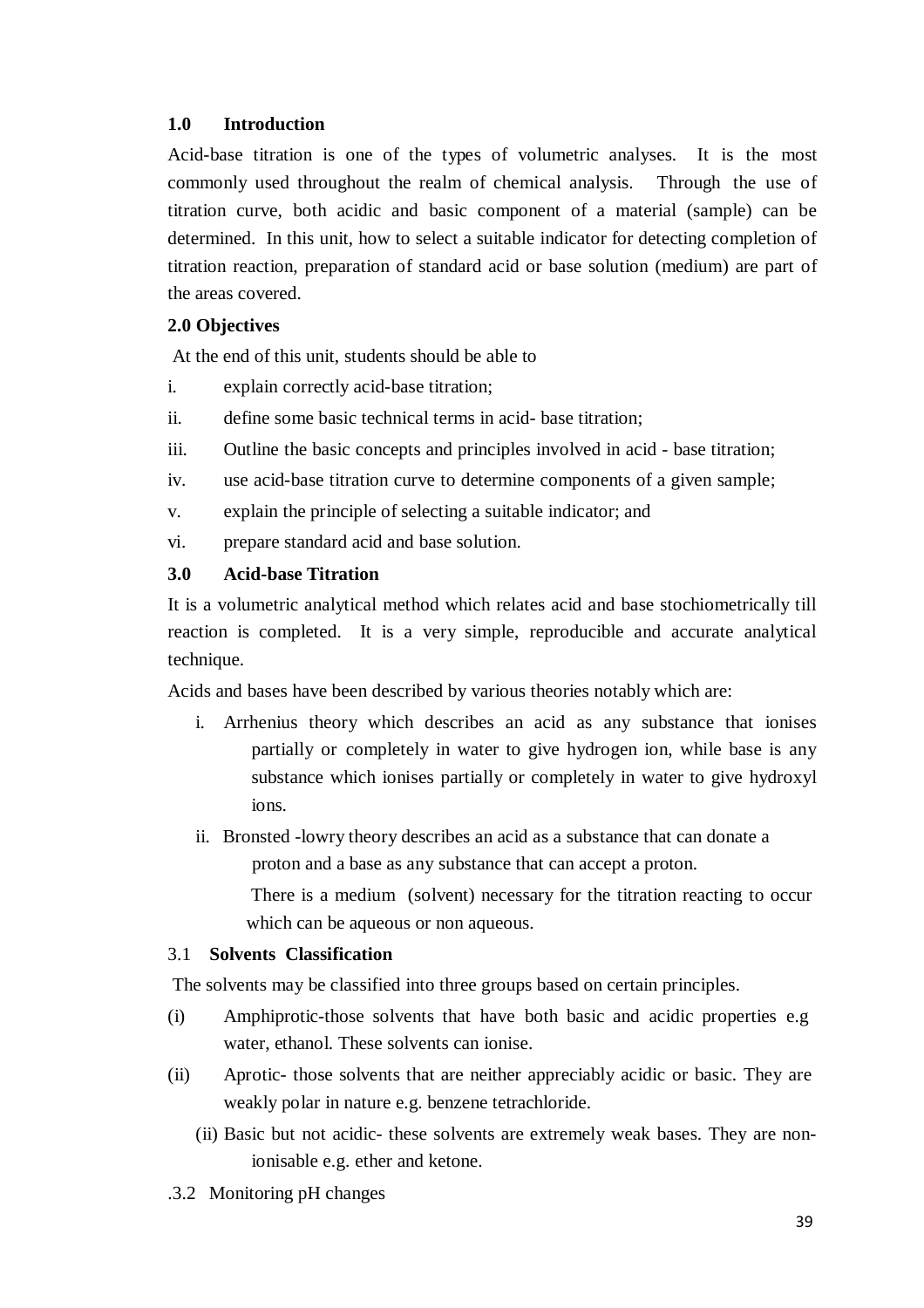## 1.0 Introduction

Acid-base titration is one of the types of volumetric analyses. It is the most commonly used throughout the realm of chemical analysis. Through the use of titration curve, both acidic and basic component of a material (sample) can be determined. In this unit, how to select a suitable indicator for detecting completion of titration reaction, preparation of standard acid or base solution (medium) are part of the areas covered.

## 2.0 Objectives

At the end of this unit, students should be able to

i. explain correctly acid-base titration;

ii. define some basic technical terms in acid- base titration;

iii. Outline the basic concepts and principles involved in acid - base titration;

iv. use acid-base titration curve to determine components of a given sample;

v. explain the principle of selecting a suitable indicator; and

vi. prepare standard acid and base solution.

## 3.0 Acid-base Titration

It is a volumetric analytical method which relates acid and base stochiometrically till reaction is completed. It is a very simple, reproducible and accurate analytical technique.

Acids and bases have been described by various theories notably which are:

i. Arrhenius theory which describes an acid as any substance that ionises partially or completely in water to give hydrogen ion, while base is any substance which ionises partially or completely in water to give hydroxyl ions.

ii. Bronsted -lowry theory describes an acid as a substance that can donate a proton and a base as any substance that can accept a proton.

There is a medium (solvent) necessary for the titration reacting to occur which can be aqueous or non aqueous.

### 3.1 Solvents Classification

The solvents may be classified into three groups based on certain principles.

(i) Amphiprotic-those solvents that have both basic and acidic properties e.g water, ethanol. These solvents can ionise.

(ii) Aprotic- those solvents that are neither appreciably acidic or basic. They are weakly polar in nature e.g. benzene tetrachloride.

(ii) Basic but not acidic- these solvents are extremely weak bases. They are non-ionisable e.g. ether and ketone.

.3.2 Monitoring pH changes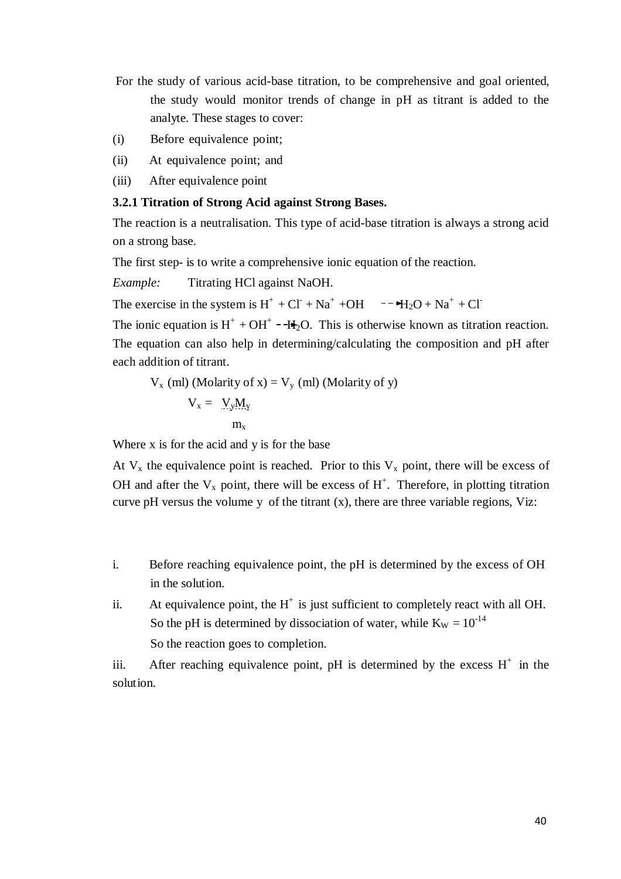For the study of various acid-base titration, to be comprehensive and goal oriented, the study would monitor trends of change in pH as titrant is added to the analyte. These stages to cover:

(i) Before equivalence point;

(ii) At equivalence point; and

(iii) After equivalence point

**3.2.1 Titration of Strong Acid against Strong Bases.**

The reaction is a neutralisation. This type of acid-base titration is always a strong acid on a strong base.

The first step- is to write a comprehensive ionic equation of the reaction.

*Example:* Titrating HCl against NaOH.

The exercise in the system is $H^+ + Cl^- + Na^+ + OH \dashrightarrow H_2O + Na^+ + Cl^-$

The ionic equation is $H^+ + OH^+ \dashrightarrow H_2O$. This is otherwise known as titration reaction. The equation can also help in determining/calculating the composition and pH after each addition of titrant.

$$V_x \text{ (ml) (Molarity of x)} = V_y \text{ (ml) (Molarity of y)}$$

$$V_x = \frac{V_y M_y}{m_x}$$

Where x is for the acid and y is for the base

At $V_x$ the equivalence point is reached. Prior to this $V_x$ point, there will be excess of OH and after the $V_x$ point, there will be excess of $H^+$. Therefore, in plotting titration curve pH versus the volume y of the titrant (x), there are three variable regions, Viz:

i. Before reaching equivalence point, the pH is determined by the excess of OH in the solution.

ii. At equivalence point, the $H^+$ is just sufficient to completely react with all OH. So the pH is determined by dissociation of water, while $K_W = 10^{-14}$

So the reaction goes to completion.

iii. After reaching equivalence point, pH is determined by the excess $H^+$ in the solution.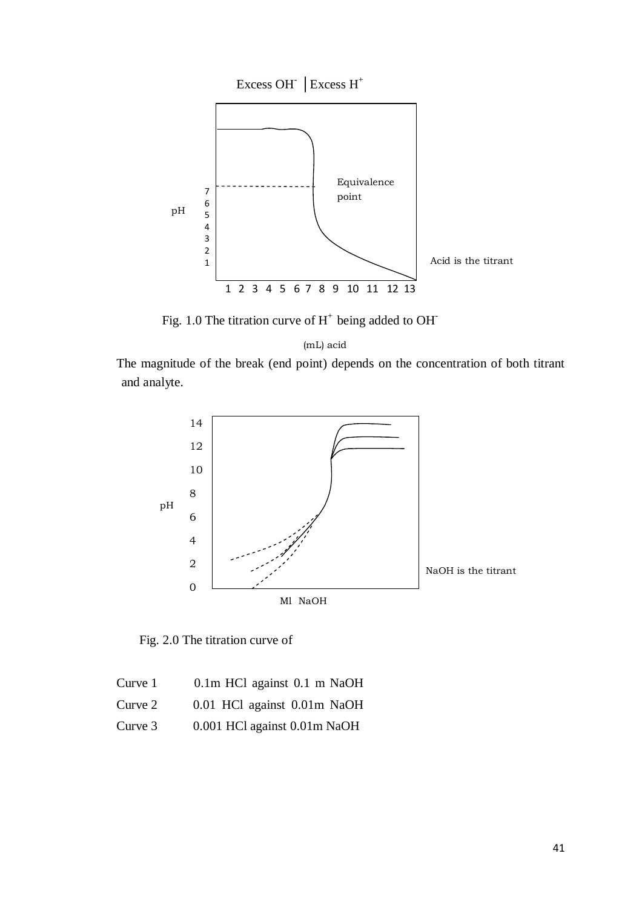Fig. 1.0 The titration curve of $H^+$ being added to $OH^-$

The magnitude of the break (end point) depends on the concentration of both titrant and analyte.

Fig. 2.0 The titration curve of

| | |
|---|---|
| Curve 1 | 0.1m HCl against 0.1 m NaOH |
| Curve 2 | 0.01 HCl against 0.01m NaOH |
| Curve 3 | 0.001 HCl against 0.01m NaOH |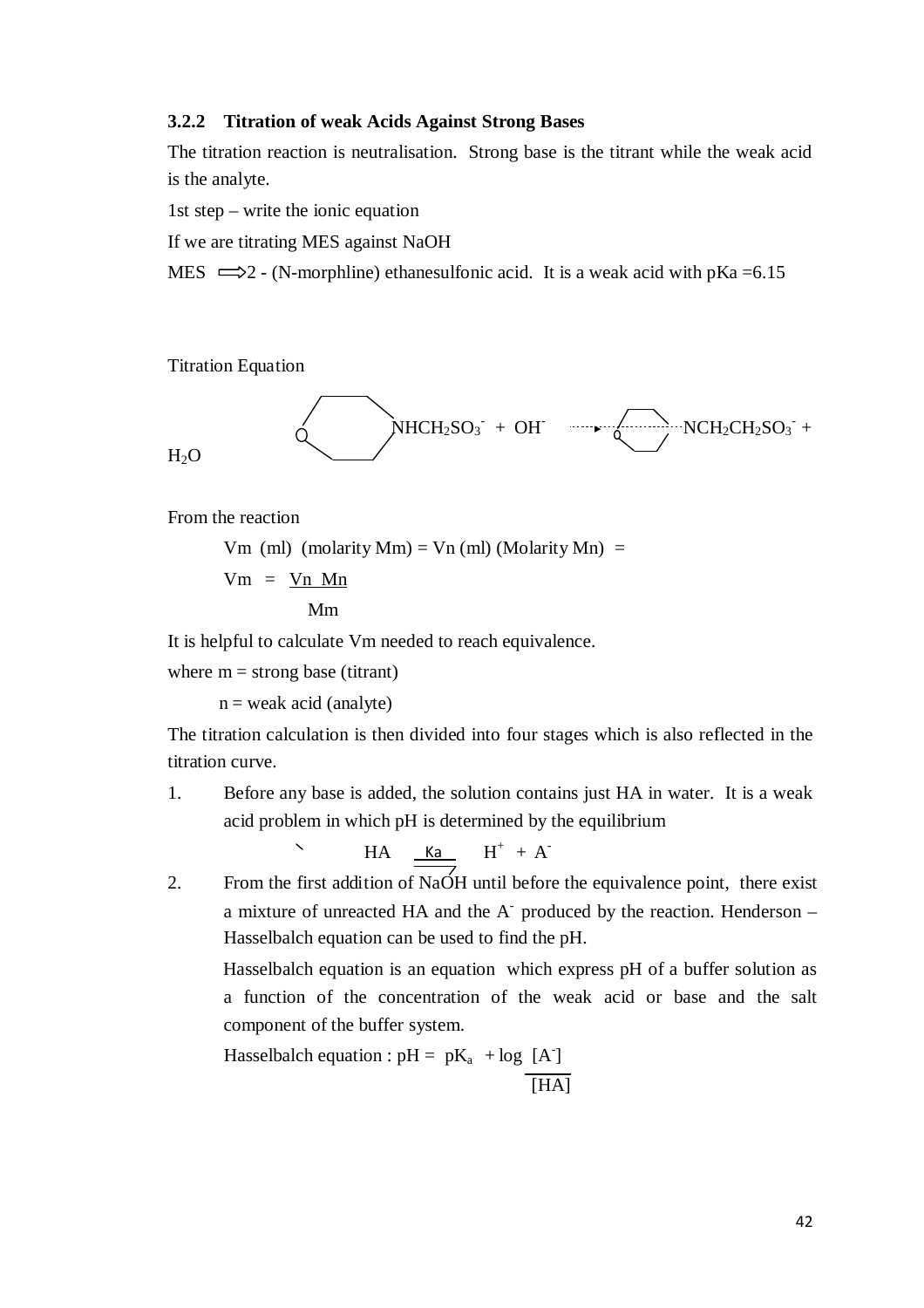### 3.2.2 Titration of weak Acids Against Strong Bases

The titration reaction is neutralisation. Strong base is the titrant while the weak acid is the analyte.

1st step – write the ionic equation

If we are titrating MES against NaOH

MES $\Longrightarrow$ 2 - (N-morphline) ethanesulfonic acid. It is a weak acid with pKa =6.15

Titration Equation

$$O\langle\rangle NHCH_2SO_3^- + OH^- \longrightarrow O\langle\rangle NCH_2CH_2SO_3^- + H_2O$$

From the reaction

Vm (ml) (molarity Mm) = Vn (ml) (Molarity Mn) =

$$Vm = \frac{Vn \ Mn}{Mm}$$

It is helpful to calculate Vm needed to reach equivalence.

where m = strong base (titrant)

n = weak acid (analyte)

The titration calculation is then divided into four stages which is also reflected in the titration curve.

1. Before any base is added, the solution contains just HA in water. It is a weak acid problem in which pH is determined by the equilibrium

$$HA \overset{Ka}{\rightleftharpoons} H^+ + A^-$$

2. From the first addition of NaOH until before the equivalence point, there exist a mixture of unreacted HA and the $A^-$ produced by the reaction. Henderson – Hasselbalch equation can be used to find the pH.

   Hasselbalch equation is an equation which express pH of a buffer solution as a function of the concentration of the weak acid or base and the salt component of the buffer system.

   Hasselbalch equation : $pH = pK_a + \log \frac{[A^-]}{[HA]}$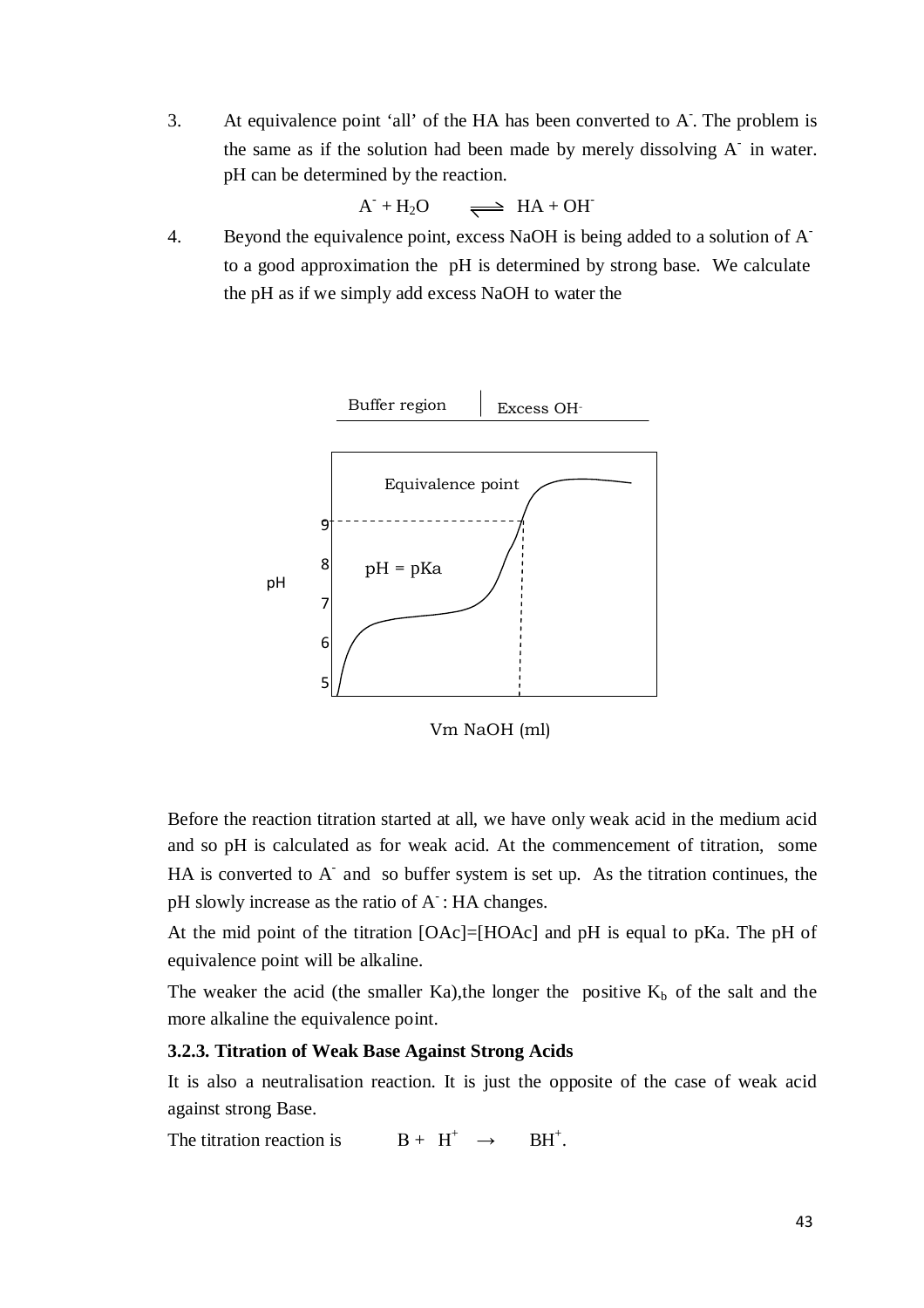3. At equivalence point 'all' of the HA has been converted to $A^-$. The problem is the same as if the solution had been made by merely dissolving $A^-$ in water. pH can be determined by the reaction.

$$A^- + H_2O \rightleftharpoons HA + OH^-$$

4. Beyond the equivalence point, excess NaOH is being added to a solution of $A^-$ to a good approximation the pH is determined by strong base. We calculate the pH as if we simply add excess NaOH to water the

Buffer region | Excess $OH^-$

Equivalence point

pH = pKa

pH

Vm NaOH (ml)

Before the reaction titration started at all, we have only weak acid in the medium acid and so pH is calculated as for weak acid. At the commencement of titration, some HA is converted to $A^-$ and so buffer system is set up. As the titration continues, the pH slowly increase as the ratio of $A^-$ : HA changes.

At the mid point of the titration [OAc]=[HOAc] and pH is equal to pKa. The pH of equivalence point will be alkaline.

The weaker the acid (the smaller Ka),the longer the positive $K_b$ of the salt and the more alkaline the equivalence point.

### 3.2.3. Titration of Weak Base Against Strong Acids

It is also a neutralisation reaction. It is just the opposite of the case of weak acid against strong Base.

The titration reaction is $B + H^+ \rightarrow BH^+$.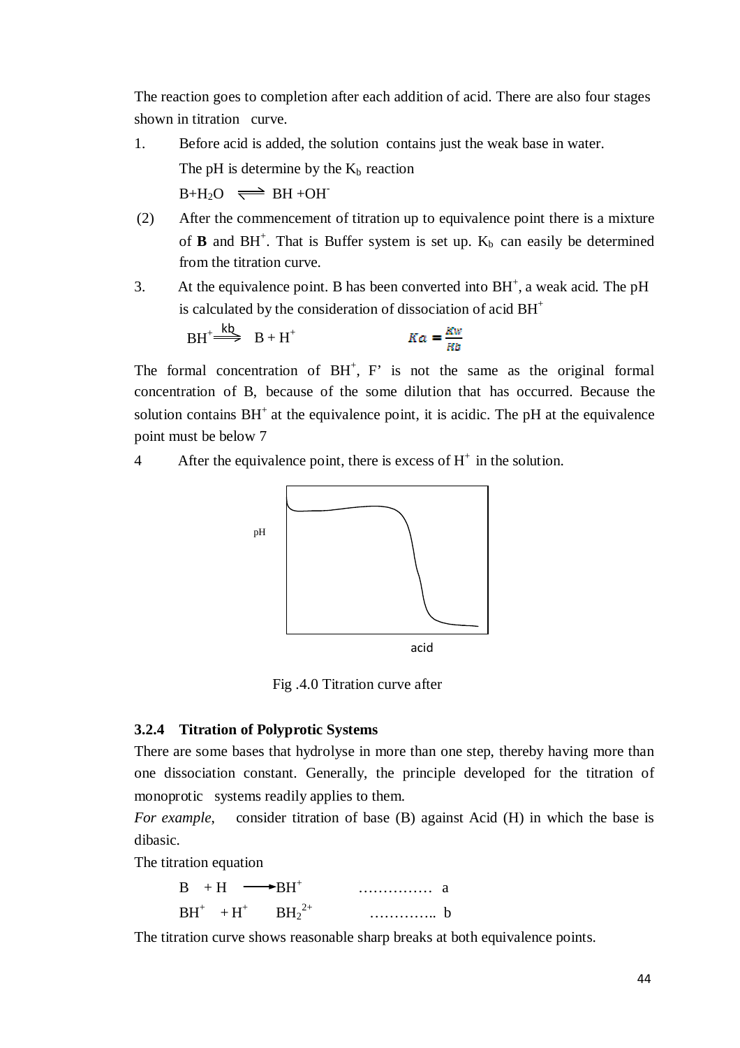The reaction goes to completion after each addition of acid. There are also four stages shown in titration curve.

1. Before acid is added, the solution contains just the weak base in water.

   The pH is determine by the $K_b$ reaction

   $B + H_2O \rightleftharpoons BH + OH^-$

(2) After the commencement of titration up to equivalence point there is a mixture of **B** and $BH^+$. That is Buffer system is set up. $K_b$ can easily be determined from the titration curve.

3. At the equivalence point. B has been converted into $BH^+$, a weak acid. The pH is calculated by the consideration of dissociation of acid $BH^+$

   $BH^+ \xrightarrow{kb} B + H^+$ $\qquad Ka = \frac{Kw}{Kb}$

The formal concentration of $BH^+$, F' is not the same as the original formal concentration of B, because of the some dilution that has occurred. Because the solution contains $BH^+$ at the equivalence point, it is acidic. The pH at the equivalence point must be below 7

4 After the equivalence point, there is excess of $H^+$ in the solution.

pH

acid

Fig .4.0 Titration curve after

### 3.2.4 Titration of Polyprotic Systems

There are some bases that hydrolyse in more than one step, thereby having more than one dissociation constant. Generally, the principle developed for the titration of monoprotic systems readily applies to them.

*For example*, consider titration of base (B) against Acid (H) in which the base is dibasic.

The titration equation

$B + H \longrightarrow BH^+$ …………… a

$BH^+ + H^+ \quad BH_2^{2+}$ ………….. b

The titration curve shows reasonable sharp breaks at both equivalence points.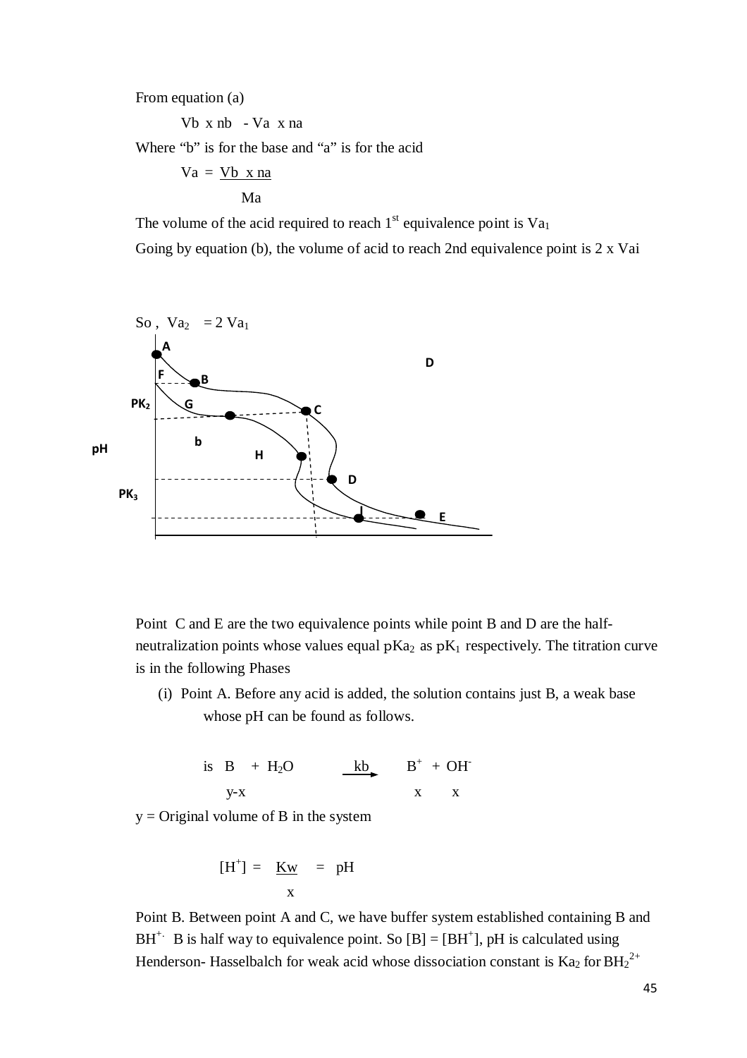From equation (a)

$$Vb \times nb - Va \times na$$

Where "b" is for the base and "a" is for the acid

$$Va = \frac{Vb \times na}{Ma}$$

The volume of the acid required to reach 1st equivalence point is $Va_1$

Going by equation (b), the volume of acid to reach 2nd equivalence point is 2 x Vai

So , $Va_2 = 2\ Va_1$

Point C and E are the two equivalence points while point B and D are the half-neutralization points whose values equal $pKa_2$ as $pK_1$ respectively. The titration curve is in the following Phases

(i) Point A. Before any acid is added, the solution contains just B, a weak base whose pH can be found as follows.

$$\text{is } B + H_2O \xrightarrow{kb} B^{+} + OH^{-}$$

$$\quad y\text{-}x \qquad\qquad\qquad x \qquad x$$

y = Original volume of B in the system

$$[H^{+}] = \frac{Kw}{x} = pH$$

Point B. Between point A and C, we have buffer system established containing B and $BH^{+}$. B is half way to equivalence point. So $[B] = [BH^{+}]$, pH is calculated using Henderson- Hasselbalch for weak acid whose dissociation constant is $Ka_2$ for $BH_2^{2+}$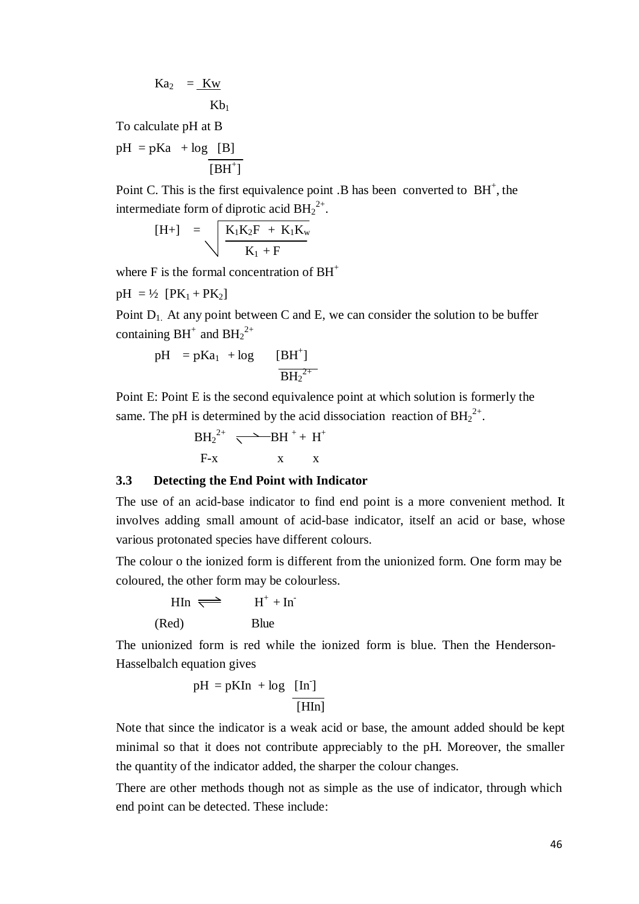$$Ka_2 = \frac{Kw}{Kb_1}$$

To calculate pH at B

$$pH = pKa + \log \frac{[B]}{[BH^+]}$$

Point C. This is the first equivalence point .B has been converted to $BH^+$, the intermediate form of diprotic acid $BH_2^{2+}$.

$$[H+] = \sqrt{\frac{K_1K_2F + K_1K_w}{K_1 + F}}$$

where F is the formal concentration of $BH^+$

$pH = ½ [PK_1 + PK_2]$

Point $D_1$. At any point between C and E, we can consider the solution to be buffer containing $BH^+$ and $BH_2^{2+}$

$$pH = pKa_1 + \log \frac{[BH^+]}{BH_2^{2+}}$$

Point E: Point E is the second equivalence point at which solution is formerly the same. The pH is determined by the acid dissociation reaction of $BH_2^{2+}$.

$$\begin{array}{ccccc} BH_2^{2+} & \rightleftharpoons & BH^+ & + & H^+ \\ F-x & & x & & x \end{array}$$

### 3.3 Detecting the End Point with Indicator

The use of an acid-base indicator to find end point is a more convenient method. It involves adding small amount of acid-base indicator, itself an acid or base, whose various protonated species have different colours.

The colour o the ionized form is different from the unionized form. One form may be coloured, the other form may be colourless.

$$\begin{array}{ccc} HIn & \rightleftharpoons & H^+ + In^- \\ \text{(Red)} & & \text{Blue} \end{array}$$

The unionized form is red while the ionized form is blue. Then the Henderson-Hasselbalch equation gives

$$pH = pKIn + \log \frac{[In^-]}{[HIn]}$$

Note that since the indicator is a weak acid or base, the amount added should be kept minimal so that it does not contribute appreciably to the pH. Moreover, the smaller the quantity of the indicator added, the sharper the colour changes.

There are other methods though not as simple as the use of indicator, through which end point can be detected. These include: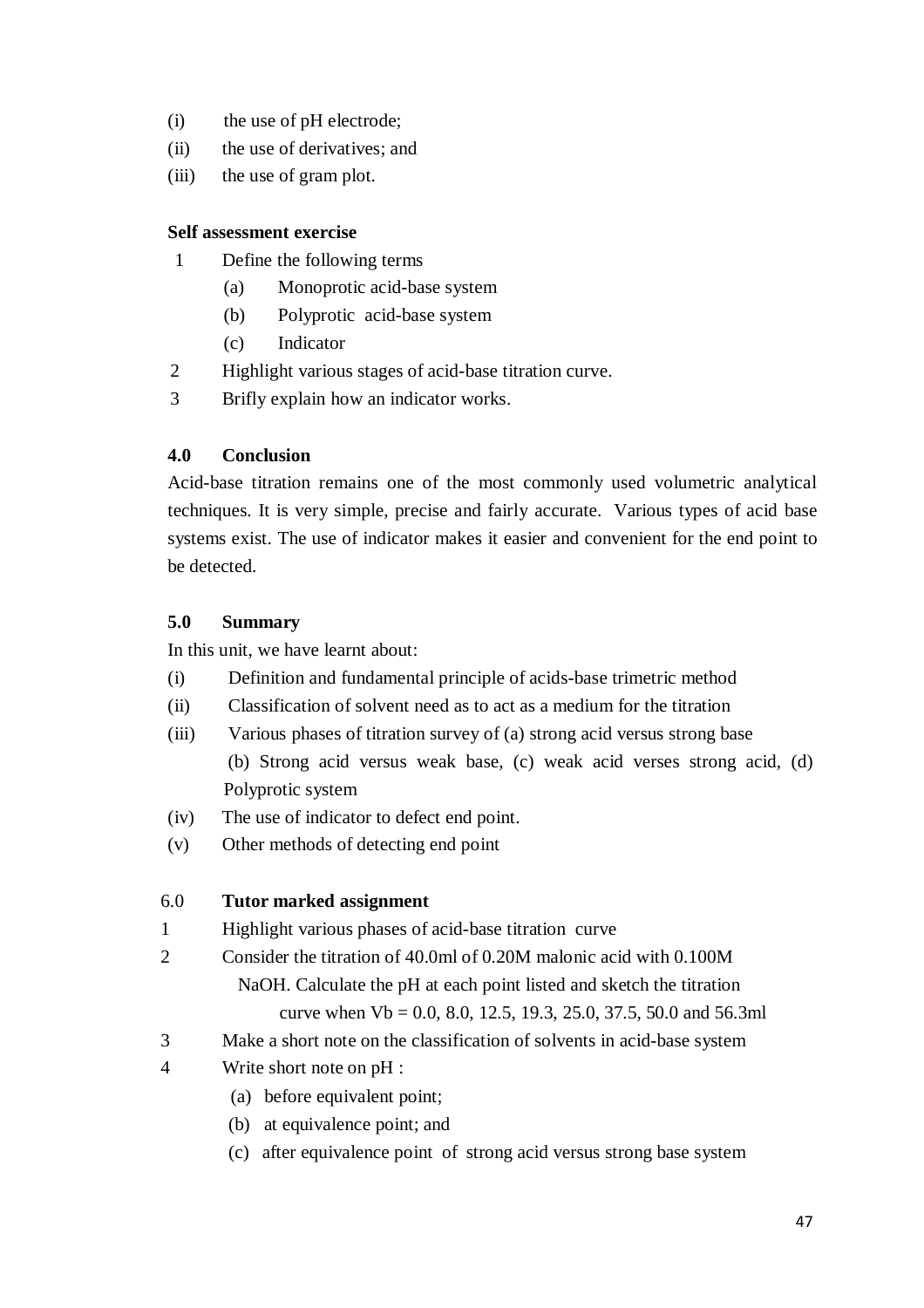(i) the use of pH electrode;
(ii) the use of derivatives; and
(iii) the use of gram plot.

**Self assessment exercise**

1 Define the following terms
   (a) Monoprotic acid-base system
   (b) Polyprotic acid-base system
   (c) Indicator
2 Highlight various stages of acid-base titration curve.
3 Brifly explain how an indicator works.

## 4.0 Conclusion

Acid-base titration remains one of the most commonly used volumetric analytical techniques. It is very simple, precise and fairly accurate. Various types of acid base systems exist. The use of indicator makes it easier and convenient for the end point to be detected.

## 5.0 Summary

In this unit, we have learnt about:

(i) Definition and fundamental principle of acids-base trimetric method
(ii) Classification of solvent need as to act as a medium for the titration
(iii) Various phases of titration survey of (a) strong acid versus strong base (b) Strong acid versus weak base, (c) weak acid verses strong acid, (d) Polyprotic system
(iv) The use of indicator to defect end point.
(v) Other methods of detecting end point

## 6.0 Tutor marked assignment

1 Highlight various phases of acid-base titration curve
2 Consider the titration of 40.0ml of 0.20M malonic acid with 0.100M NaOH. Calculate the pH at each point listed and sketch the titration curve when Vb = 0.0, 8.0, 12.5, 19.3, 25.0, 37.5, 50.0 and 56.3ml
3 Make a short note on the classification of solvents in acid-base system
4 Write short note on pH :
   (a) before equivalent point;
   (b) at equivalence point; and
   (c) after equivalence point of strong acid versus strong base system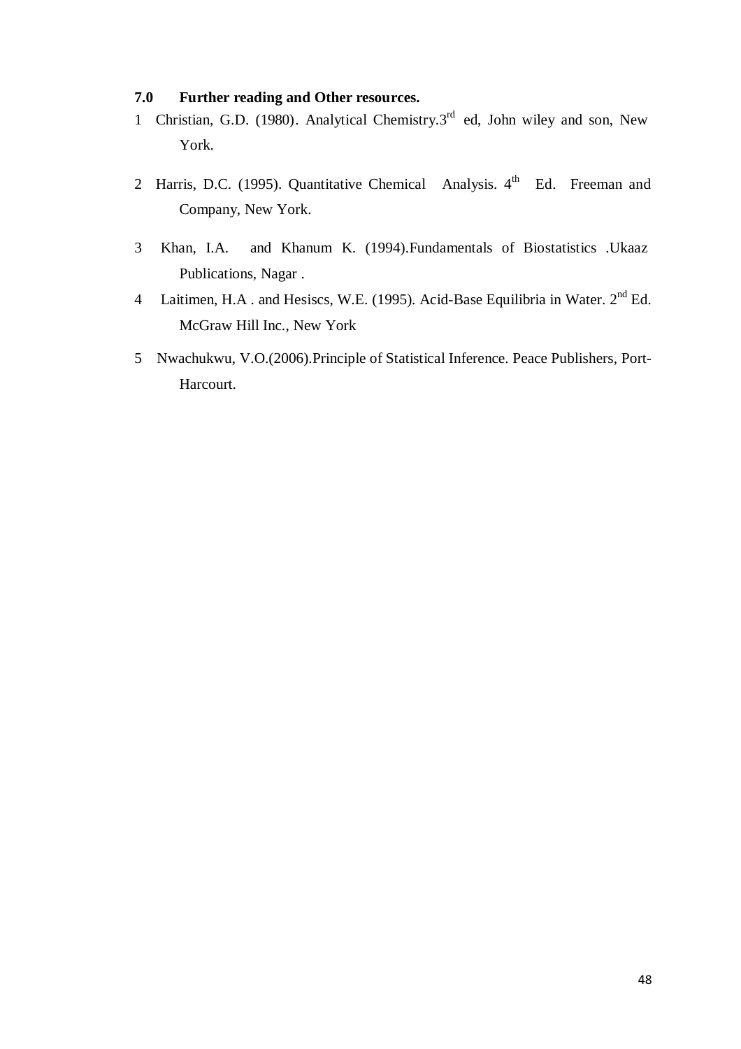## 7.0 Further reading and Other resources.

1. Christian, G.D. (1980). Analytical Chemistry.3rd ed, John wiley and son, New York.
2. Harris, D.C. (1995). Quantitative Chemical Analysis. 4th Ed. Freeman and Company, New York.
3. Khan, I.A. and Khanum K. (1994).Fundamentals of Biostatistics .Ukaaz Publications, Nagar .
4. Laitimen, H.A . and Hesiscs, W.E. (1995). Acid-Base Equilibria in Water. 2nd Ed. McGraw Hill Inc., New York
5. Nwachukwu, V.O.(2006).Principle of Statistical Inference. Peace Publishers, Port-Harcourt.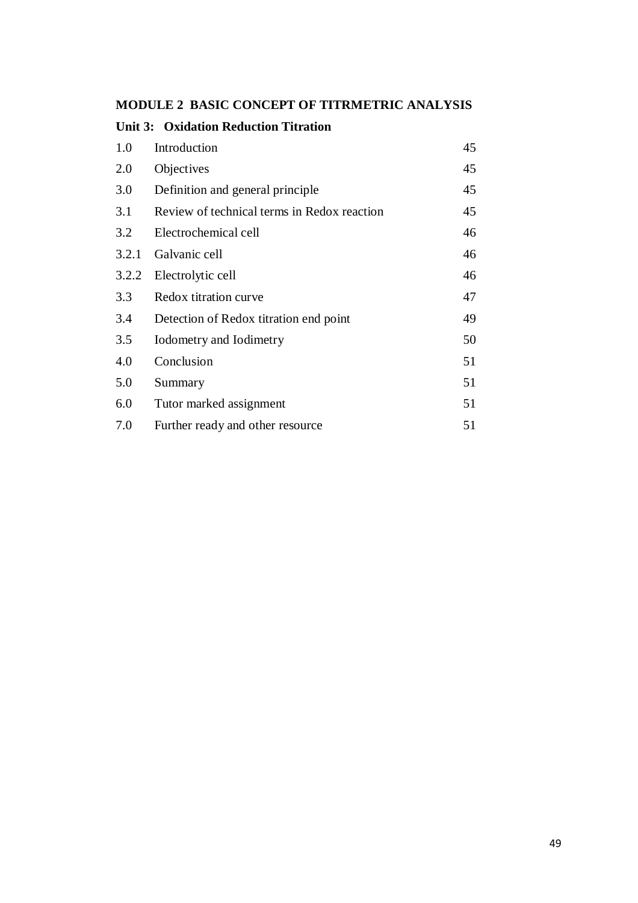## MODULE 2 BASIC CONCEPT OF TITRMETRIC ANALYSIS

### Unit 3: Oxidation Reduction Titration

| | | |
|---|---|---|
| 1.0 | Introduction | 45 |
| 2.0 | Objectives | 45 |
| 3.0 | Definition and general principle | 45 |
| 3.1 | Review of technical terms in Redox reaction | 45 |
| 3.2 | Electrochemical cell | 46 |
| 3.2.1 | Galvanic cell | 46 |
| 3.2.2 | Electrolytic cell | 46 |
| 3.3 | Redox titration curve | 47 |
| 3.4 | Detection of Redox titration end point | 49 |
| 3.5 | Iodometry and Iodimetry | 50 |
| 4.0 | Conclusion | 51 |
| 5.0 | Summary | 51 |
| 6.0 | Tutor marked assignment | 51 |
| 7.0 | Further ready and other resource | 51 |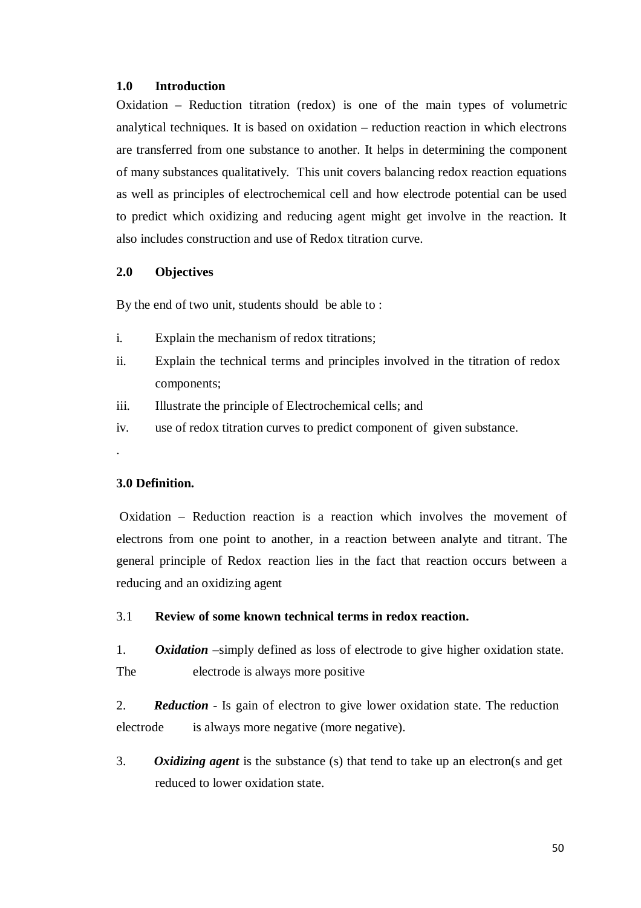## 1.0 Introduction

Oxidation – Reduction titration (redox) is one of the main types of volumetric analytical techniques. It is based on oxidation – reduction reaction in which electrons are transferred from one substance to another. It helps in determining the component of many substances qualitatively. This unit covers balancing redox reaction equations as well as principles of electrochemical cell and how electrode potential can be used to predict which oxidizing and reducing agent might get involve in the reaction. It also includes construction and use of Redox titration curve.

## 2.0 Objectives

By the end of two unit, students should be able to :

i. Explain the mechanism of redox titrations;

ii. Explain the technical terms and principles involved in the titration of redox components;

iii. Illustrate the principle of Electrochemical cells; and

iv. use of redox titration curves to predict component of given substance.

.

## 3.0 Definition.

Oxidation – Reduction reaction is a reaction which involves the movement of electrons from one point to another, in a reaction between analyte and titrant. The general principle of Redox reaction lies in the fact that reaction occurs between a reducing and an oxidizing agent

### 3.1 Review of some known technical terms in redox reaction.

1. ***Oxidation*** –simply defined as loss of electrode to give higher oxidation state. The electrode is always more positive

2. ***Reduction*** - Is gain of electron to give lower oxidation state. The reduction electrode is always more negative (more negative).

3. ***Oxidizing agent*** is the substance (s) that tend to take up an electron(s and get reduced to lower oxidation state.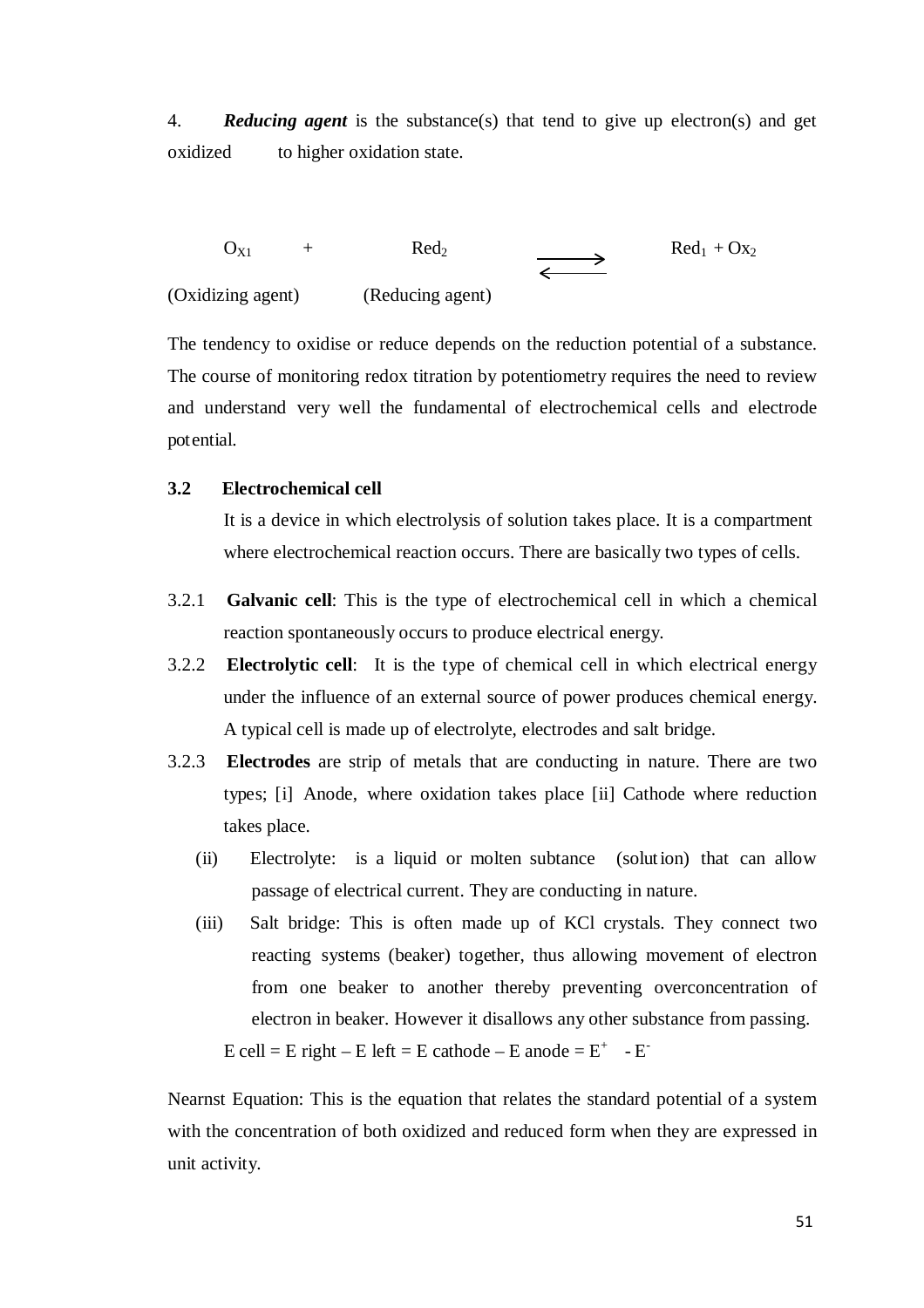4. ***Reducing agent*** is the substance(s) that tend to give up electron(s) and get oxidized to higher oxidation state.

$$O_{X1} \quad + \quad Red_2 \quad \rightleftharpoons \quad Red_1 + Ox_2$$

(Oxidizing agent) (Reducing agent)

The tendency to oxidise or reduce depends on the reduction potential of a substance. The course of monitoring redox titration by potentiometry requires the need to review and understand very well the fundamental of electrochemical cells and electrode potential.

### 3.2 Electrochemical cell

It is a device in which electrolysis of solution takes place. It is a compartment where electrochemical reaction occurs. There are basically two types of cells.

3.2.1 **Galvanic cell**: This is the type of electrochemical cell in which a chemical reaction spontaneously occurs to produce electrical energy.

3.2.2 **Electrolytic cell**: It is the type of chemical cell in which electrical energy under the influence of an external source of power produces chemical energy. A typical cell is made up of electrolyte, electrodes and salt bridge.

3.2.3 **Electrodes** are strip of metals that are conducting in nature. There are two types; [i] Anode, where oxidation takes place [ii] Cathode where reduction takes place.

(ii) Electrolyte: is a liquid or molten subtance (solution) that can allow passage of electrical current. They are conducting in nature.

(iii) Salt bridge: This is often made up of KCl crystals. They connect two reacting systems (beaker) together, thus allowing movement of electron from one beaker to another thereby preventing overconcentration of electron in beaker. However it disallows any other substance from passing.

$E$ cell = $E$ right – $E$ left = $E$ cathode – $E$ anode = $E^{+} - E^{-}$

Nearnst Equation: This is the equation that relates the standard potential of a system with the concentration of both oxidized and reduced form when they are expressed in unit activity.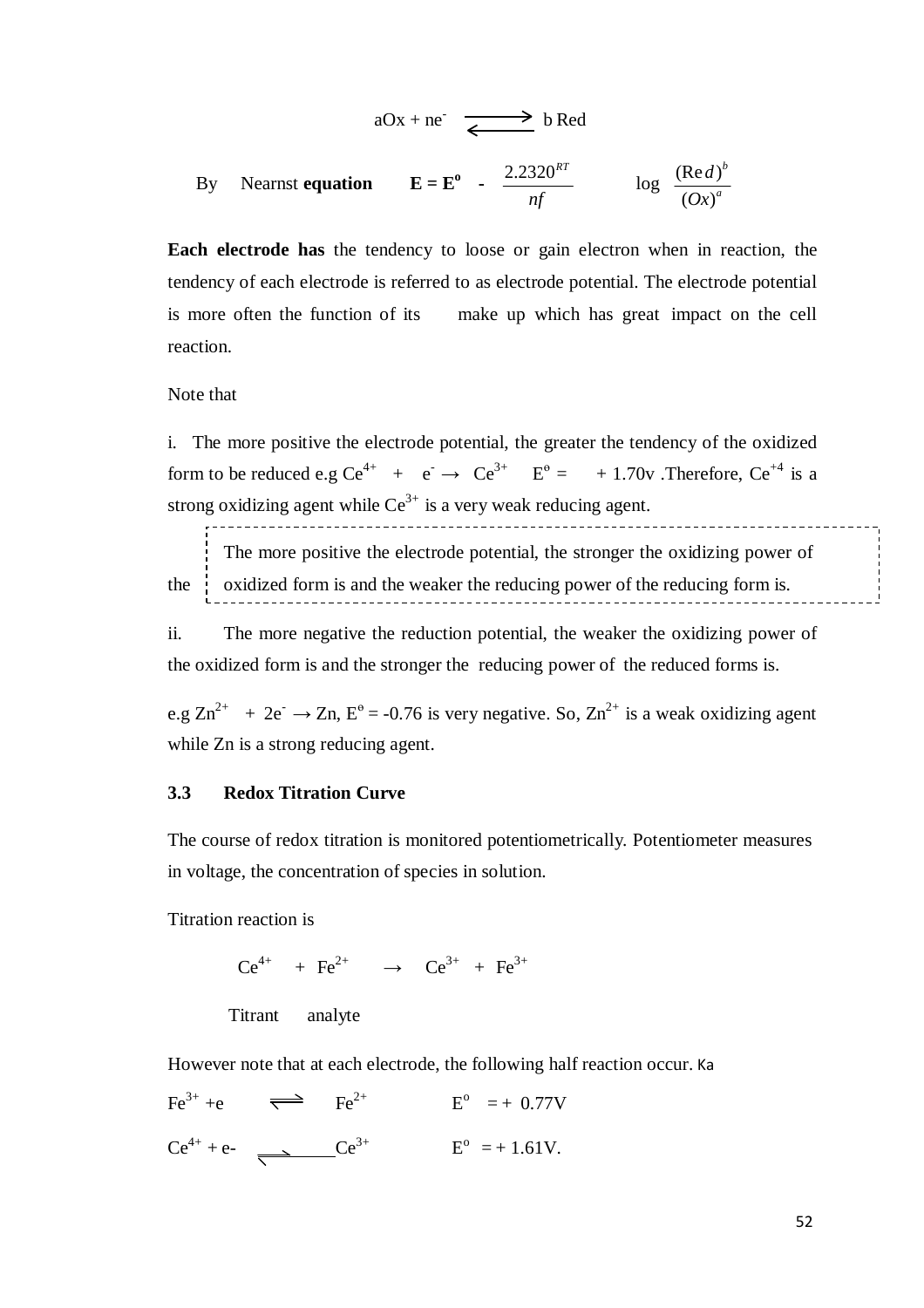$$aOx + ne^- \rightleftharpoons b\,Red$$

By Nearnst **equation** $\mathbf{E = E^o}$ **-** $\dfrac{2.2320^{RT}}{nf}$ $\log \dfrac{(Red)^b}{(Ox)^a}$

**Each electrode has** the tendency to loose or gain electron when in reaction, the tendency of each electrode is referred to as electrode potential. The electrode potential is more often the function of its make up which has great impact on the cell reaction.

Note that

i. The more positive the electrode potential, the greater the tendency of the oxidized form to be reduced e.g $Ce^{4+} + e^- \rightarrow Ce^{3+}$ $E^o$ = + 1.70v .Therefore, $Ce^{+4}$ is a strong oxidizing agent while $Ce^{3+}$ is a very weak reducing agent.

The more positive the electrode potential, the stronger the oxidizing power of the oxidized form is and the weaker the reducing power of the reducing form is.

ii. The more negative the reduction potential, the weaker the oxidizing power of the oxidized form is and the stronger the reducing power of the reduced forms is.

e.g $Zn^{2+} + 2e^- \rightarrow Zn$, $E^o$ = -0.76 is very negative. So, $Zn^{2+}$ is a weak oxidizing agent while Zn is a strong reducing agent.

### 3.3 Redox Titration Curve

The course of redox titration is monitored potentiometrically. Potentiometer measures in voltage, the concentration of species in solution.

Titration reaction is

$$Ce^{4+} + Fe^{2+} \rightarrow Ce^{3+} + Fe^{3+}$$

Titrant analyte

However note that at each electrode, the following half reaction occur. Ka

$Fe^{3+} + e \rightleftharpoons Fe^{2+}$ $E^o$ = + 0.77V

$Ce^{4+} + e- \rightleftharpoons Ce^{3+}$ $E^o$ = + 1.61V.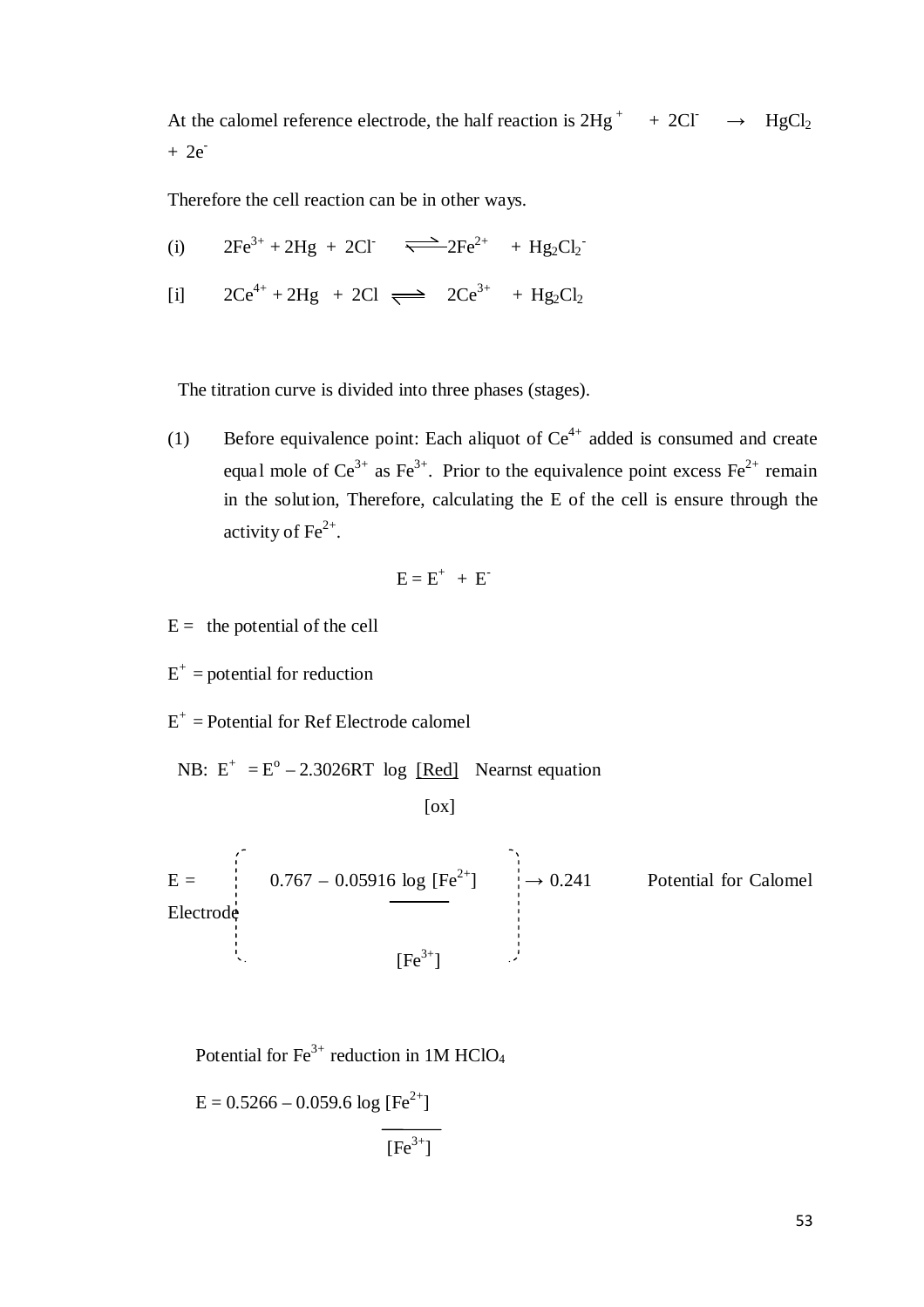At the calomel reference electrode, the half reaction is $2Hg^{+} + 2Cl^{-} \rightarrow HgCl_2 + 2e^{-}$

Therefore the cell reaction can be in other ways.

(i) $2Fe^{3+} + 2Hg + 2Cl^{-} \rightleftharpoons 2Fe^{2+} + Hg_2Cl_2^{-}$

[i] $2Ce^{4+} + 2Hg + 2Cl \rightleftharpoons 2Ce^{3+} + Hg_2Cl_2$

The titration curve is divided into three phases (stages).

(1) Before equivalence point: Each aliquot of $Ce^{4+}$ added is consumed and create equal mole of $Ce^{3+}$ as $Fe^{3+}$. Prior to the equivalence point excess $Fe^{2+}$ remain in the solution, Therefore, calculating the E of the cell is ensure through the activity of $Fe^{2+}$.

$$E = E^{+} + E^{-}$$

E = the potential of the cell

$E^{+}$ = potential for reduction

$E^{+}$ = Potential for Ref Electrode calomel

NB: $E^{+} = E^{o} - 2.3026RT \log \frac{[Red]}{[ox]}$ Nearnst equation

$$E = \left[ 0.767 - 0.05916 \log \frac{[Fe^{2+}]}{[Fe^{3+}]} \right] \rightarrow 0.241$$ Potential for Calomel Electrode

Potential for $Fe^{3+}$ reduction in 1M $HClO_4$

$$E = 0.5266 - 0.059.6 \log \frac{[Fe^{2+}]}{[Fe^{3+}]}$$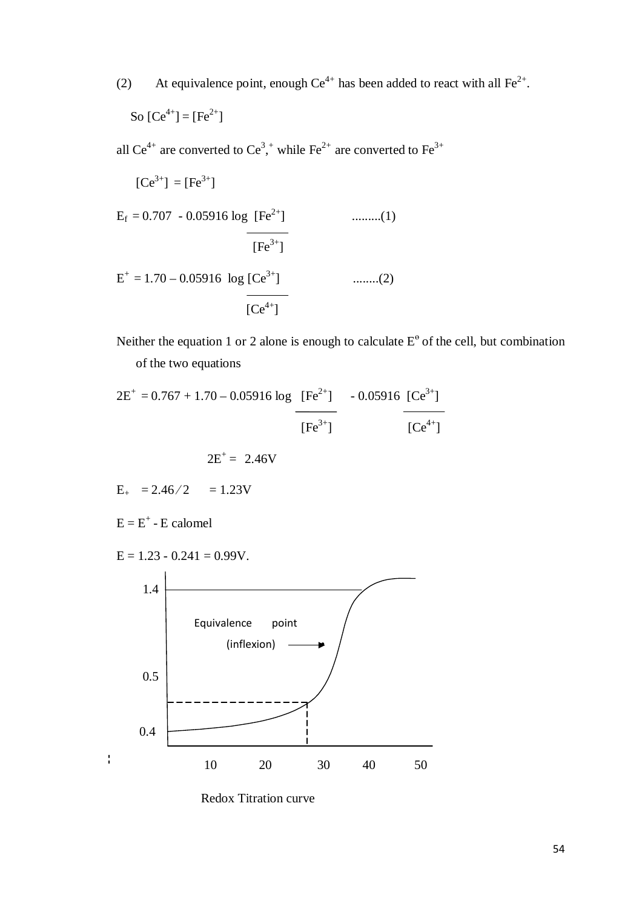(2) At equivalence point, enough $Ce^{4+}$ has been added to react with all $Fe^{2+}$.

So $[Ce^{4+}] = [Fe^{2+}]$

all $Ce^{4+}$ are converted to $Ce^{3,+}$ while $Fe^{2+}$ are converted to $Fe^{3+}$

$[Ce^{3+}] = [Fe^{3+}]$

$$E_f = 0.707 - 0.05916 \log \frac{[Fe^{2+}]}{[Fe^{3+}]} \qquad .........(1)$$

$$E^+ = 1.70 - 0.05916 \log \frac{[Ce^{3+}]}{[Ce^{4+}]} \qquad ........(2)$$

Neither the equation 1 or 2 alone is enough to calculate $E^o$ of the cell, but combination of the two equations

$$2E^+ = 0.767 + 1.70 - 0.05916 \log \frac{[Fe^{2+}]}{[Fe^{3+}]} - 0.05916 \frac{[Ce^{3+}]}{[Ce^{4+}]}$$

$$2E^+ = 2.46V$$

$E_+ = 2.46/2 = 1.23V$

$E = E^+ - E$ calomel

$E = 1.23 - 0.241 = 0.99V.$

Redox Titration curve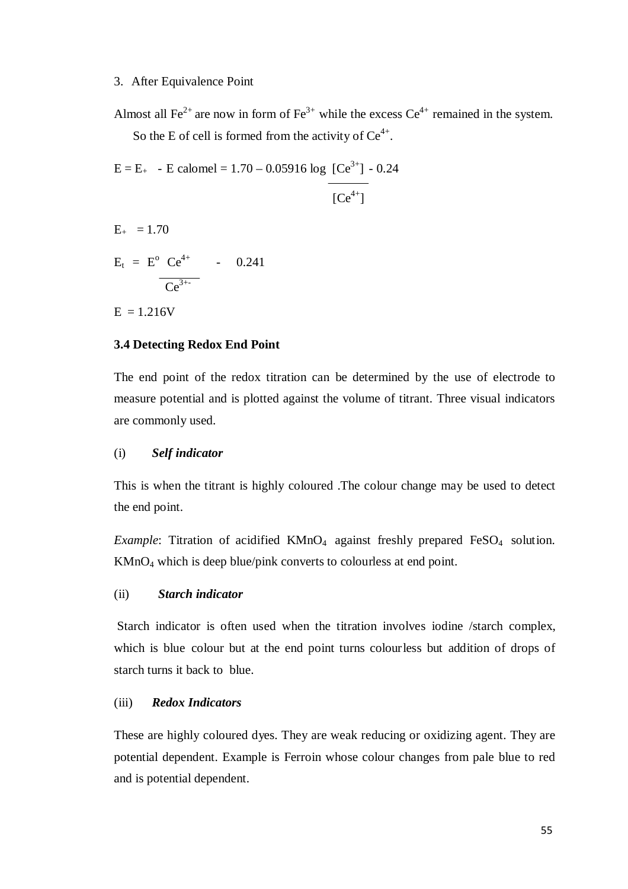3. After Equivalence Point

Almost all $Fe^{2+}$ are now in form of $Fe^{3+}$ while the excess $Ce^{4+}$ remained in the system. So the E of cell is formed from the activity of $Ce^{4+}$.

$$E = E_{+} - E\ calomel = 1.70 - 0.05916 \log \frac{[Ce^{3+}]}{[Ce^{4+}]} - 0.24$$

$E_{+} = 1.70$

$$E_{t} = E^{o}\ \frac{Ce^{4+}}{Ce^{3+-}} - 0.241$$

$E = 1.216V$

### 3.4 Detecting Redox End Point

The end point of the redox titration can be determined by the use of electrode to measure potential and is plotted against the volume of titrant. Three visual indicators are commonly used.

(i) ***Self indicator***

This is when the titrant is highly coloured .The colour change may be used to detect the end point.

*Example*: Titration of acidified $KMnO_4$ against freshly prepared $FeSO_4$ solution. $KMnO_4$ which is deep blue/pink converts to colourless at end point.

(ii) ***Starch indicator***

Starch indicator is often used when the titration involves iodine /starch complex, which is blue colour but at the end point turns colourless but addition of drops of starch turns it back to blue.

(iii) ***Redox Indicators***

These are highly coloured dyes. They are weak reducing or oxidizing agent. They are potential dependent. Example is Ferroin whose colour changes from pale blue to red and is potential dependent.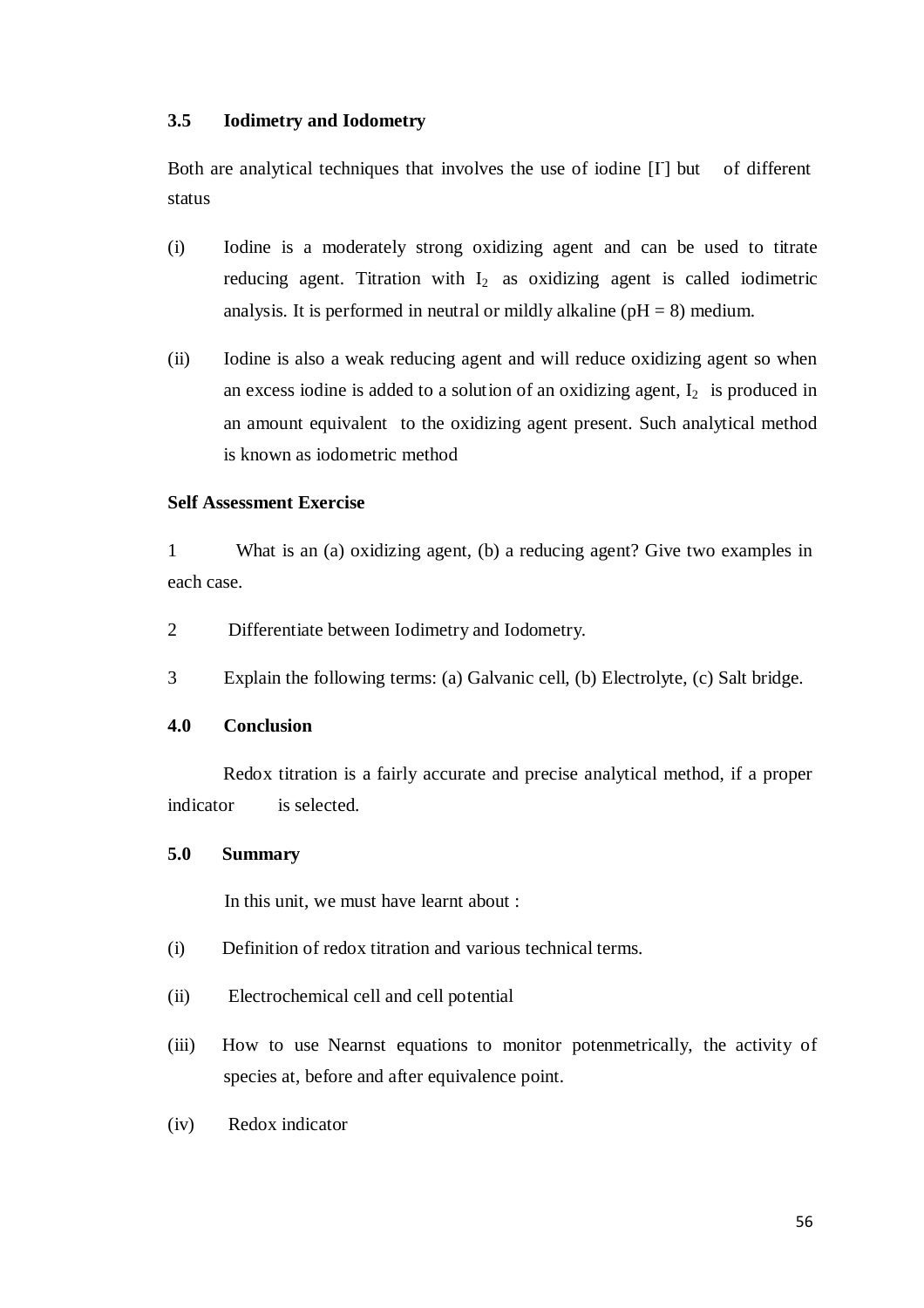### 3.5 Iodimetry and Iodometry

Both are analytical techniques that involves the use of iodine [$I^-$] but of different status

(i) Iodine is a moderately strong oxidizing agent and can be used to titrate reducing agent. Titration with $I_2$ as oxidizing agent is called iodimetric analysis. It is performed in neutral or mildly alkaline (pH = 8) medium.

(ii) Iodine is also a weak reducing agent and will reduce oxidizing agent so when an excess iodine is added to a solution of an oxidizing agent, $I_2$ is produced in an amount equivalent to the oxidizing agent present. Such analytical method is known as iodometric method

**Self Assessment Exercise**

1 What is an (a) oxidizing agent, (b) a reducing agent? Give two examples in each case.

2 Differentiate between Iodimetry and Iodometry.

3 Explain the following terms: (a) Galvanic cell, (b) Electrolyte, (c) Salt bridge.

## 4.0 Conclusion

Redox titration is a fairly accurate and precise analytical method, if a proper indicator is selected.

## 5.0 Summary

In this unit, we must have learnt about :

(i) Definition of redox titration and various technical terms.

(ii) Electrochemical cell and cell potential

(iii) How to use Nearnst equations to monitor potenmetrically, the activity of species at, before and after equivalence point.

(iv) Redox indicator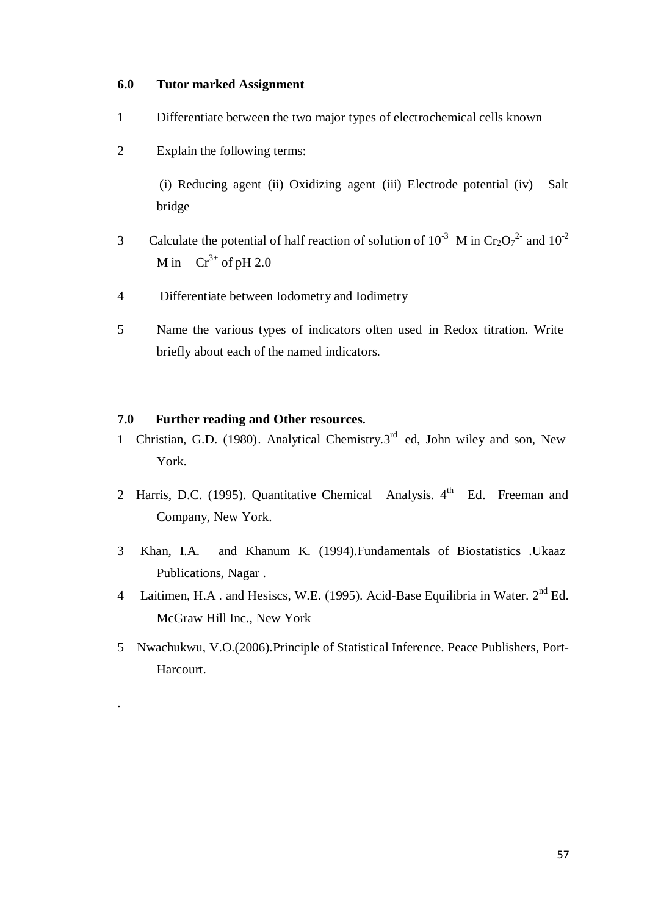## 6.0 Tutor marked Assignment

1. Differentiate between the two major types of electrochemical cells known

2. Explain the following terms:

   (i) Reducing agent (ii) Oxidizing agent (iii) Electrode potential (iv) Salt bridge

3. Calculate the potential of half reaction of solution of $10^{-3}$ M in $Cr_2O_7^{2-}$ and $10^{-2}$ M in $Cr^{3+}$ of pH 2.0

4. Differentiate between Iodometry and Iodimetry

5. Name the various types of indicators often used in Redox titration. Write briefly about each of the named indicators.

## 7.0 Further reading and Other resources.

1. Christian, G.D. (1980). Analytical Chemistry.3rd ed, John wiley and son, New York.

2. Harris, D.C. (1995). Quantitative Chemical Analysis. 4th Ed. Freeman and Company, New York.

3. Khan, I.A. and Khanum K. (1994).Fundamentals of Biostatistics .Ukaaz Publications, Nagar .

4. Laitimen, H.A . and Hesiscs, W.E. (1995). Acid-Base Equilibria in Water. 2nd Ed. McGraw Hill Inc., New York

5. Nwachukwu, V.O.(2006).Principle of Statistical Inference. Peace Publishers, Port-Harcourt.

.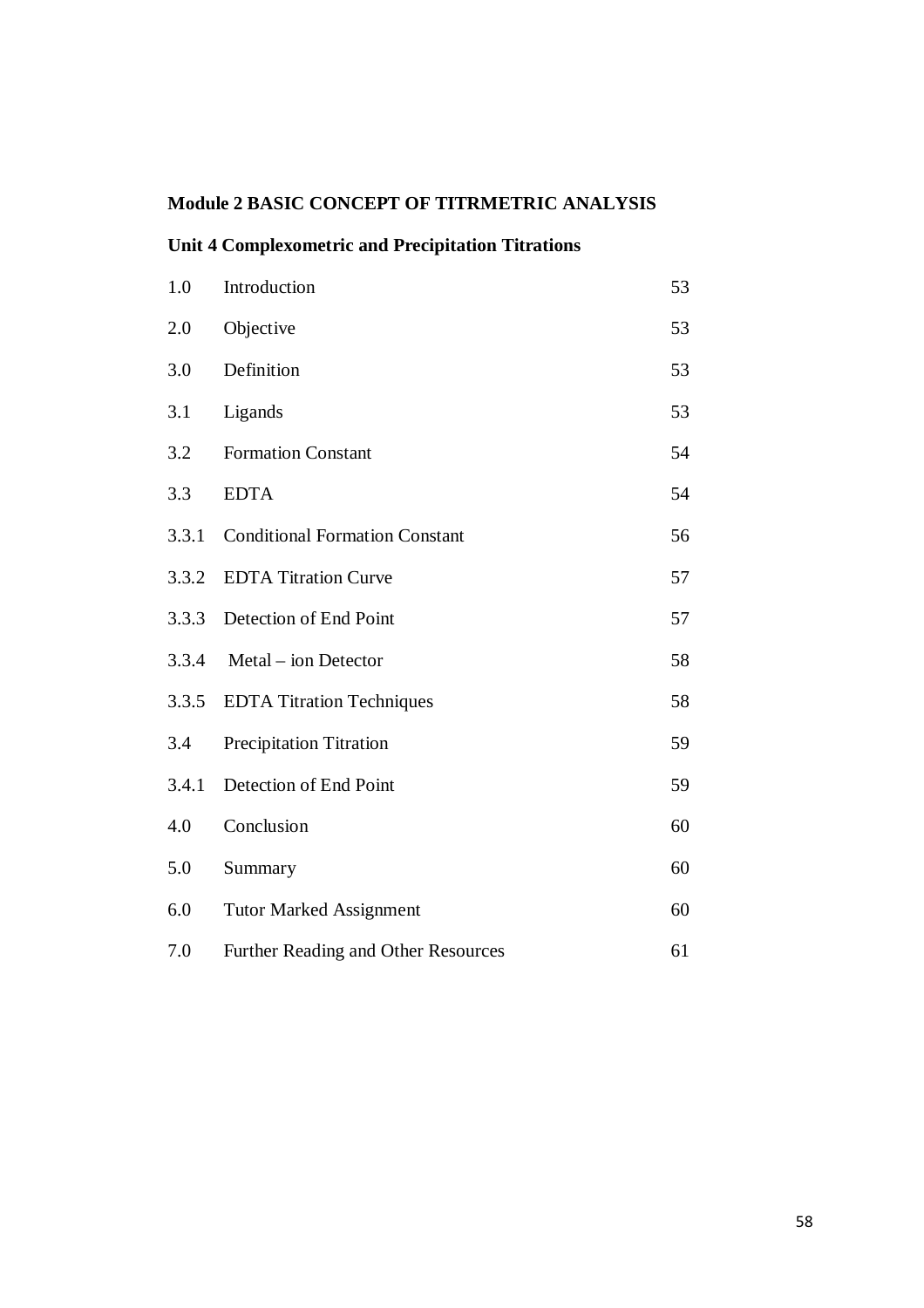**Module 2 BASIC CONCEPT OF TITRMETRIC ANALYSIS**

**Unit 4 Complexometric and Precipitation Titrations**

| | | |
|---|---|---|
| 1.0 | Introduction | 53 |
| 2.0 | Objective | 53 |
| 3.0 | Definition | 53 |
| 3.1 | Ligands | 53 |
| 3.2 | Formation Constant | 54 |
| 3.3 | EDTA | 54 |
| 3.3.1 | Conditional Formation Constant | 56 |
| 3.3.2 | EDTA Titration Curve | 57 |
| 3.3.3 | Detection of End Point | 57 |
| 3.3.4 | Metal – ion Detector | 58 |
| 3.3.5 | EDTA Titration Techniques | 58 |
| 3.4 | Precipitation Titration | 59 |
| 3.4.1 | Detection of End Point | 59 |
| 4.0 | Conclusion | 60 |
| 5.0 | Summary | 60 |
| 6.0 | Tutor Marked Assignment | 60 |
| 7.0 | Further Reading and Other Resources | 61 |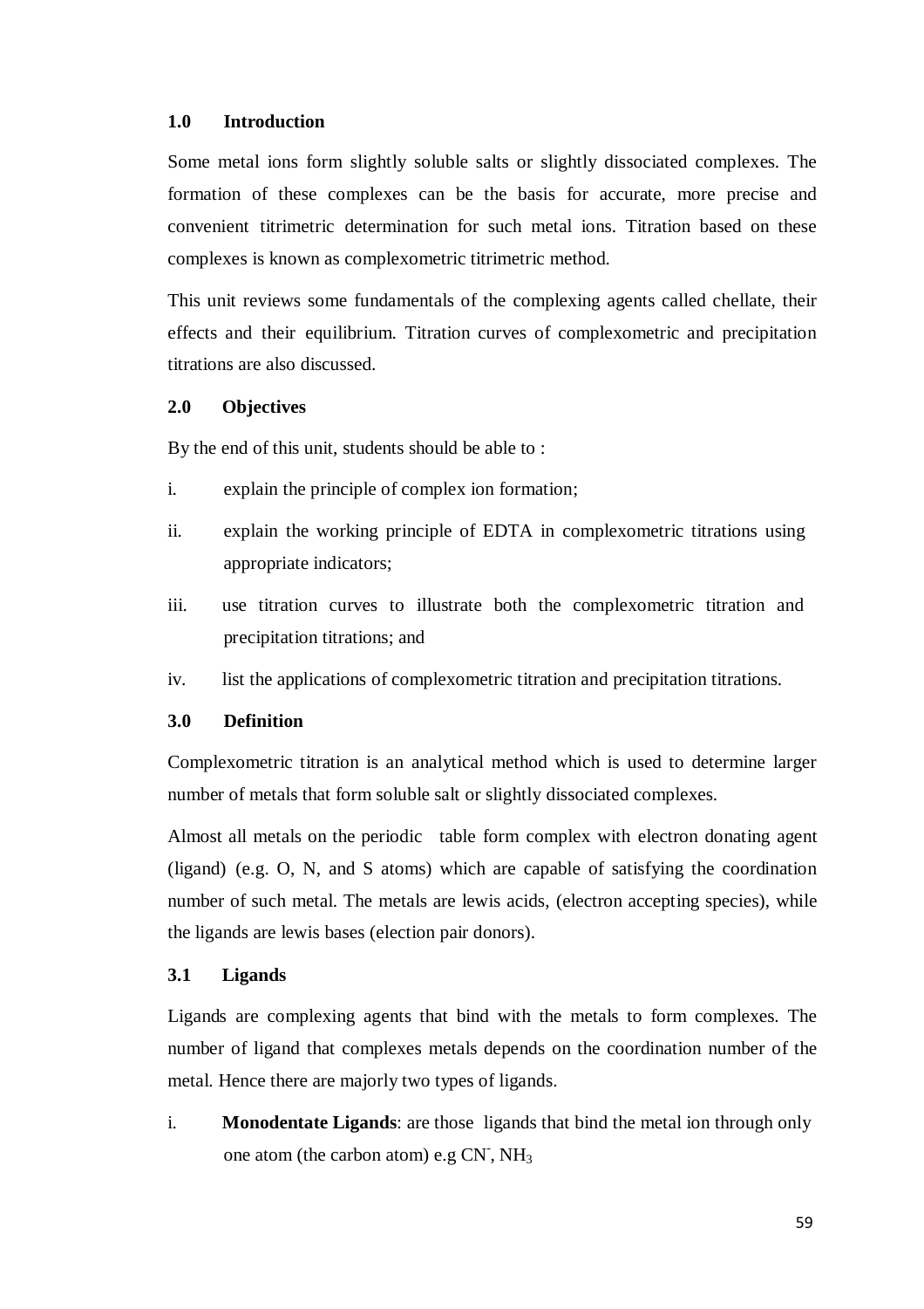## 1.0 Introduction

Some metal ions form slightly soluble salts or slightly dissociated complexes. The formation of these complexes can be the basis for accurate, more precise and convenient titrimetric determination for such metal ions. Titration based on these complexes is known as complexometric titrimetric method.

This unit reviews some fundamentals of the complexing agents called chellate, their effects and their equilibrium. Titration curves of complexometric and precipitation titrations are also discussed.

## 2.0 Objectives

By the end of this unit, students should be able to :

i. explain the principle of complex ion formation;

ii. explain the working principle of EDTA in complexometric titrations using appropriate indicators;

iii. use titration curves to illustrate both the complexometric titration and precipitation titrations; and

iv. list the applications of complexometric titration and precipitation titrations.

## 3.0 Definition

Complexometric titration is an analytical method which is used to determine larger number of metals that form soluble salt or slightly dissociated complexes.

Almost all metals on the periodic table form complex with electron donating agent (ligand) (e.g. O, N, and S atoms) which are capable of satisfying the coordination number of such metal. The metals are lewis acids, (electron accepting species), while the ligands are lewis bases (election pair donors).

### 3.1 Ligands

Ligands are complexing agents that bind with the metals to form complexes. The number of ligand that complexes metals depends on the coordination number of the metal. Hence there are majorly two types of ligands.

i. **Monodentate Ligands**: are those ligands that bind the metal ion through only one atom (the carbon atom) e.g $CN^-$, $NH_3$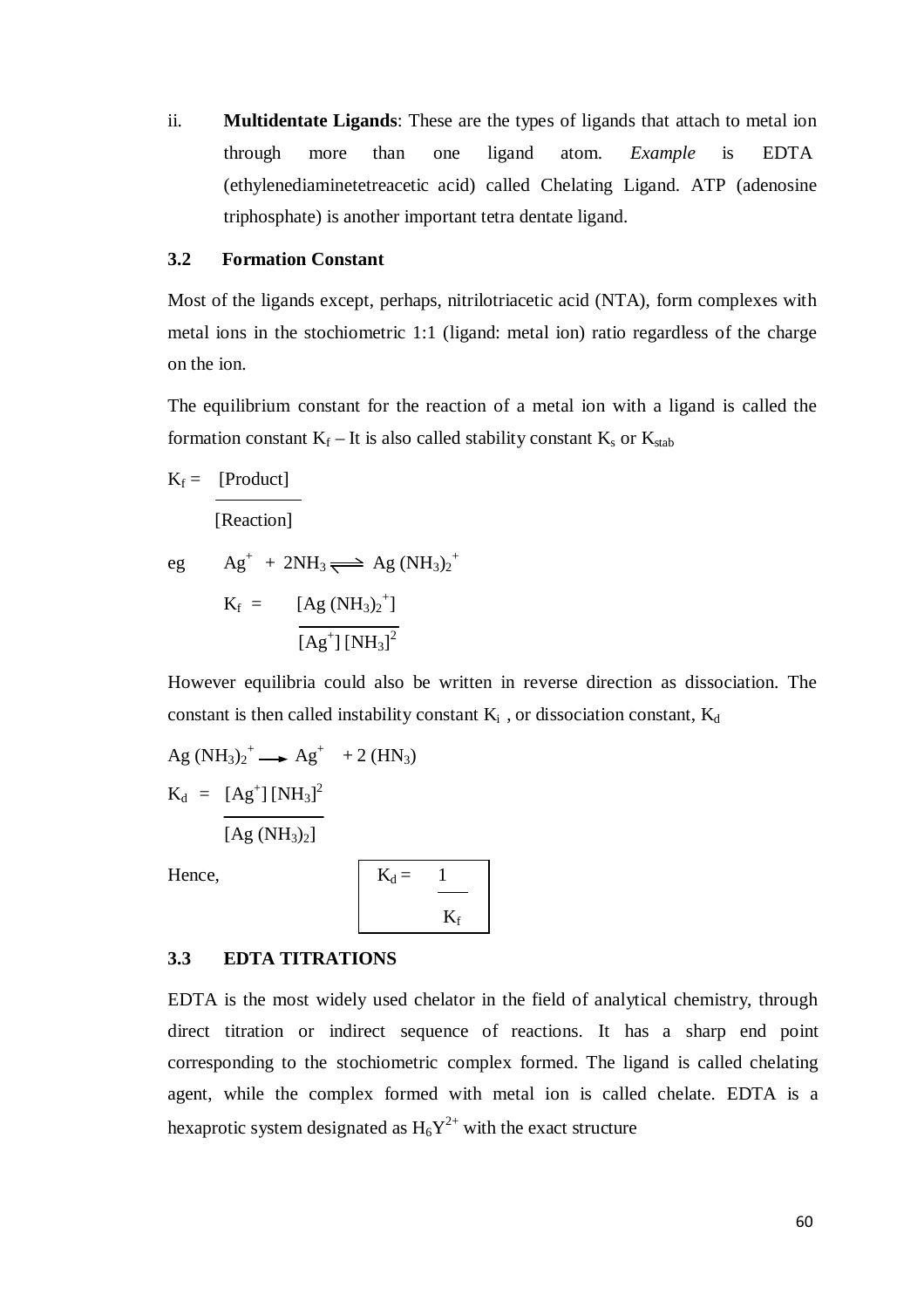ii. **Multidentate Ligands**: These are the types of ligands that attach to metal ion through more than one ligand atom. *Example* is EDTA (ethylenediaminetetreacetic acid) called Chelating Ligand. ATP (adenosine triphosphate) is another important tetra dentate ligand.

### 3.2 Formation Constant

Most of the ligands except, perhaps, nitrilotriacetic acid (NTA), form complexes with metal ions in the stochiometric 1:1 (ligand: metal ion) ratio regardless of the charge on the ion.

The equilibrium constant for the reaction of a metal ion with a ligand is called the formation constant $K_f$ – It is also called stability constant $K_s$ or $K_{stab}$

$$K_f = \frac{[\text{Product}]}{[\text{Reaction}]}$$

eg $\quad Ag^+ + 2NH_3 \rightleftharpoons Ag(NH_3)_2^+$

$$K_f = \frac{[Ag(NH_3)_2^+]}{[Ag^+][NH_3]^2}$$

However equilibria could also be written in reverse direction as dissociation. The constant is then called instability constant $K_i$ , or dissociation constant, $K_d$

$$Ag(NH_3)_2^+ \longrightarrow Ag^+ + 2(HN_3)$$

$$K_d = \frac{[Ag^+][NH_3]^2}{[Ag(NH_3)_2]}$$

Hence,

$$K_d = \frac{1}{K_f}$$

### 3.3 EDTA TITRATIONS

EDTA is the most widely used chelator in the field of analytical chemistry, through direct titration or indirect sequence of reactions. It has a sharp end point corresponding to the stochiometric complex formed. The ligand is called chelating agent, while the complex formed with metal ion is called chelate. EDTA is a hexaprotic system designated as $H_6Y^{2+}$ with the exact structure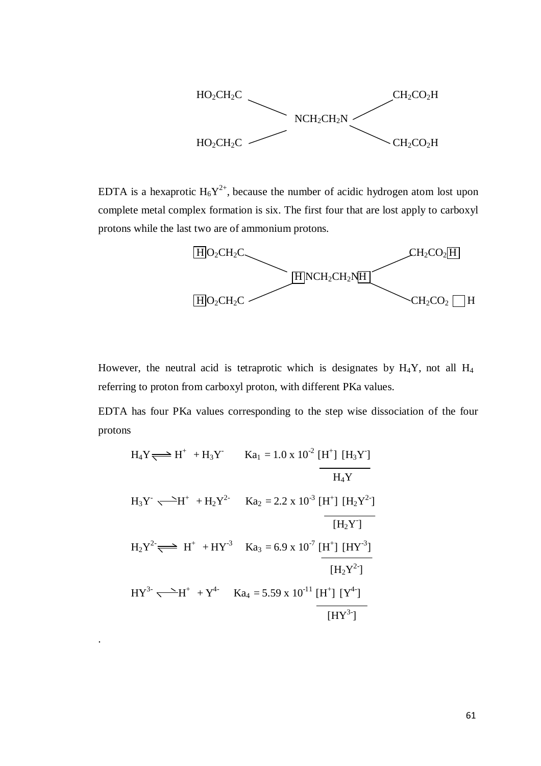$$
\begin{array}{ccc}
HO_2CH_2C & & CH_2CO_2H \\
& NCH_2CH_2N & \\
HO_2CH_2C & & CH_2CO_2H
\end{array}
$$

EDTA is a hexaprotic $H_6Y^{2+}$, because the number of acidic hydrogen atom lost upon complete metal complex formation is six. The first four that are lost apply to carboxyl protons while the last two are of ammonium protons.

$$
\begin{array}{ccc}
\boxed{H}O_2CH_2C & & CH_2CO_2\boxed{H} \\
& \boxed{H}NCH_2CH_2N\boxed{H} & \\
\boxed{H}O_2CH_2C & & CH_2CO_2\boxed{\phantom{H}}H
\end{array}
$$

However, the neutral acid is tetraprotic which is designates by $H_4Y$, not all $H_4$ referring to proton from carboxyl proton, with different PKa values.

EDTA has four PKa values corresponding to the step wise dissociation of the four protons

$$H_4Y \rightleftharpoons H^+ + H_3Y^- \qquad Ka_1 = 1.0 \times 10^{-2} \frac{[H^+]\,[H_3Y^-]}{H_4Y}$$

$$H_3Y^- \rightleftharpoons H^+ + H_2Y^{2-} \qquad Ka_2 = 2.2 \times 10^{-3} \frac{[H^+]\,[H_2Y^{2-}]}{[H_2Y^-]}$$

$$H_2Y^{2-} \rightleftharpoons H^+ + HY^{-3} \qquad Ka_3 = 6.9 \times 10^{-7} \frac{[H^+]\,[HY^{-3}]}{[H_2Y^{2-}]}$$

$$HY^{3-} \rightleftharpoons H^+ + Y^{4-} \qquad Ka_4 = 5.59 \times 10^{-11} \frac{[H^+]\,[Y^{4-}]}{[HY^{3-}]}$$

.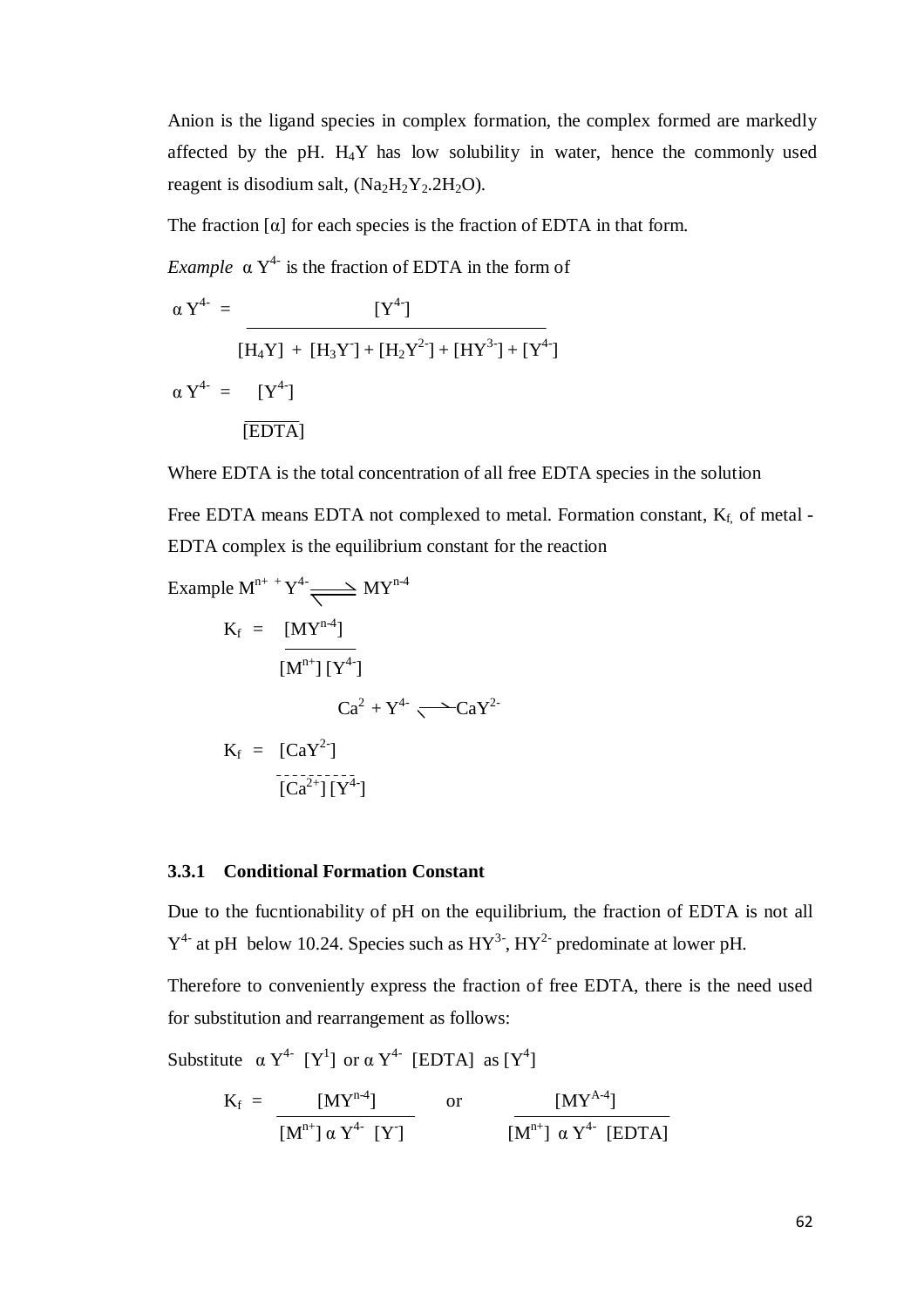Anion is the ligand species in complex formation, the complex formed are markedly affected by the pH. $H_4Y$ has low solubility in water, hence the commonly used reagent is disodium salt, $(Na_2H_2Y_2.2H_2O)$.

The fraction [α] for each species is the fraction of EDTA in that form.

*Example* $\alpha\, Y^{4-}$ is the fraction of EDTA in the form of

$$\alpha\, Y^{4-} = \frac{[Y^{4-}]}{[H_4Y] + [H_3Y^-] + [H_2Y^{2-}] + [HY^{3-}] + [Y^{4-}]}$$

$$\alpha\, Y^{4-} = \frac{[Y^{4-}]}{[EDTA]}$$

Where EDTA is the total concentration of all free EDTA species in the solution

Free EDTA means EDTA not complexed to metal. Formation constant, $K_f$, of metal - EDTA complex is the equilibrium constant for the reaction

Example $M^{n+} + Y^{4-} \rightleftharpoons MY^{n-4}$

$$K_f = \frac{[MY^{n-4}]}{[M^{n+}]\,[Y^{4-}]}$$

$$Ca^{2} + Y^{4-} \rightleftharpoons CaY^{2-}$$

$$K_f = \frac{[CaY^{2-}]}{[Ca^{2+}]\,[Y^{4-}]}$$

### 3.3.1 Conditional Formation Constant

Due to the fucntionability of pH on the equilibrium, the fraction of EDTA is not all $Y^{4-}$ at pH below 10.24. Species such as $HY^{3-}$, $HY^{2-}$ predominate at lower pH.

Therefore to conveniently express the fraction of free EDTA, there is the need used for substitution and rearrangement as follows:

Substitute $\alpha\, Y^{4-}\ [Y^{1}]$ or $\alpha\, Y^{4-}\ [EDTA]$ as $[Y^{4}]$

$$K_f = \frac{[MY^{n-4}]}{[M^{n+}]\,\alpha\, Y^{4-}\ [Y^{-}]} \quad \text{or} \quad \frac{[MY^{A-4}]}{[M^{n+}]\ \alpha\, Y^{4-}\ [EDTA]}$$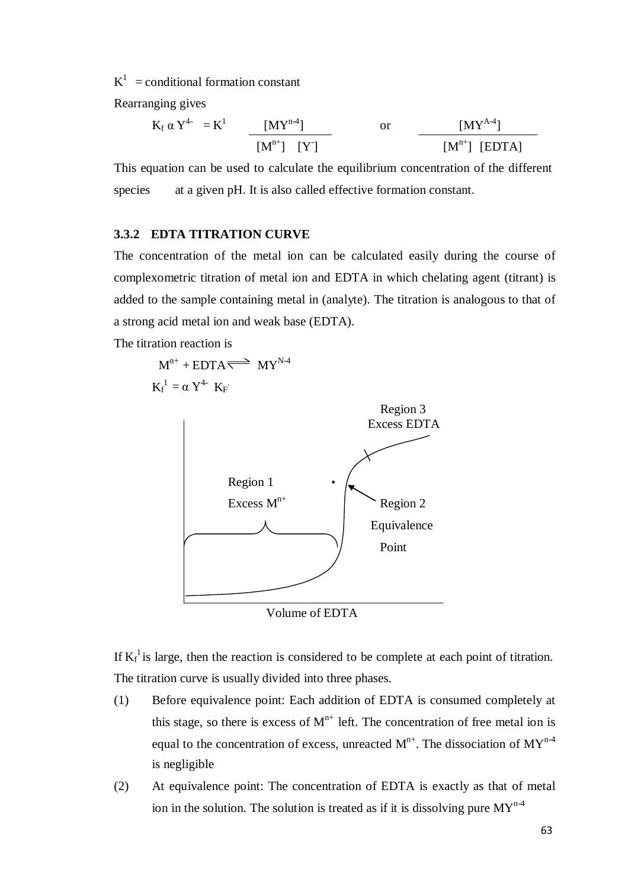$K^1$ = conditional formation constant

Rearranging gives

$$K_f \ \alpha Y^{4-} = K^1 \quad \frac{[MY^{n-4}]}{[M^{n+}] \ [Y^-]} \qquad \text{or} \qquad \frac{[MY^{A-4}]}{[M^{n+}] \ [EDTA]}$$

This equation can be used to calculate the equilibrium concentration of the different species at a given pH. It is also called effective formation constant.

### 3.3.2 EDTA TITRATION CURVE

The concentration of the metal ion can be calculated easily during the course of complexometric titration of metal ion and EDTA in which chelating agent (titrant) is added to the sample containing metal in (analyte). The titration is analogous to that of a strong acid metal ion and weak base (EDTA).

The titration reaction is

$$M^{n+} + EDTA \rightleftharpoons MY^{N-4}$$

$$K_f^1 = \alpha \ Y^{4-} \ K_F$$

Region 3
Excess EDTA

Region 1
Excess $M^{n+}$

Region 2
Equivalence
Point

Volume of EDTA

If $K_f^1$ is large, then the reaction is considered to be complete at each point of titration. The titration curve is usually divided into three phases.

(1) Before equivalence point: Each addition of EDTA is consumed completely at this stage, so there is excess of $M^{n+}$ left. The concentration of free metal ion is equal to the concentration of excess, unreacted $M^{n+}$. The dissociation of $MY^{n-4}$ is negligible

(2) At equivalence point: The concentration of EDTA is exactly as that of metal ion in the solution. The solution is treated as if it is dissolving pure $MY^{n-4}$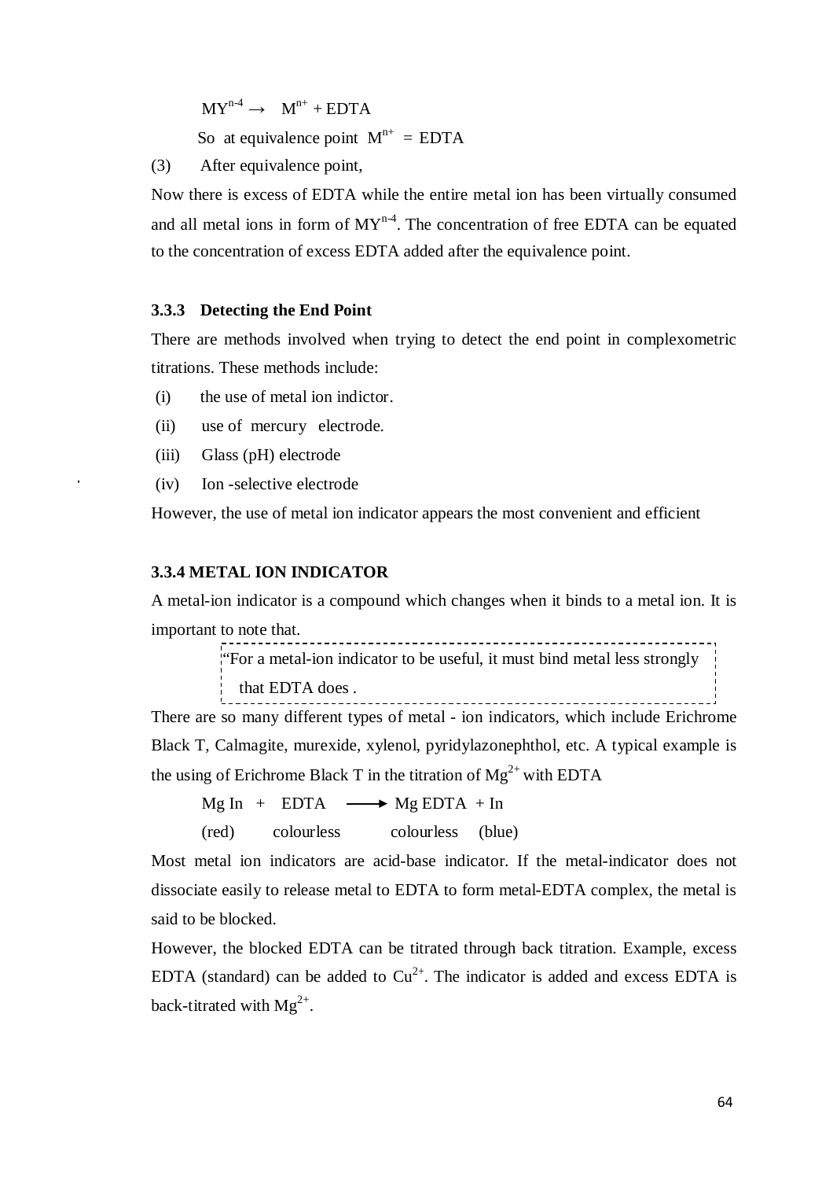$$MY^{n-4} \rightarrow M^{n+} + EDTA$$

So at equivalence point $M^{n+} = EDTA$

(3) After equivalence point,

Now there is excess of EDTA while the entire metal ion has been virtually consumed and all metal ions in form of $MY^{n-4}$. The concentration of free EDTA can be equated to the concentration of excess EDTA added after the equivalence point.

### 3.3.3 Detecting the End Point

There are methods involved when trying to detect the end point in complexometric titrations. These methods include:

(i) the use of metal ion indictor.

(ii) use of mercury electrode.

(iii) Glass (pH) electrode

(iv) Ion -selective electrode

However, the use of metal ion indicator appears the most convenient and efficient

### 3.3.4 METAL ION INDICATOR

A metal-ion indicator is a compound which changes when it binds to a metal ion. It is important to note that.

> "For a metal-ion indicator to be useful, it must bind metal less strongly that EDTA does .

There are so many different types of metal - ion indicators, which include Erichrome Black T, Calmagite, murexide, xylenol, pyridylazonephthol, etc. A typical example is the using of Erichrome Black T in the titration of $Mg^{2+}$ with EDTA

$$\underset{\text{(red)}}{\text{Mg In}} + \underset{\text{colourless}}{\text{EDTA}} \longrightarrow \underset{\text{colourless}}{\text{Mg EDTA}} + \underset{\text{(blue)}}{\text{In}}$$

Most metal ion indicators are acid-base indicator. If the metal-indicator does not dissociate easily to release metal to EDTA to form metal-EDTA complex, the metal is said to be blocked.

However, the blocked EDTA can be titrated through back titration. Example, excess EDTA (standard) can be added to $Cu^{2+}$. The indicator is added and excess EDTA is back-titrated with $Mg^{2+}$.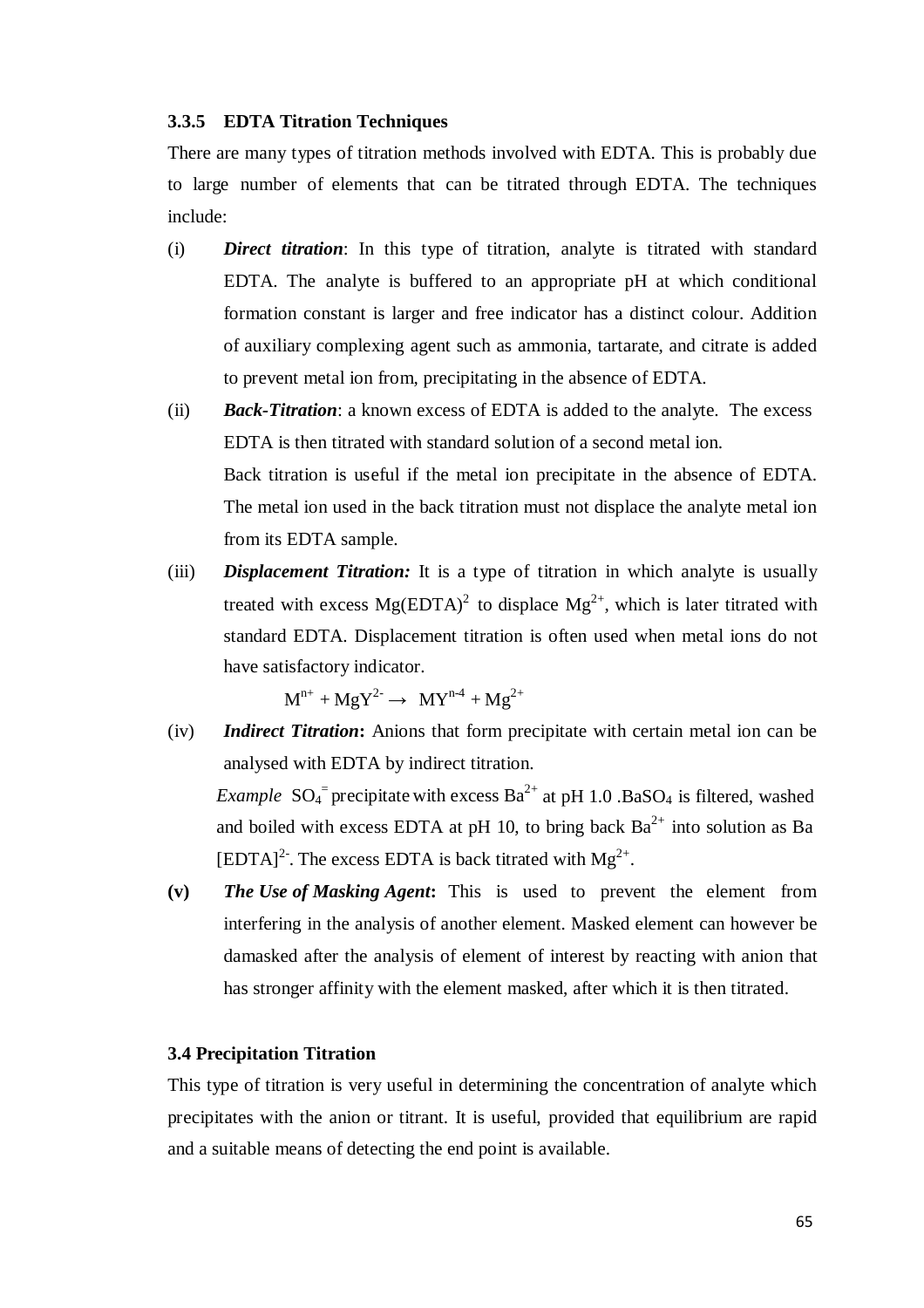### 3.3.5 EDTA Titration Techniques

There are many types of titration methods involved with EDTA. This is probably due to large number of elements that can be titrated through EDTA. The techniques include:

(i) ***Direct titration***: In this type of titration, analyte is titrated with standard EDTA. The analyte is buffered to an appropriate pH at which conditional formation constant is larger and free indicator has a distinct colour. Addition of auxiliary complexing agent such as ammonia, tartarate, and citrate is added to prevent metal ion from, precipitating in the absence of EDTA.

(ii) ***Back-Titration***: a known excess of EDTA is added to the analyte. The excess EDTA is then titrated with standard solution of a second metal ion.

Back titration is useful if the metal ion precipitate in the absence of EDTA. The metal ion used in the back titration must not displace the analyte metal ion from its EDTA sample.

(iii) ***Displacement Titration:*** It is a type of titration in which analyte is usually treated with excess $Mg(EDTA)^2$ to displace $Mg^{2+}$, which is later titrated with standard EDTA. Displacement titration is often used when metal ions do not have satisfactory indicator.

$$M^{n+} + MgY^{2-} \rightarrow MY^{n-4} + Mg^{2+}$$

(iv) ***Indirect Titration*:** Anions that form precipitate with certain metal ion can be analysed with EDTA by indirect titration.

*Example* $SO_4^{=}$ precipitate with excess $Ba^{2+}$ at pH 1.0 .$BaSO_4$ is filtered, washed and boiled with excess EDTA at pH 10, to bring back $Ba^{2+}$ into solution as Ba $[EDTA]^{2-}$. The excess EDTA is back titrated with $Mg^{2+}$.

**(v)** ***The Use of Masking Agent*:** This is used to prevent the element from interfering in the analysis of another element. Masked element can however be damasked after the analysis of element of interest by reacting with anion that has stronger affinity with the element masked, after which it is then titrated.

### 3.4 Precipitation Titration

This type of titration is very useful in determining the concentration of analyte which precipitates with the anion or titrant. It is useful, provided that equilibrium are rapid and a suitable means of detecting the end point is available.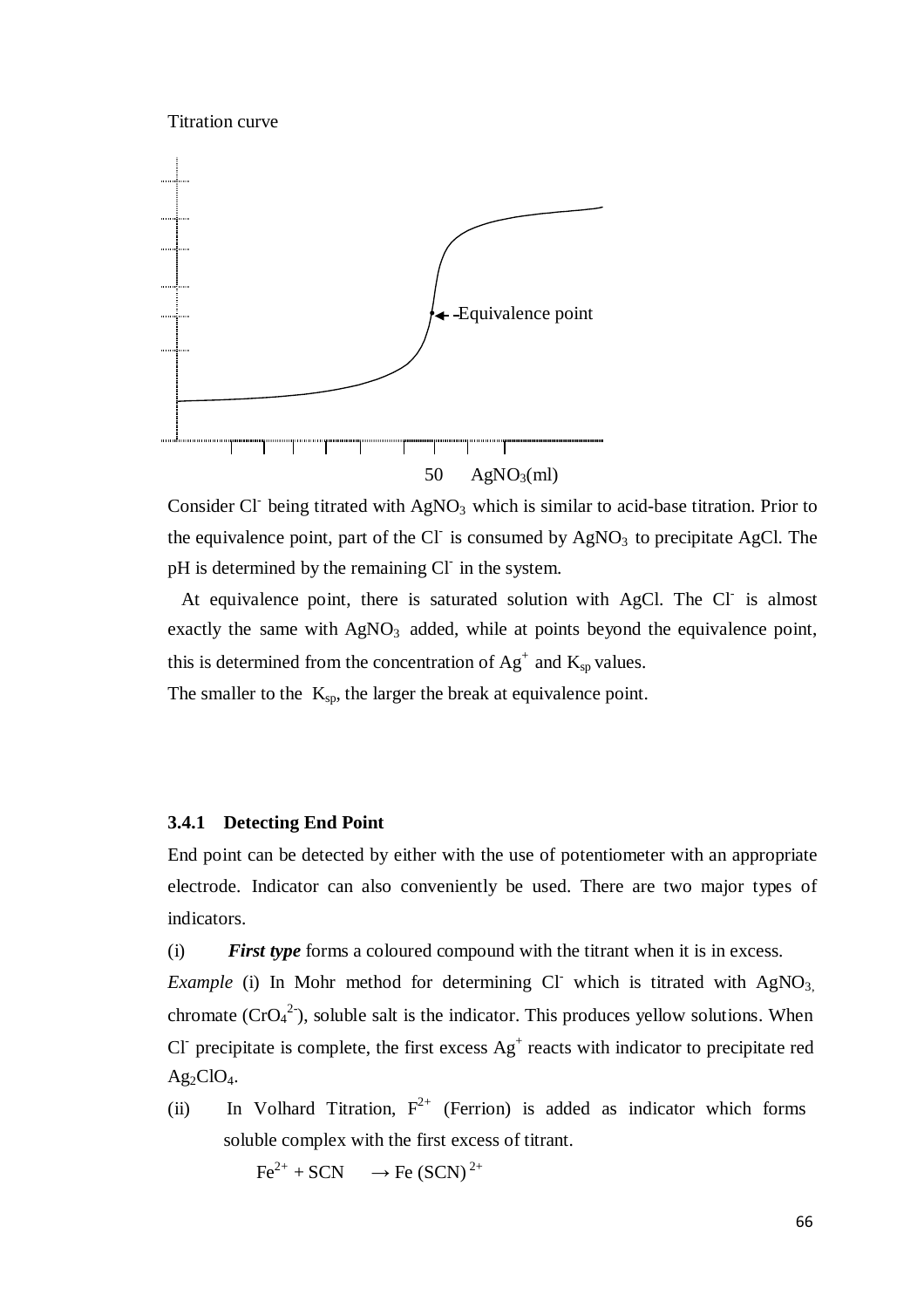Titration curve

Equivalence point

50 $AgNO_3$(ml)

Consider $Cl^-$ being titrated with $AgNO_3$ which is similar to acid-base titration. Prior to the equivalence point, part of the $Cl^-$ is consumed by $AgNO_3$ to precipitate AgCl. The pH is determined by the remaining $Cl^-$ in the system.

At equivalence point, there is saturated solution with AgCl. The $Cl^-$ is almost exactly the same with $AgNO_3$ added, while at points beyond the equivalence point, this is determined from the concentration of $Ag^+$ and $K_{sp}$ values.

The smaller to the $K_{sp}$, the larger the break at equivalence point.

### 3.4.1 Detecting End Point

End point can be detected by either with the use of potentiometer with an appropriate electrode. Indicator can also conveniently be used. There are two major types of indicators.

(i) ***First type*** forms a coloured compound with the titrant when it is in excess.

*Example* (i) In Mohr method for determining $Cl^-$ which is titrated with $AgNO_3$, chromate ($CrO_4^{2-}$), soluble salt is the indicator. This produces yellow solutions. When $Cl^-$ precipitate is complete, the first excess $Ag^+$ reacts with indicator to precipitate red $Ag_2ClO_4$.

(ii) In Volhard Titration, $F^{2+}$ (Ferrion) is added as indicator which forms soluble complex with the first excess of titrant.

$$Fe^{2+} + SCN \rightarrow Fe(SCN)^{2+}$$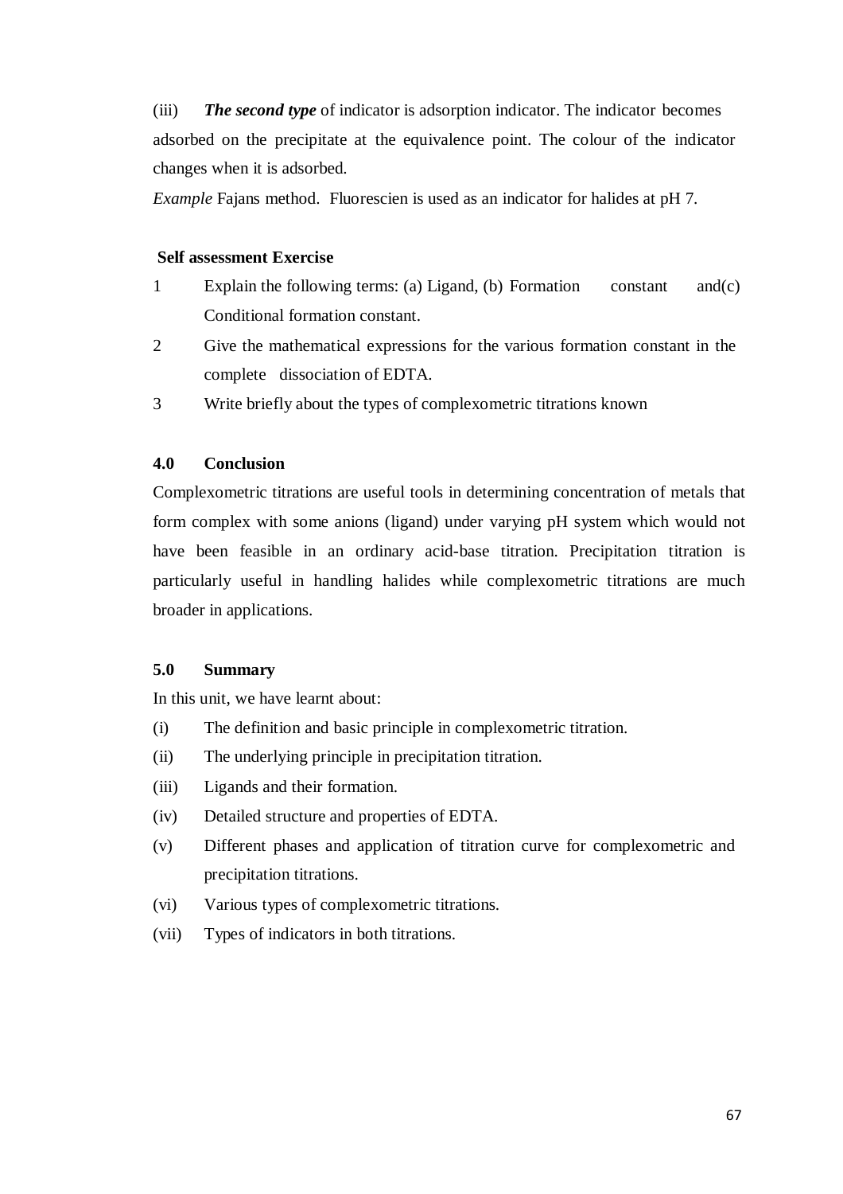(iii) ***The second type*** of indicator is adsorption indicator. The indicator becomes adsorbed on the precipitate at the equivalence point. The colour of the indicator changes when it is adsorbed.

*Example* Fajans method. Fluorescien is used as an indicator for halides at pH 7.

**Self assessment Exercise**

1. Explain the following terms: (a) Ligand, (b) Formation constant and(c) Conditional formation constant.
2. Give the mathematical expressions for the various formation constant in the complete dissociation of EDTA.
3. Write briefly about the types of complexometric titrations known

## 4.0 Conclusion

Complexometric titrations are useful tools in determining concentration of metals that form complex with some anions (ligand) under varying pH system which would not have been feasible in an ordinary acid-base titration. Precipitation titration is particularly useful in handling halides while complexometric titrations are much broader in applications.

## 5.0 Summary

In this unit, we have learnt about:

(i) The definition and basic principle in complexometric titration.

(ii) The underlying principle in precipitation titration.

(iii) Ligands and their formation.

(iv) Detailed structure and properties of EDTA.

(v) Different phases and application of titration curve for complexometric and precipitation titrations.

(vi) Various types of complexometric titrations.

(vii) Types of indicators in both titrations.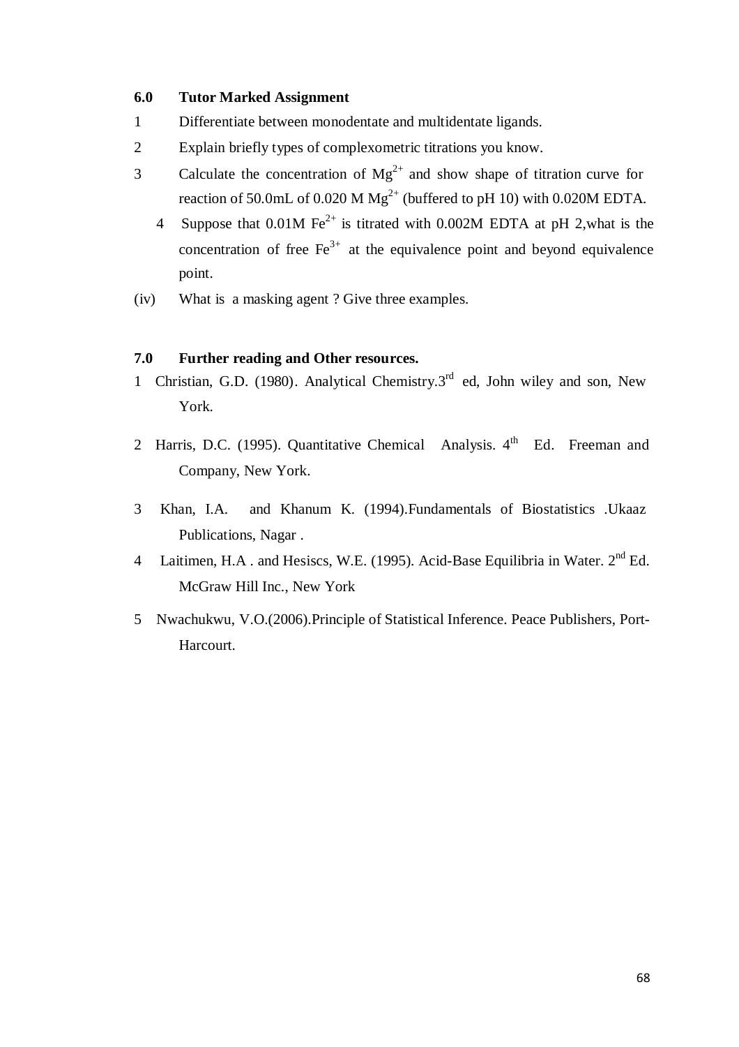## 6.0 Tutor Marked Assignment

1. Differentiate between monodentate and multidentate ligands.
2. Explain briefly types of complexometric titrations you know.
3. Calculate the concentration of $Mg^{2+}$ and show shape of titration curve for reaction of 50.0mL of 0.020 M $Mg^{2+}$ (buffered to pH 10) with 0.020M EDTA.
4. Suppose that 0.01M $Fe^{2+}$ is titrated with 0.002M EDTA at pH 2,what is the concentration of free $Fe^{3+}$ at the equivalence point and beyond equivalence point.

(iv) What is a masking agent ? Give three examples.

## 7.0 Further reading and Other resources.

1. Christian, G.D. (1980). Analytical Chemistry.3rd ed, John wiley and son, New York.
2. Harris, D.C. (1995). Quantitative Chemical Analysis. 4th Ed. Freeman and Company, New York.
3. Khan, I.A. and Khanum K. (1994).Fundamentals of Biostatistics .Ukaaz Publications, Nagar .
4. Laitimen, H.A . and Hesiscs, W.E. (1995). Acid-Base Equilibria in Water. 2nd Ed. McGraw Hill Inc., New York
5. Nwachukwu, V.O.(2006).Principle of Statistical Inference. Peace Publishers, Port-Harcourt.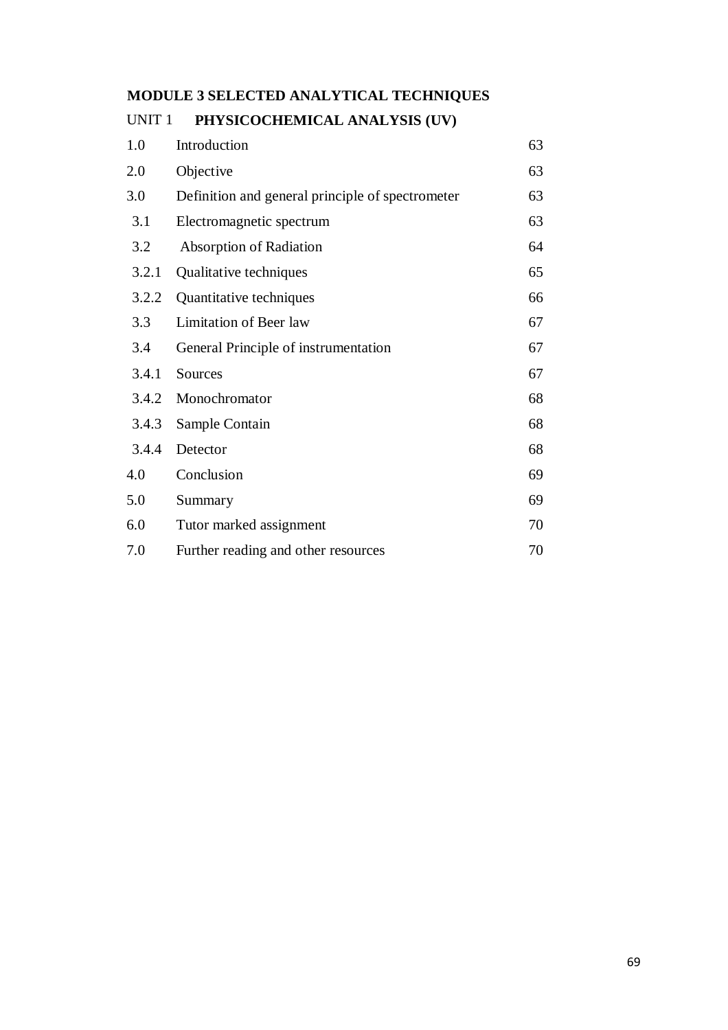**MODULE 3 SELECTED ANALYTICAL TECHNIQUES**

UNIT 1 **PHYSICOCHEMICAL ANALYSIS (UV)**

| | | |
|---|---|---|
| 1.0 | Introduction | 63 |
| 2.0 | Objective | 63 |
| 3.0 | Definition and general principle of spectrometer | 63 |
| 3.1 | Electromagnetic spectrum | 63 |
| 3.2 | Absorption of Radiation | 64 |
| 3.2.1 | Qualitative techniques | 65 |
| 3.2.2 | Quantitative techniques | 66 |
| 3.3 | Limitation of Beer law | 67 |
| 3.4 | General Principle of instrumentation | 67 |
| 3.4.1 | Sources | 67 |
| 3.4.2 | Monochromator | 68 |
| 3.4.3 | Sample Contain | 68 |
| 3.4.4 | Detector | 68 |
| 4.0 | Conclusion | 69 |
| 5.0 | Summary | 69 |
| 6.0 | Tutor marked assignment | 70 |
| 7.0 | Further reading and other resources | 70 |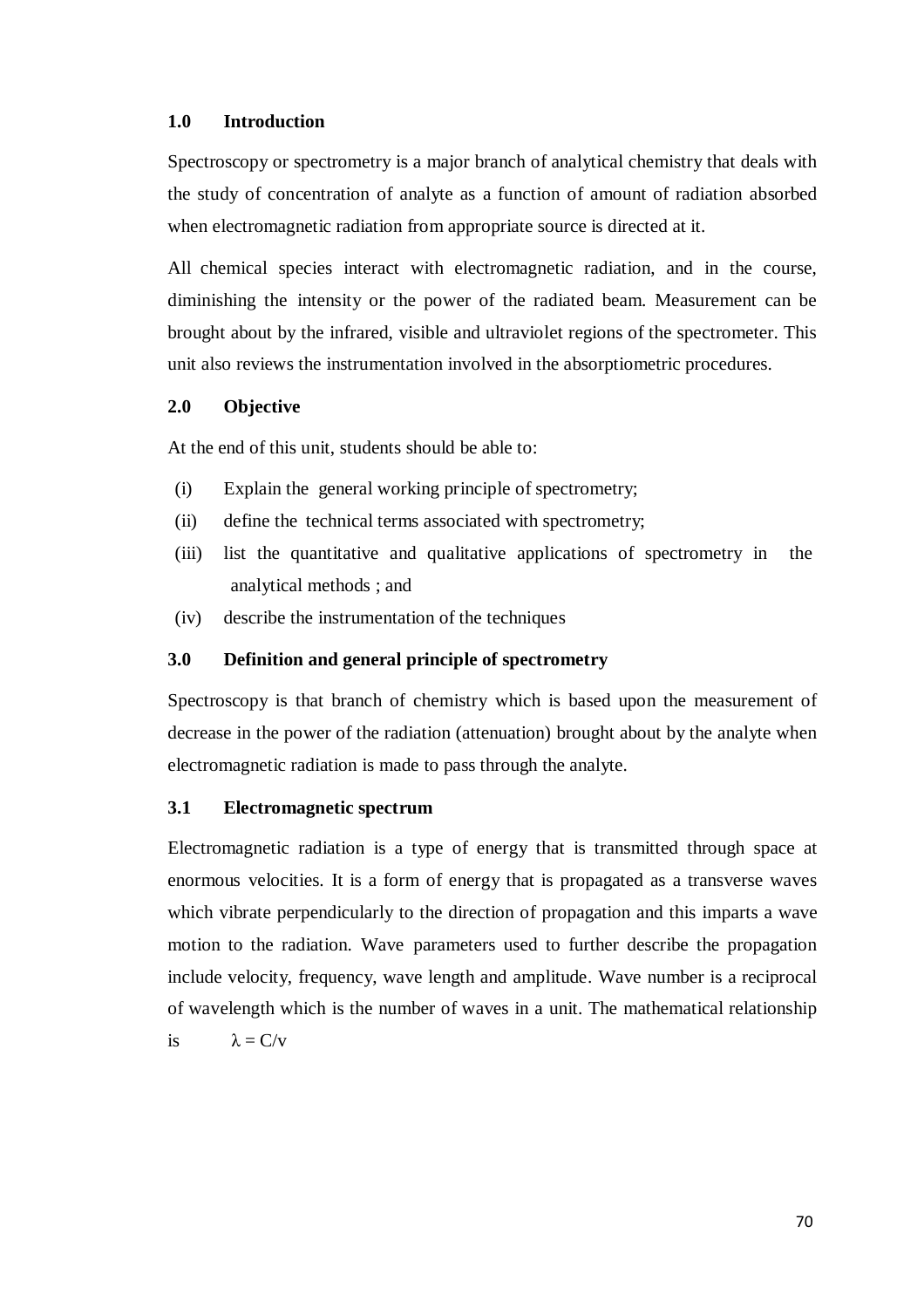## 1.0 Introduction

Spectroscopy or spectrometry is a major branch of analytical chemistry that deals with the study of concentration of analyte as a function of amount of radiation absorbed when electromagnetic radiation from appropriate source is directed at it.

All chemical species interact with electromagnetic radiation, and in the course, diminishing the intensity or the power of the radiated beam. Measurement can be brought about by the infrared, visible and ultraviolet regions of the spectrometer. This unit also reviews the instrumentation involved in the absorptiometric procedures.

## 2.0 Objective

At the end of this unit, students should be able to:

(i) Explain the general working principle of spectrometry;

(ii) define the technical terms associated with spectrometry;

(iii) list the quantitative and qualitative applications of spectrometry in the analytical methods ; and

(iv) describe the instrumentation of the techniques

## 3.0 Definition and general principle of spectrometry

Spectroscopy is that branch of chemistry which is based upon the measurement of decrease in the power of the radiation (attenuation) brought about by the analyte when electromagnetic radiation is made to pass through the analyte.

### 3.1 Electromagnetic spectrum

Electromagnetic radiation is a type of energy that is transmitted through space at enormous velocities. It is a form of energy that is propagated as a transverse waves which vibrate perpendicularly to the direction of propagation and this imparts a wave motion to the radiation. Wave parameters used to further describe the propagation include velocity, frequency, wave length and amplitude. Wave number is a reciprocal of wavelength which is the number of waves in a unit. The mathematical relationship is $\lambda = C/v$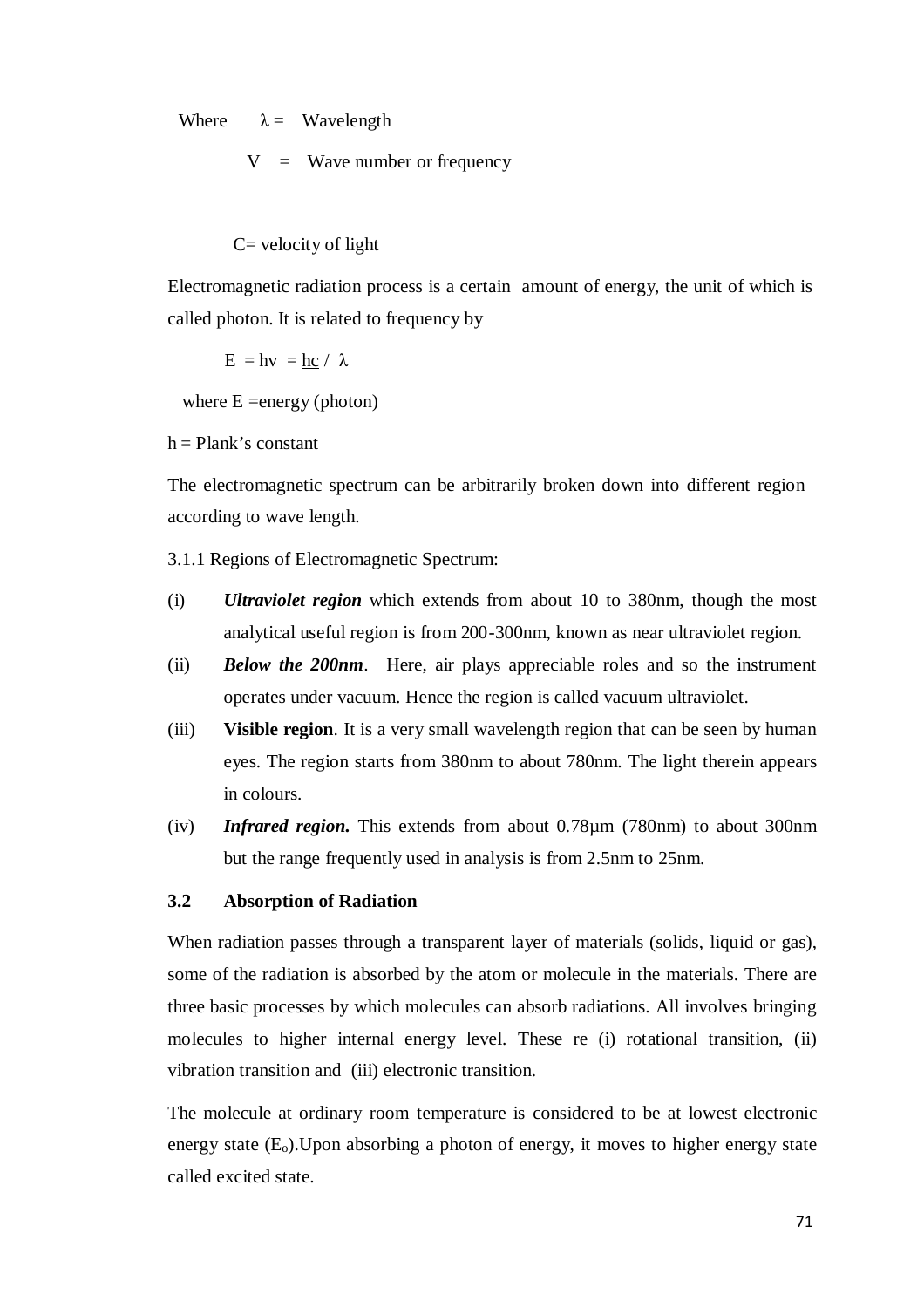Where $\lambda$ = Wavelength

$V$ = Wave number or frequency

C= velocity of light

Electromagnetic radiation process is a certain amount of energy, the unit of which is called photon. It is related to frequency by

$$E = hv = \underline{hc} / \lambda$$

where E =energy (photon)

h = Plank's constant

The electromagnetic spectrum can be arbitrarily broken down into different region according to wave length.

3.1.1 Regions of Electromagnetic Spectrum:

(i) ***Ultraviolet region*** which extends from about 10 to 380nm, though the most analytical useful region is from 200-300nm, known as near ultraviolet region.

(ii) ***Below the 200nm***. Here, air plays appreciable roles and so the instrument operates under vacuum. Hence the region is called vacuum ultraviolet.

(iii) **Visible region**. It is a very small wavelength region that can be seen by human eyes. The region starts from 380nm to about 780nm. The light therein appears in colours.

(iv) ***Infrared region.*** This extends from about 0.78µm (780nm) to about 300nm but the range frequently used in analysis is from 2.5nm to 25nm.

## 3.2 Absorption of Radiation

When radiation passes through a transparent layer of materials (solids, liquid or gas), some of the radiation is absorbed by the atom or molecule in the materials. There are three basic processes by which molecules can absorb radiations. All involves bringing molecules to higher internal energy level. These re (i) rotational transition, (ii) vibration transition and (iii) electronic transition.

The molecule at ordinary room temperature is considered to be at lowest electronic energy state ($E_o$).Upon absorbing a photon of energy, it moves to higher energy state called excited state.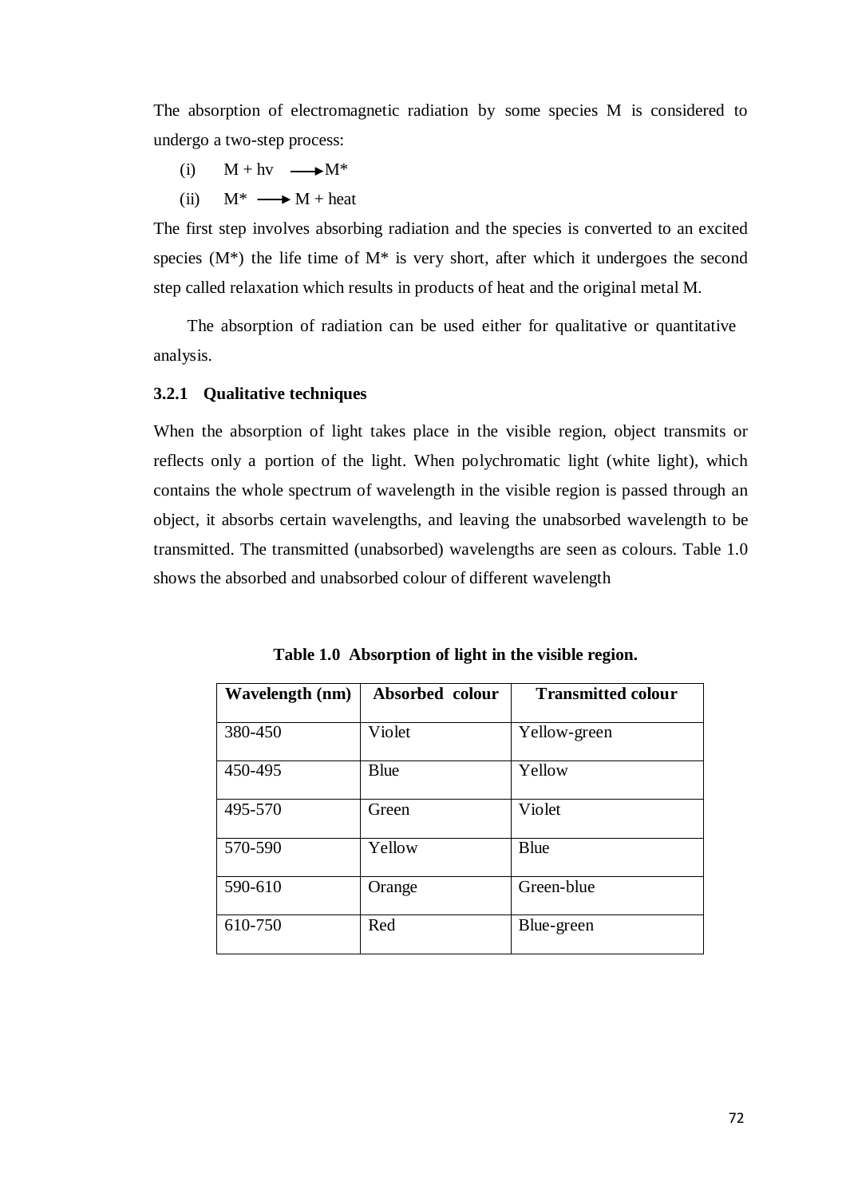The absorption of electromagnetic radiation by some species M is considered to undergo a two-step process:

(i) $M + hv \longrightarrow M^*$

(ii) $M^* \longrightarrow M + \text{heat}$

The first step involves absorbing radiation and the species is converted to an excited species ($M^*$) the life time of $M^*$ is very short, after which it undergoes the second step called relaxation which results in products of heat and the original metal M.

The absorption of radiation can be used either for qualitative or quantitative analysis.

### 3.2.1 Qualitative techniques

When the absorption of light takes place in the visible region, object transmits or reflects only a portion of the light. When polychromatic light (white light), which contains the whole spectrum of wavelength in the visible region is passed through an object, it absorbs certain wavelengths, and leaving the unabsorbed wavelength to be transmitted. The transmitted (unabsorbed) wavelengths are seen as colours. Table 1.0 shows the absorbed and unabsorbed colour of different wavelength

**Table 1.0 Absorption of light in the visible region.**

| Wavelength (nm) | Absorbed colour | Transmitted colour |
| --- | --- | --- |
| 380-450 | Violet | Yellow-green |
| 450-495 | Blue | Yellow |
| 495-570 | Green | Violet |
| 570-590 | Yellow | Blue |
| 590-610 | Orange | Green-blue |
| 610-750 | Red | Blue-green |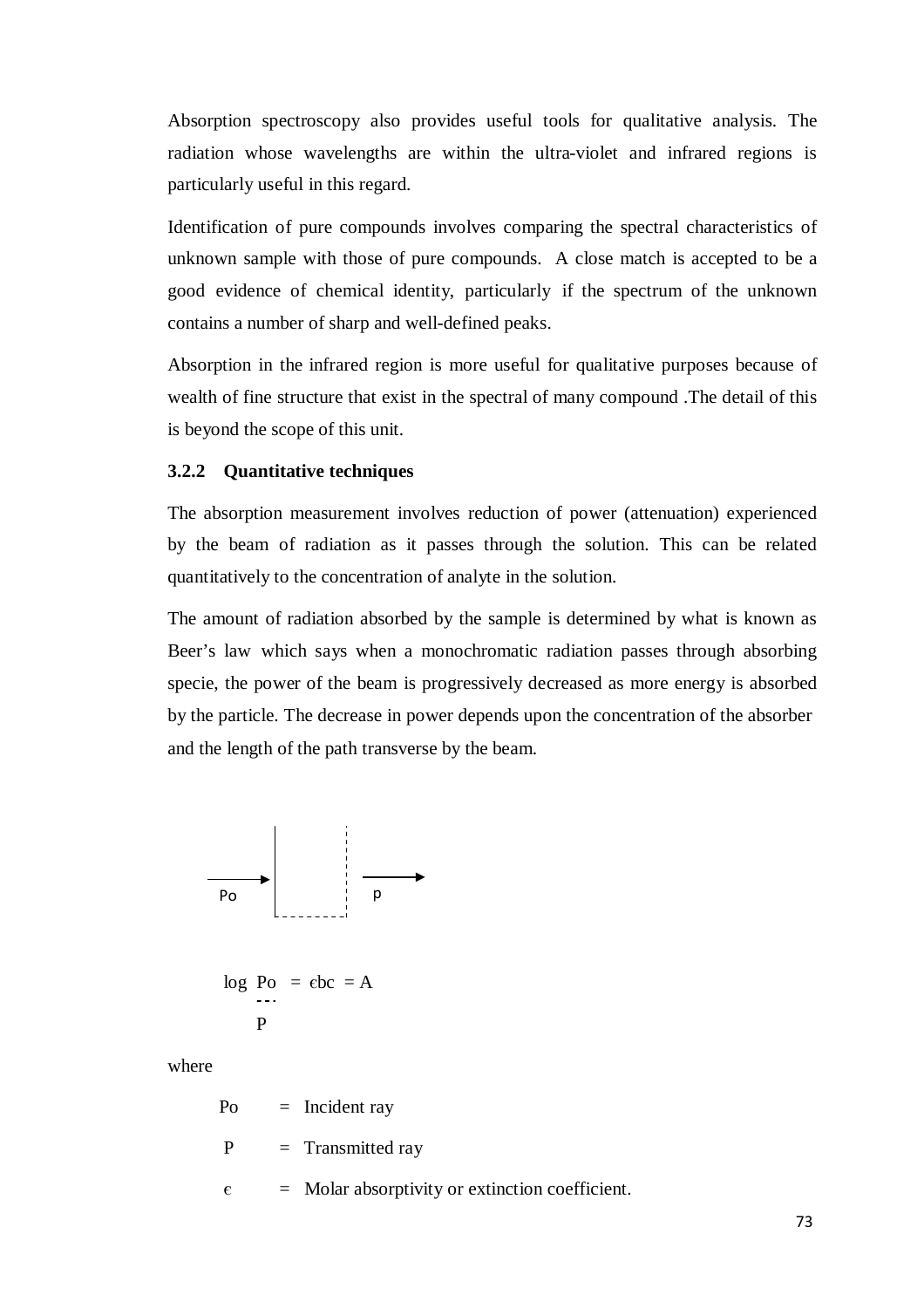Absorption spectroscopy also provides useful tools for qualitative analysis. The radiation whose wavelengths are within the ultra-violet and infrared regions is particularly useful in this regard.

Identification of pure compounds involves comparing the spectral characteristics of unknown sample with those of pure compounds. A close match is accepted to be a good evidence of chemical identity, particularly if the spectrum of the unknown contains a number of sharp and well-defined peaks.

Absorption in the infrared region is more useful for qualitative purposes because of wealth of fine structure that exist in the spectral of many compound .The detail of this is beyond the scope of this unit.

### 3.2.2 Quantitative techniques

The absorption measurement involves reduction of power (attenuation) experienced by the beam of radiation as it passes through the solution. This can be related quantitatively to the concentration of analyte in the solution.

The amount of radiation absorbed by the sample is determined by what is known as Beer's law which says when a monochromatic radiation passes through absorbing specie, the power of the beam is progressively decreased as more energy is absorbed by the particle. The decrease in power depends upon the concentration of the absorber and the length of the path transverse by the beam.

Po → [ ] → p

$$\log \frac{P_o}{P} = \epsilon bc = A$$

where

$P_o$ = Incident ray

$P$ = Transmitted ray

$\epsilon$ = Molar absorptivity or extinction coefficient.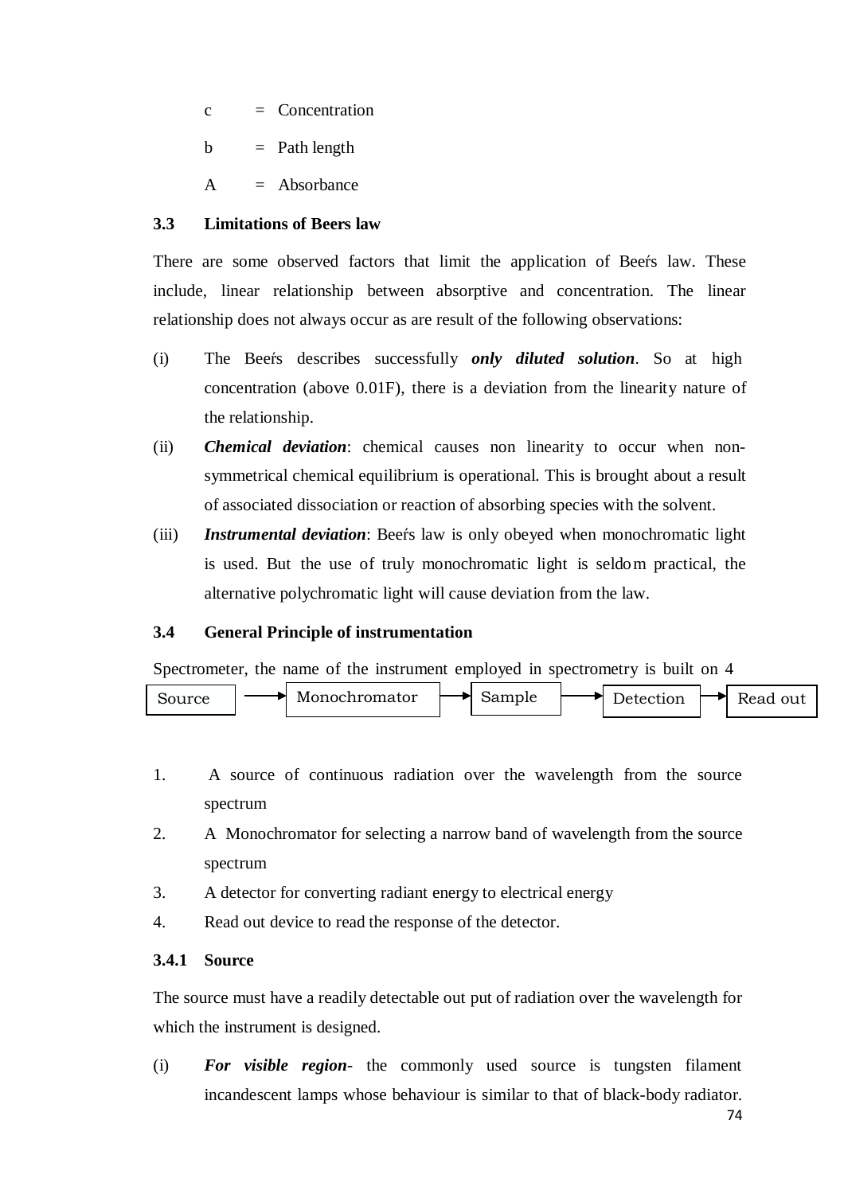c = Concentration

b = Path length

A = Absorbance

### 3.3 Limitations of Beers law

There are some observed factors that limit the application of Beer's law. These include, linear relationship between absorptive and concentration. The linear relationship does not always occur as are result of the following observations:

(i) The Beer's describes successfully ***only diluted solution***. So at high concentration (above 0.01F), there is a deviation from the linearity nature of the relationship.

(ii) ***Chemical deviation***: chemical causes non linearity to occur when non-symmetrical chemical equilibrium is operational. This is brought about a result of associated dissociation or reaction of absorbing species with the solvent.

(iii) ***Instrumental deviation***: Beer's law is only obeyed when monochromatic light is used. But the use of truly monochromatic light is seldom practical, the alternative polychromatic light will cause deviation from the law.

### 3.4 General Principle of instrumentation

Spectrometer, the name of the instrument employed in spectrometry is built on 4

Source → Monochromator → Sample → Detection → Read out

1. A source of continuous radiation over the wavelength from the source spectrum
2. A Monochromator for selecting a narrow band of wavelength from the source spectrum
3. A detector for converting radiant energy to electrical energy
4. Read out device to read the response of the detector.

#### 3.4.1 Source

The source must have a readily detectable out put of radiation over the wavelength for which the instrument is designed.

(i) ***For visible region***- the commonly used source is tungsten filament incandescent lamps whose behaviour is similar to that of black-body radiator.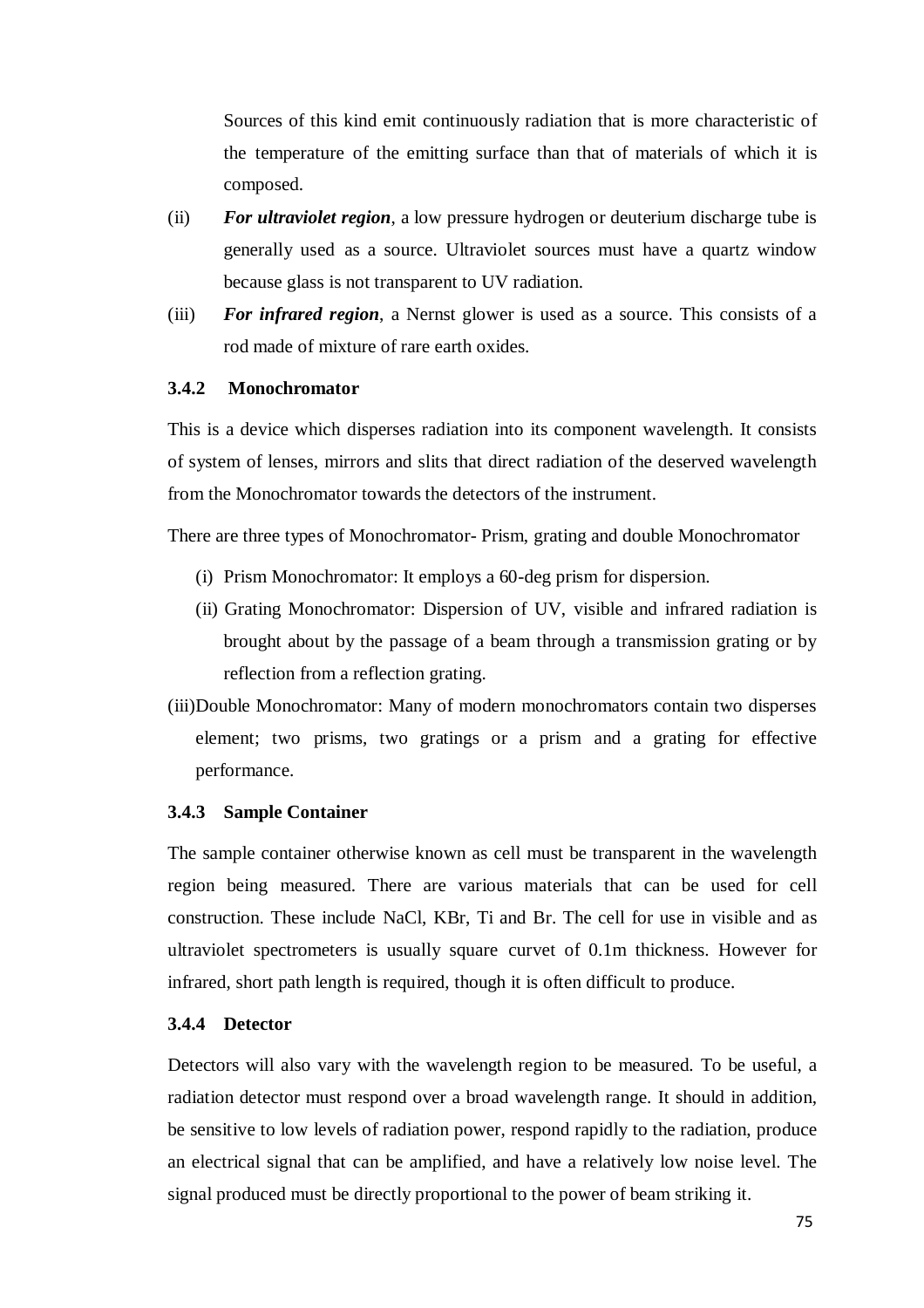Sources of this kind emit continuously radiation that is more characteristic of the temperature of the emitting surface than that of materials of which it is composed.

(ii) ***For ultraviolet region***, a low pressure hydrogen or deuterium discharge tube is generally used as a source. Ultraviolet sources must have a quartz window because glass is not transparent to UV radiation.

(iii) ***For infrared region***, a Nernst glower is used as a source. This consists of a rod made of mixture of rare earth oxides.

### 3.4.2 Monochromator

This is a device which disperses radiation into its component wavelength. It consists of system of lenses, mirrors and slits that direct radiation of the deserved wavelength from the Monochromator towards the detectors of the instrument.

There are three types of Monochromator- Prism, grating and double Monochromator

(i) Prism Monochromator: It employs a 60-deg prism for dispersion.

(ii) Grating Monochromator: Dispersion of UV, visible and infrared radiation is brought about by the passage of a beam through a transmission grating or by reflection from a reflection grating.

(iii)Double Monochromator: Many of modern monochromators contain two disperses element; two prisms, two gratings or a prism and a grating for effective performance.

### 3.4.3 Sample Container

The sample container otherwise known as cell must be transparent in the wavelength region being measured. There are various materials that can be used for cell construction. These include NaCl, KBr, Ti and Br. The cell for use in visible and as ultraviolet spectrometers is usually square curvet of 0.1m thickness. However for infrared, short path length is required, though it is often difficult to produce.

### 3.4.4 Detector

Detectors will also vary with the wavelength region to be measured. To be useful, a radiation detector must respond over a broad wavelength range. It should in addition, be sensitive to low levels of radiation power, respond rapidly to the radiation, produce an electrical signal that can be amplified, and have a relatively low noise level. The signal produced must be directly proportional to the power of beam striking it.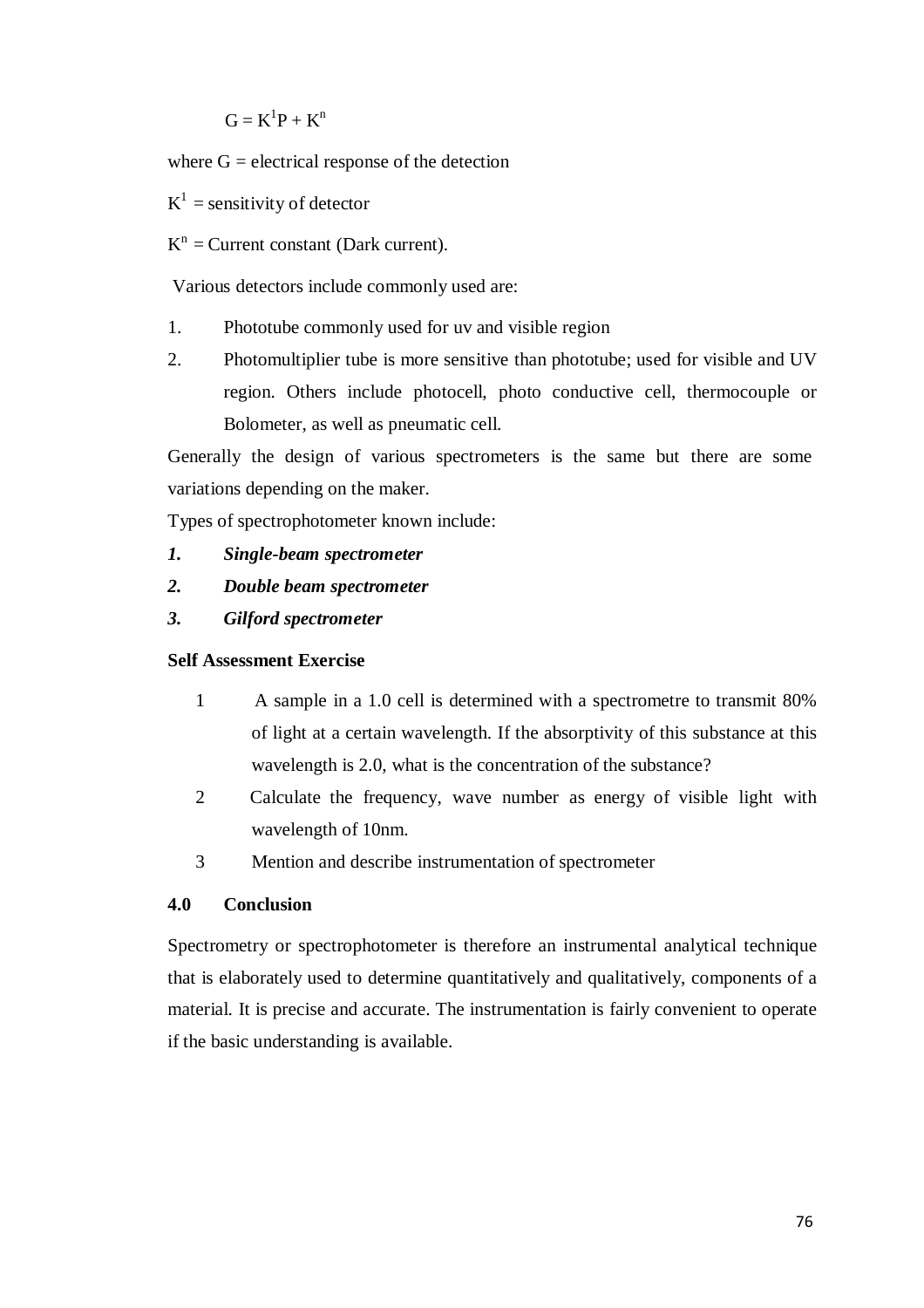$$G = K^1P + K^n$$

where G = electrical response of the detection

$K^1$ = sensitivity of detector

$K^n$ = Current constant (Dark current).

Various detectors include commonly used are:

1. Phototube commonly used for uv and visible region
2. Photomultiplier tube is more sensitive than phototube; used for visible and UV region. Others include photocell, photo conductive cell, thermocouple or Bolometer, as well as pneumatic cell.

Generally the design of various spectrometers is the same but there are some variations depending on the maker.

Types of spectrophotometer known include:

1. ***Single-beam spectrometer***
2. ***Double beam spectrometer***
3. ***Gilford spectrometer***

**Self Assessment Exercise**

1. A sample in a 1.0 cell is determined with a spectrometre to transmit 80% of light at a certain wavelength. If the absorptivity of this substance at this wavelength is 2.0, what is the concentration of the substance?
2. Calculate the frequency, wave number as energy of visible light with wavelength of 10nm.
3. Mention and describe instrumentation of spectrometer

## 4.0 Conclusion

Spectrometry or spectrophotometer is therefore an instrumental analytical technique that is elaborately used to determine quantitatively and qualitatively, components of a material. It is precise and accurate. The instrumentation is fairly convenient to operate if the basic understanding is available.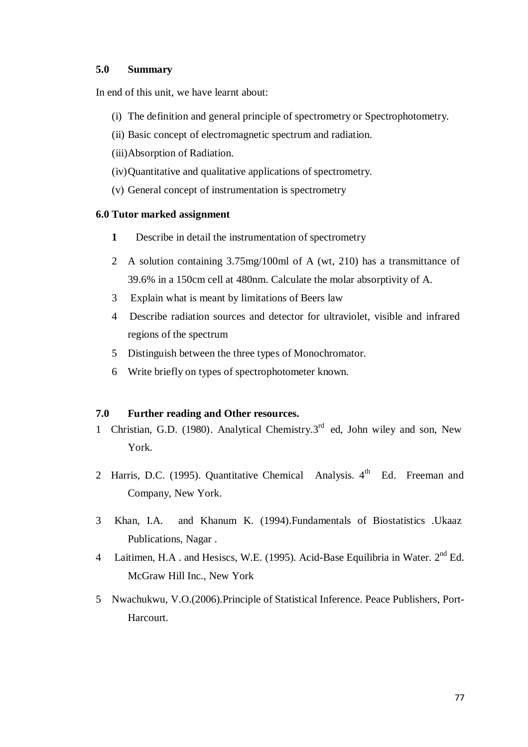## 5.0 Summary

In end of this unit, we have learnt about:

(i) The definition and general principle of spectrometry or Spectrophotometry.

(ii) Basic concept of electromagnetic spectrum and radiation.

(iii) Absorption of Radiation.

(iv) Quantitative and qualitative applications of spectrometry.

(v) General concept of instrumentation is spectrometry

## 6.0 Tutor marked assignment

1. Describe in detail the instrumentation of spectrometry
2. A solution containing 3.75mg/100ml of A (wt, 210) has a transmittance of 39.6% in a 150cm cell at 480nm. Calculate the molar absorptivity of A.
3. Explain what is meant by limitations of Beers law
4. Describe radiation sources and detector for ultraviolet, visible and infrared regions of the spectrum
5. Distinguish between the three types of Monochromator.
6. Write briefly on types of spectrophotometer known.

## 7.0 Further reading and Other resources.

1. Christian, G.D. (1980). Analytical Chemistry.3rd ed, John wiley and son, New York.
2. Harris, D.C. (1995). Quantitative Chemical Analysis. 4th Ed. Freeman and Company, New York.
3. Khan, I.A. and Khanum K. (1994).Fundamentals of Biostatistics .Ukaaz Publications, Nagar .
4. Laitimen, H.A . and Hesiscs, W.E. (1995). Acid-Base Equilibria in Water. 2nd Ed. McGraw Hill Inc., New York
5. Nwachukwu, V.O.(2006).Principle of Statistical Inference. Peace Publishers, Port-Harcourt.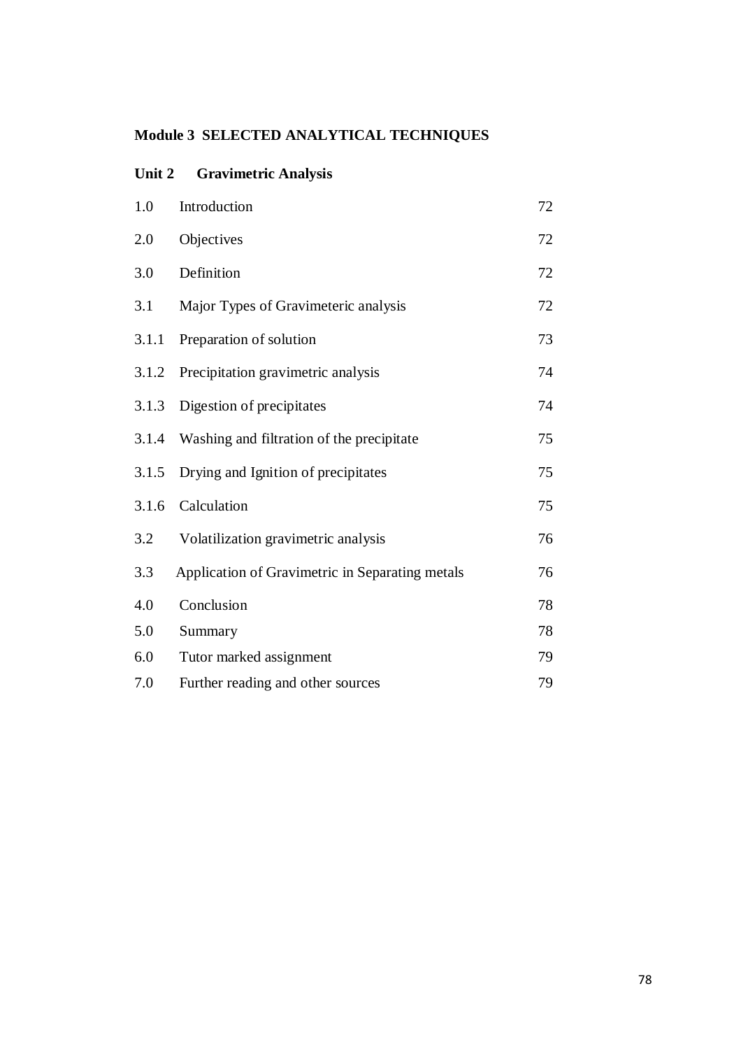**Module 3 SELECTED ANALYTICAL TECHNIQUES**

**Unit 2 Gravimetric Analysis**

| | | |
|---|---|---|
| 1.0 | Introduction | 72 |
| 2.0 | Objectives | 72 |
| 3.0 | Definition | 72 |
| 3.1 | Major Types of Gravimeteric analysis | 72 |
| 3.1.1 | Preparation of solution | 73 |
| 3.1.2 | Precipitation gravimetric analysis | 74 |
| 3.1.3 | Digestion of precipitates | 74 |
| 3.1.4 | Washing and filtration of the precipitate | 75 |
| 3.1.5 | Drying and Ignition of precipitates | 75 |
| 3.1.6 | Calculation | 75 |
| 3.2 | Volatilization gravimetric analysis | 76 |
| 3.3 | Application of Gravimetric in Separating metals | 76 |
| 4.0 | Conclusion | 78 |
| 5.0 | Summary | 78 |
| 6.0 | Tutor marked assignment | 79 |
| 7.0 | Further reading and other sources | 79 |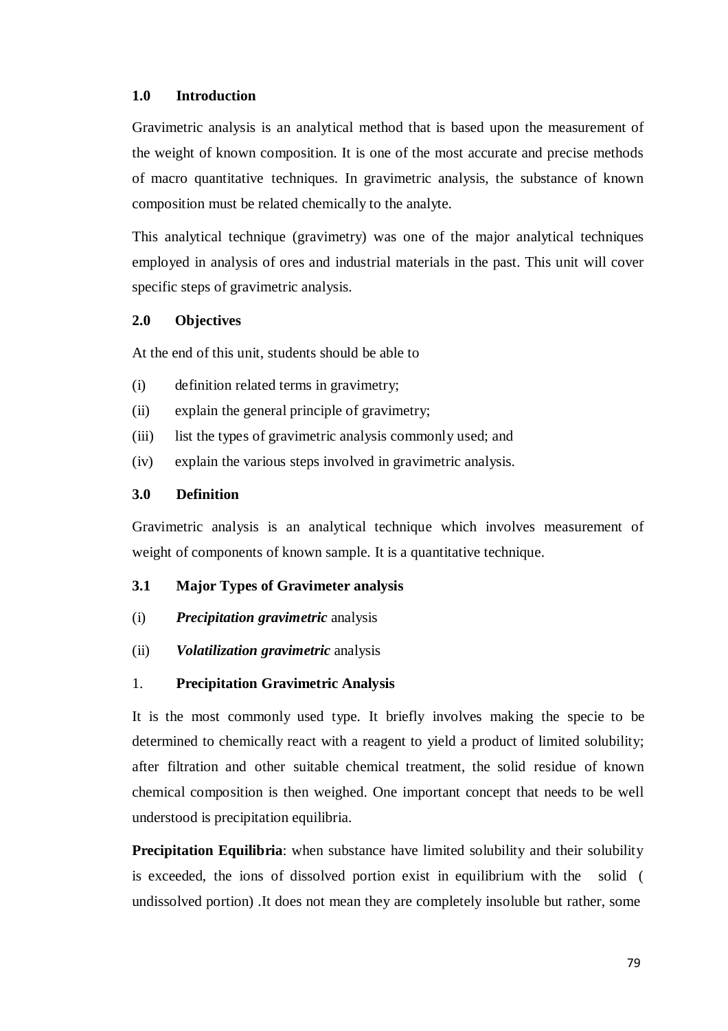## 1.0 Introduction

Gravimetric analysis is an analytical method that is based upon the measurement of the weight of known composition. It is one of the most accurate and precise methods of macro quantitative techniques. In gravimetric analysis, the substance of known composition must be related chemically to the analyte.

This analytical technique (gravimetry) was one of the major analytical techniques employed in analysis of ores and industrial materials in the past. This unit will cover specific steps of gravimetric analysis.

## 2.0 Objectives

At the end of this unit, students should be able to

(i) definition related terms in gravimetry;

(ii) explain the general principle of gravimetry;

(iii) list the types of gravimetric analysis commonly used; and

(iv) explain the various steps involved in gravimetric analysis.

## 3.0 Definition

Gravimetric analysis is an analytical technique which involves measurement of weight of components of known sample. It is a quantitative technique.

### 3.1 Major Types of Gravimeter analysis

(i) ***Precipitation gravimetric*** analysis

(ii) ***Volatilization gravimetric*** analysis

1. **Precipitation Gravimetric Analysis**

It is the most commonly used type. It briefly involves making the specie to be determined to chemically react with a reagent to yield a product of limited solubility; after filtration and other suitable chemical treatment, the solid residue of known chemical composition is then weighed. One important concept that needs to be well understood is precipitation equilibria.

**Precipitation Equilibria**: when substance have limited solubility and their solubility is exceeded, the ions of dissolved portion exist in equilibrium with the solid ( undissolved portion) .It does not mean they are completely insoluble but rather, some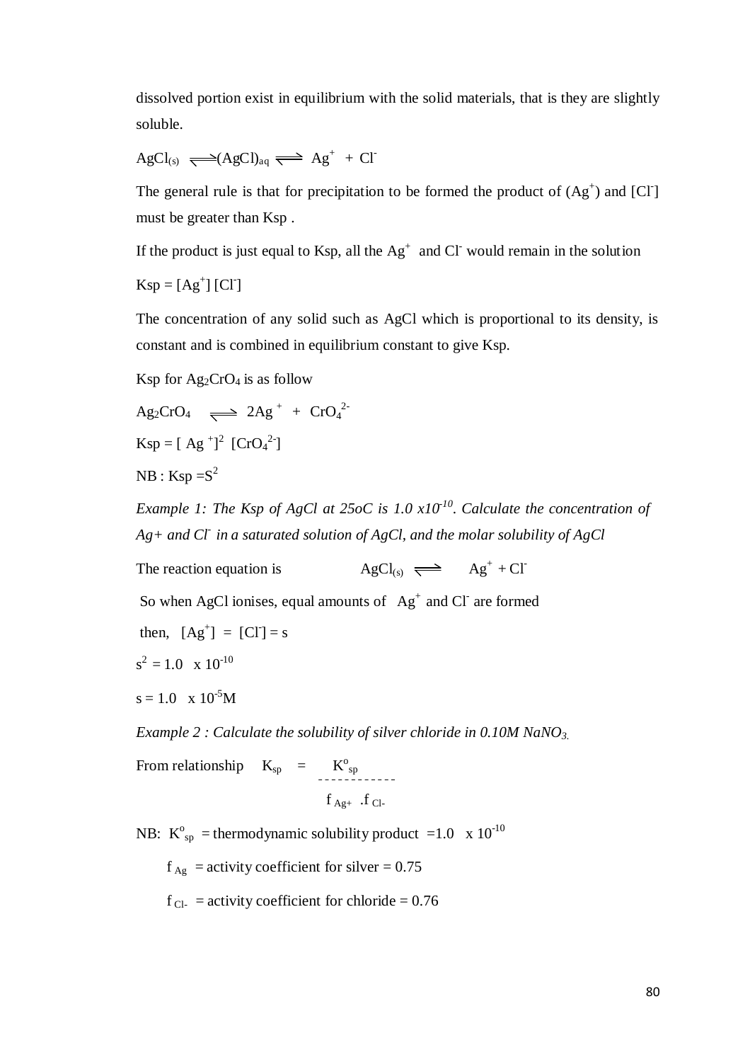dissolved portion exist in equilibrium with the solid materials, that is they are slightly soluble.

$$AgCl_{(s)} \rightleftharpoons (AgCl)_{aq} \rightleftharpoons Ag^+ + Cl^-$$

The general rule is that for precipitation to be formed the product of $(Ag^+)$ and $[Cl^-]$ must be greater than Ksp .

If the product is just equal to Ksp, all the $Ag^+$ and $Cl^-$ would remain in the solution

$$Ksp = [Ag^+][Cl^-]$$

The concentration of any solid such as AgCl which is proportional to its density, is constant and is combined in equilibrium constant to give Ksp.

Ksp for $Ag_2CrO_4$ is as follow

$$Ag_2CrO_4 \rightleftharpoons 2Ag^+ + CrO_4^{2-}$$

$$Ksp = [Ag^+]^2 [CrO_4^{2-}]$$

NB : $Ksp = S^2$

*Example 1: The Ksp of AgCl at 25oC is $1.0 \times 10^{-10}$. Calculate the concentration of $Ag+$ and $Cl^-$ in a saturated solution of AgCl, and the molar solubility of AgCl*

The reaction equation is $AgCl_{(s)} \rightleftharpoons Ag^+ + Cl^-$

So when AgCl ionises, equal amounts of $Ag^+$ and $Cl^-$ are formed

then, $[Ag^+] = [Cl^-] = s$

$s^2 = 1.0 \times 10^{-10}$

$s = 1.0 \times 10^{-5}M$

*Example 2 : Calculate the solubility of silver chloride in 0.10M $NaNO_3$.*

From relationship $K_{sp} = \dfrac{K^o_{sp}}{f_{Ag+} \cdot f_{Cl-}}$

NB: $K^o_{sp}$ = thermodynamic solubility product $= 1.0 \times 10^{-10}$

$f_{Ag}$ = activity coefficient for silver = 0.75

$f_{Cl-}$ = activity coefficient for chloride = 0.76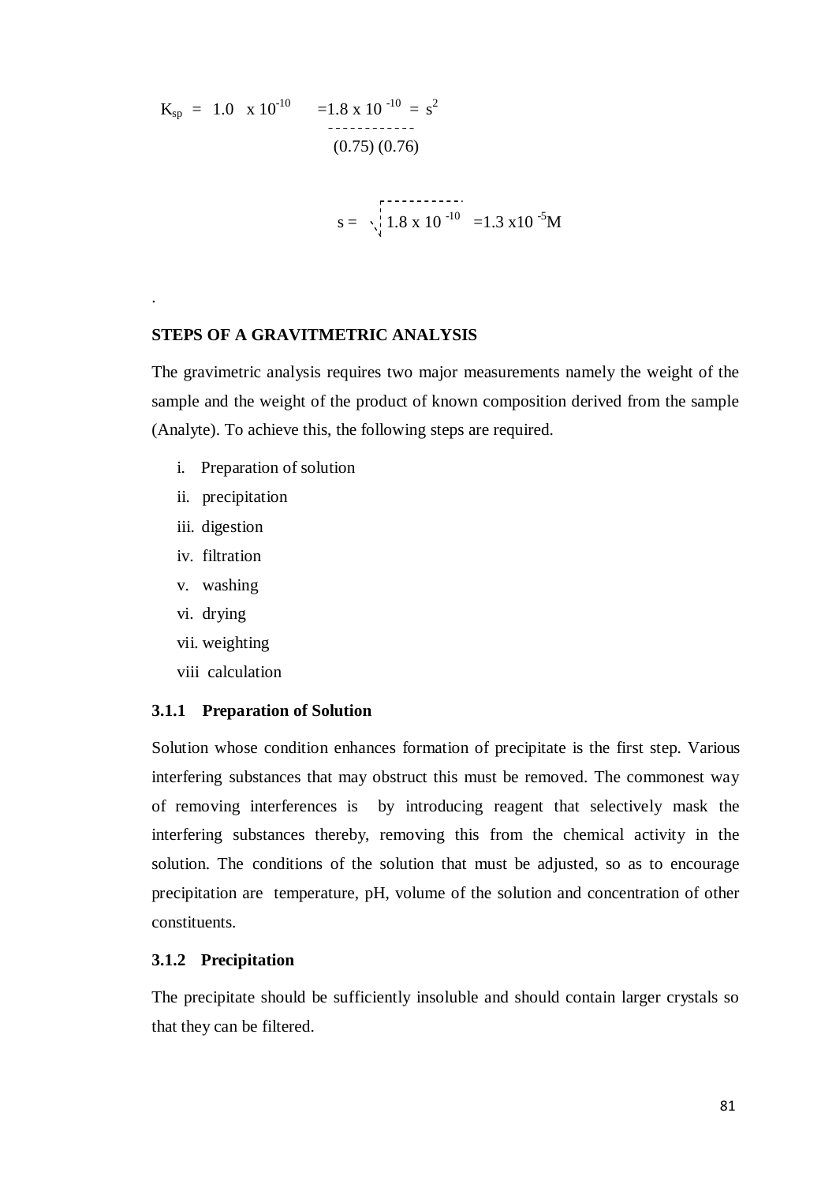$$K_{sp} = 1.0 \times 10^{-10} = \frac{1.8 \times 10^{-10}}{(0.75)(0.76)} = s^2$$

$$s = \sqrt{1.8 \times 10^{-10}} = 1.3 \times 10^{-5} M$$

.

## STEPS OF A GRAVITMETRIC ANALYSIS

The gravimetric analysis requires two major measurements namely the weight of the sample and the weight of the product of known composition derived from the sample (Analyte). To achieve this, the following steps are required.

i. Preparation of solution
ii. precipitation
iii. digestion
iv. filtration
v. washing
vi. drying
vii. weighting
viii calculation

### 3.1.1 Preparation of Solution

Solution whose condition enhances formation of precipitate is the first step. Various interfering substances that may obstruct this must be removed. The commonest way of removing interferences is by introducing reagent that selectively mask the interfering substances thereby, removing this from the chemical activity in the solution. The conditions of the solution that must be adjusted, so as to encourage precipitation are temperature, pH, volume of the solution and concentration of other constituents.

### 3.1.2 Precipitation

The precipitate should be sufficiently insoluble and should contain larger crystals so that they can be filtered.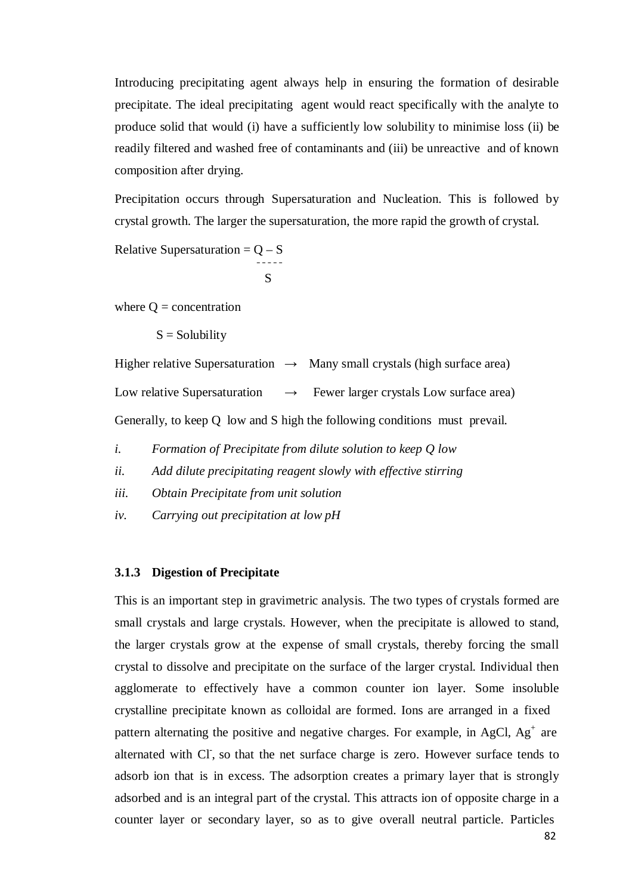Introducing precipitating agent always help in ensuring the formation of desirable precipitate. The ideal precipitating agent would react specifically with the analyte to produce solid that would (i) have a sufficiently low solubility to minimise loss (ii) be readily filtered and washed free of contaminants and (iii) be unreactive and of known composition after drying.

Precipitation occurs through Supersaturation and Nucleation. This is followed by crystal growth. The larger the supersaturation, the more rapid the growth of crystal.

$$\text{Relative Supersaturation} = \frac{Q - S}{S}$$

where Q = concentration

S = Solubility

Higher relative Supersaturation → Many small crystals (high surface area)

Low relative Supersaturation → Fewer larger crystals Low surface area)

Generally, to keep Q low and S high the following conditions must prevail.

*i.* *Formation of Precipitate from dilute solution to keep Q low*

*ii.* *Add dilute precipitating reagent slowly with effective stirring*

*iii.* *Obtain Precipitate from unit solution*

*iv.* *Carrying out precipitation at low pH*

### 3.1.3 Digestion of Precipitate

This is an important step in gravimetric analysis. The two types of crystals formed are small crystals and large crystals. However, when the precipitate is allowed to stand, the larger crystals grow at the expense of small crystals, thereby forcing the small crystal to dissolve and precipitate on the surface of the larger crystal. Individual then agglomerate to effectively have a common counter ion layer. Some insoluble crystalline precipitate known as colloidal are formed. Ions are arranged in a fixed pattern alternating the positive and negative charges. For example, in AgCl, $Ag^+$ are alternated with $Cl^-$, so that the net surface charge is zero. However surface tends to adsorb ion that is in excess. The adsorption creates a primary layer that is strongly adsorbed and is an integral part of the crystal. This attracts ion of opposite charge in a counter layer or secondary layer, so as to give overall neutral particle. Particles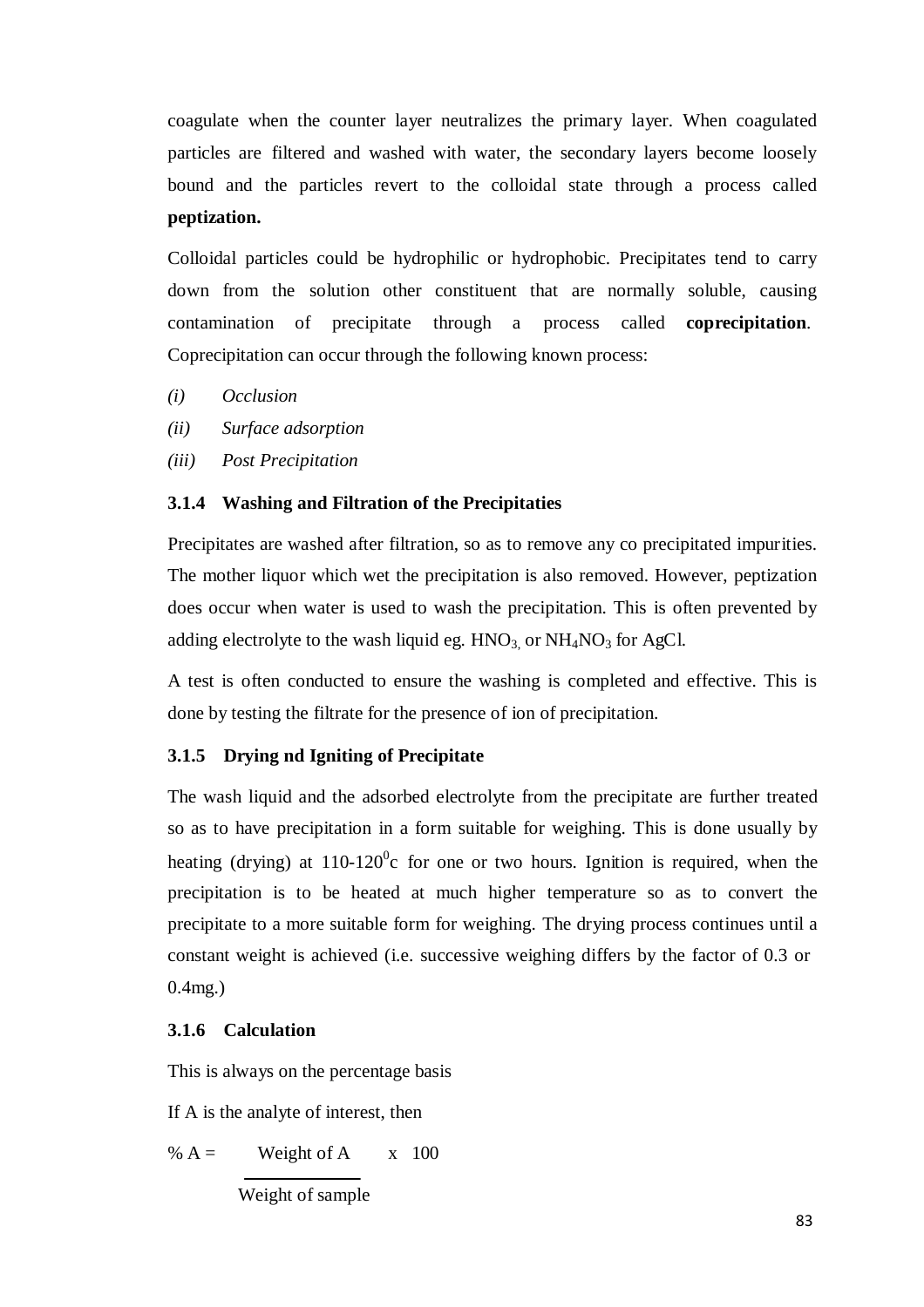coagulate when the counter layer neutralizes the primary layer. When coagulated particles are filtered and washed with water, the secondary layers become loosely bound and the particles revert to the colloidal state through a process called **peptization.**

Colloidal particles could be hydrophilic or hydrophobic. Precipitates tend to carry down from the solution other constituent that are normally soluble, causing contamination of precipitate through a process called **coprecipitation**. Coprecipitation can occur through the following known process:

*(i)* *Occlusion*

*(ii)* *Surface adsorption*

*(iii)* *Post Precipitation*

### 3.1.4 Washing and Filtration of the Precipitaties

Precipitates are washed after filtration, so as to remove any co precipitated impurities. The mother liquor which wet the precipitation is also removed. However, peptization does occur when water is used to wash the precipitation. This is often prevented by adding electrolyte to the wash liquid eg. $HNO_3$, or $NH_4NO_3$ for AgCl.

A test is often conducted to ensure the washing is completed and effective. This is done by testing the filtrate for the presence of ion of precipitation.

### 3.1.5 Drying nd Igniting of Precipitate

The wash liquid and the adsorbed electrolyte from the precipitate are further treated so as to have precipitation in a form suitable for weighing. This is done usually by heating (drying) at 110-120$^0$c for one or two hours. Ignition is required, when the precipitation is to be heated at much higher temperature so as to convert the precipitate to a more suitable form for weighing. The drying process continues until a constant weight is achieved (i.e. successive weighing differs by the factor of 0.3 or 0.4mg.)

### 3.1.6 Calculation

This is always on the percentage basis

If A is the analyte of interest, then

$$\%\,A = \frac{\text{Weight of A}}{\text{Weight of sample}} \times 100$$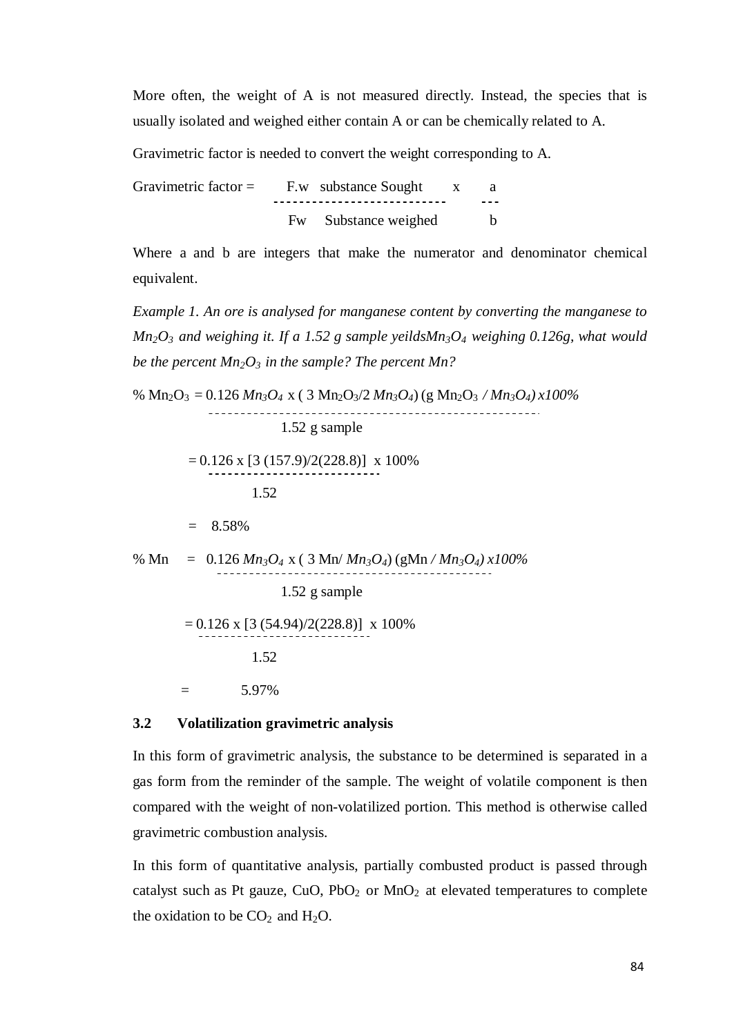More often, the weight of A is not measured directly. Instead, the species that is usually isolated and weighed either contain A or can be chemically related to A.

Gravimetric factor is needed to convert the weight corresponding to A.

$$\text{Gravimetric factor} = \frac{\text{F.w substance Sought}}{\text{Fw Substance weighed}} \times \frac{a}{b}$$

Where a and b are integers that make the numerator and denominator chemical equivalent.

*Example 1. An ore is analysed for manganese content by converting the manganese to $Mn_2O_3$ and weighing it. If a 1.52 g sample yeilds$Mn_3O_4$ weighing 0.126g, what would be the percent $Mn_2O_3$ in the sample? The percent Mn?*

$$\% Mn_2O_3 = \frac{0.126\ Mn_3O_4 \times (3\ Mn_2O_3/2\ Mn_3O_4)\ (g\ Mn_2O_3\ /\ Mn_3O_4)\ x100\%}{1.52\text{ g sample}}$$

$$= \frac{0.126 \times [3\ (157.9)/2(228.8)]}{1.52} \times 100\%$$

$$= 8.58\%$$

$$\% Mn = \frac{0.126\ Mn_3O_4 \times (3\ Mn/\ Mn_3O_4)\ (gMn\ /\ Mn_3O_4)\ x100\%}{1.52\text{ g sample}}$$

$$= \frac{0.126 \times [3\ (54.94)/2(228.8)]}{1.52} \times 100\%$$

$$= 5.97\%$$

### 3.2 Volatilization gravimetric analysis

In this form of gravimetric analysis, the substance to be determined is separated in a gas form from the reminder of the sample. The weight of volatile component is then compared with the weight of non-volatilized portion. This method is otherwise called gravimetric combustion analysis.

In this form of quantitative analysis, partially combusted product is passed through catalyst such as Pt gauze, CuO, $PbO_2$ or $MnO_2$ at elevated temperatures to complete the oxidation to be $CO_2$ and $H_2O$.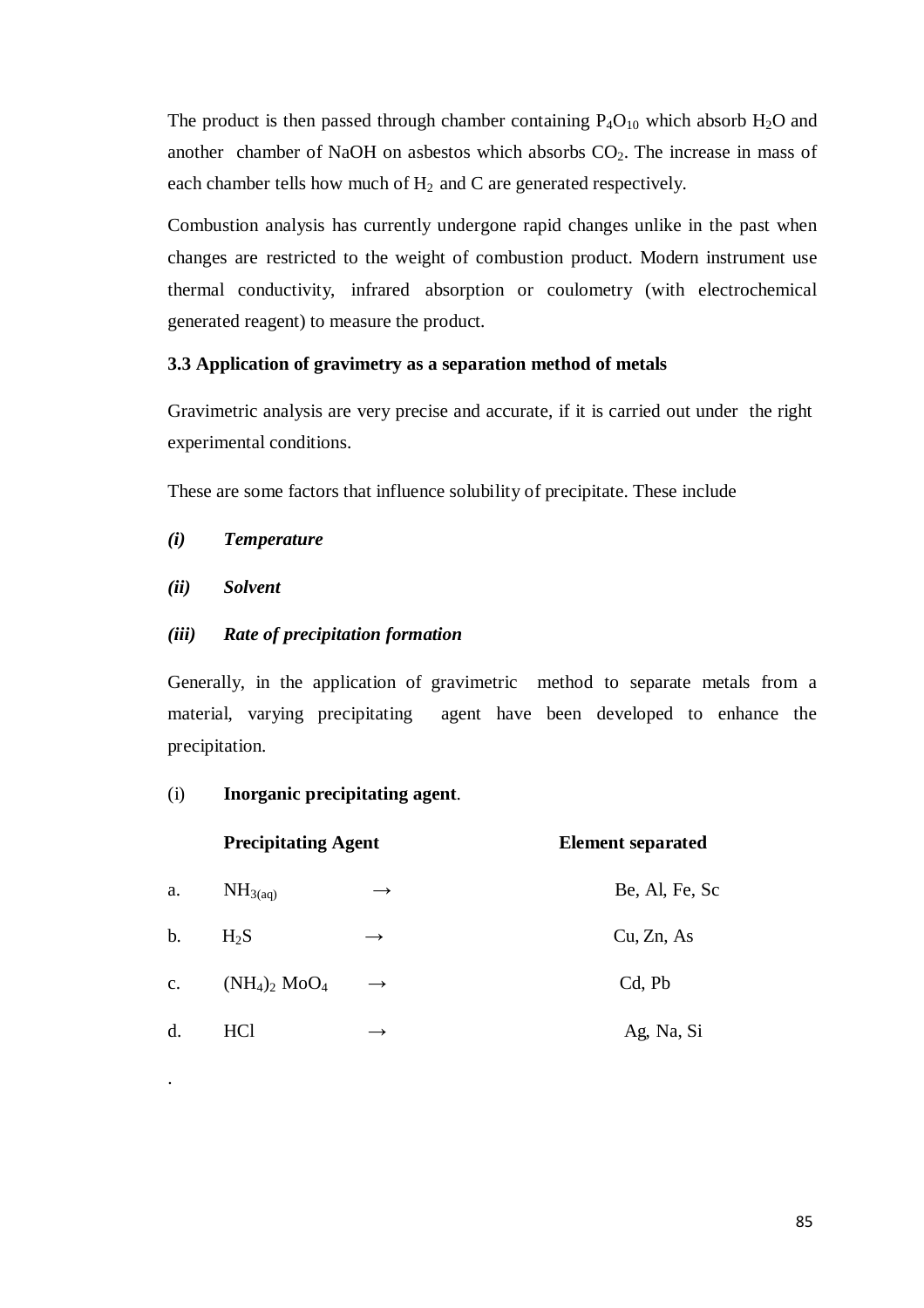The product is then passed through chamber containing $P_4O_{10}$ which absorb $H_2O$ and another chamber of NaOH on asbestos which absorbs $CO_2$. The increase in mass of each chamber tells how much of $H_2$ and C are generated respectively.

Combustion analysis has currently undergone rapid changes unlike in the past when changes are restricted to the weight of combustion product. Modern instrument use thermal conductivity, infrared absorption or coulometry (with electrochemical generated reagent) to measure the product.

### 3.3 Application of gravimetry as a separation method of metals

Gravimetric analysis are very precise and accurate, if it is carried out under the right experimental conditions.

These are some factors that influence solubility of precipitate. These include

*(i)* ***Temperature***

*(ii)* ***Solvent***

*(iii)* ***Rate of precipitation formation***

Generally, in the application of gravimetric method to separate metals from a material, varying precipitating agent have been developed to enhance the precipitation.

(i) **Inorganic precipitating agent**.

| | **Precipitating Agent** | | **Element separated** |
|---|---|---|---|
| a. | $NH_{3(aq)}$ | → | Be, Al, Fe, Sc |
| b. | $H_2S$ | → | Cu, Zn, As |
| c. | $(NH_4)_2\ MoO_4$ | → | Cd, Pb |
| d. | HCl | → | Ag, Na, Si |

.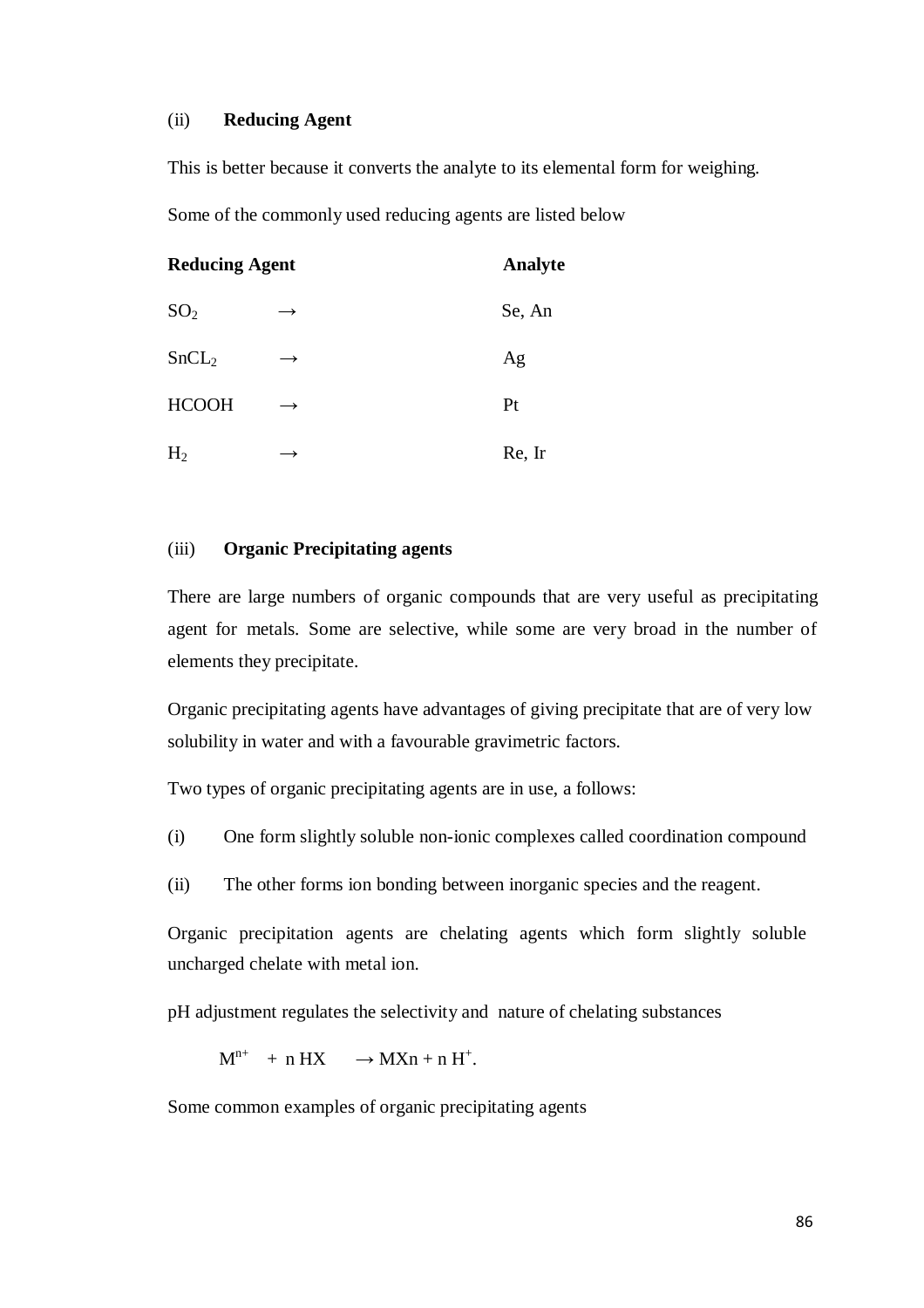(ii) **Reducing Agent**

This is better because it converts the analyte to its elemental form for weighing.

Some of the commonly used reducing agents are listed below

| **Reducing Agent** | | **Analyte** |
|---|---|---|
| $SO_2$ | → | Se, An |
| $SnCL_2$ | → | Ag |
| HCOOH | → | Pt |
| $H_2$ | → | Re, Ir |

(iii) **Organic Precipitating agents**

There are large numbers of organic compounds that are very useful as precipitating agent for metals. Some are selective, while some are very broad in the number of elements they precipitate.

Organic precipitating agents have advantages of giving precipitate that are of very low solubility in water and with a favourable gravimetric factors.

Two types of organic precipitating agents are in use, a follows:

(i) One form slightly soluble non-ionic complexes called coordination compound

(ii) The other forms ion bonding between inorganic species and the reagent.

Organic precipitation agents are chelating agents which form slightly soluble uncharged chelate with metal ion.

pH adjustment regulates the selectivity and nature of chelating substances

$$M^{n+} + n\,HX \rightarrow MXn + n\,H^{+}.$$

Some common examples of organic precipitating agents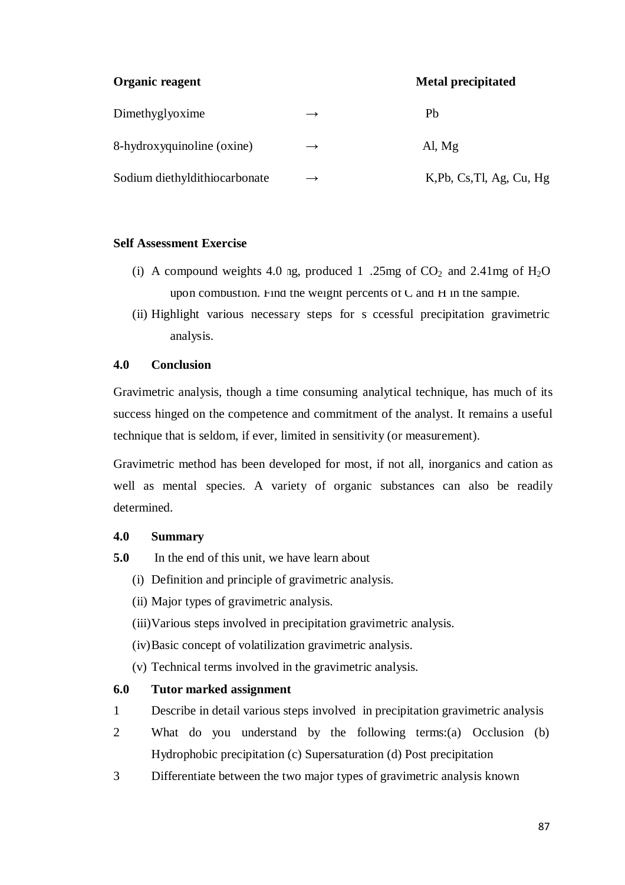| Organic reagent | | Metal precipitated |
|---|---|---|
| Dimethyglyoxime | → | Pb |
| 8-hydroxyquinoline (oxine) | → | Al, Mg |
| Sodium diethyldithiocarbonate | → | K,Pb, Cs,Tl, Ag, Cu, Hg |

**Self Assessment Exercise**

(i) A compound weights 4.0 mg, produced 1 .25mg of $CO_2$ and 2.41mg of $H_2O$ upon combustion. Find the weight percents of C and H in the sample.

(ii) Highlight various necessary steps for successful precipitation gravimetric analysis.

## 4.0 Conclusion

Gravimetric analysis, though a time consuming analytical technique, has much of its success hinged on the competence and commitment of the analyst. It remains a useful technique that is seldom, if ever, limited in sensitivity (or measurement).

Gravimetric method has been developed for most, if not all, inorganics and cation as well as mental species. A variety of organic substances can also be readily determined.

## 4.0 Summary

**5.0** In the end of this unit, we have learn about

(i) Definition and principle of gravimetric analysis.

(ii) Major types of gravimetric analysis.

(iii) Various steps involved in precipitation gravimetric analysis.

(iv) Basic concept of volatilization gravimetric analysis.

(v) Technical terms involved in the gravimetric analysis.

## 6.0 Tutor marked assignment

1 Describe in detail various steps involved in precipitation gravimetric analysis

2 What do you understand by the following terms:(a) Occlusion (b) Hydrophobic precipitation (c) Supersaturation (d) Post precipitation

3 Differentiate between the two major types of gravimetric analysis known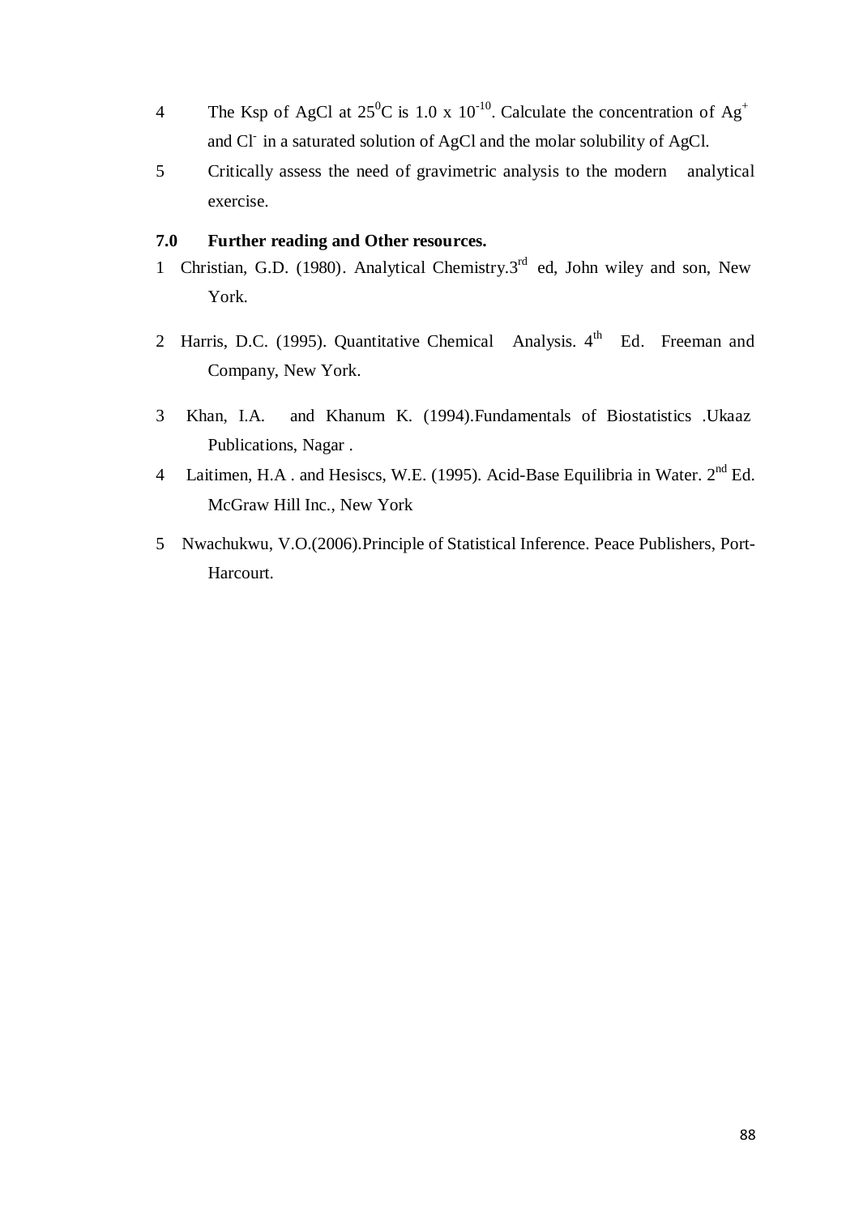4. The Ksp of AgCl at $25^0C$ is $1.0 \times 10^{-10}$. Calculate the concentration of $Ag^+$ and $Cl^-$ in a saturated solution of AgCl and the molar solubility of AgCl.
5. Critically assess the need of gravimetric analysis to the modern analytical exercise.

## 7.0 Further reading and Other resources.

1. Christian, G.D. (1980). Analytical Chemistry.3rd ed, John wiley and son, New York.
2. Harris, D.C. (1995). Quantitative Chemical Analysis. 4th Ed. Freeman and Company, New York.
3. Khan, I.A. and Khanum K. (1994).Fundamentals of Biostatistics .Ukaaz Publications, Nagar .
4. Laitimen, H.A . and Hesiscs, W.E. (1995). Acid-Base Equilibria in Water. 2nd Ed. McGraw Hill Inc., New York
5. Nwachukwu, V.O.(2006).Principle of Statistical Inference. Peace Publishers, Port-Harcourt.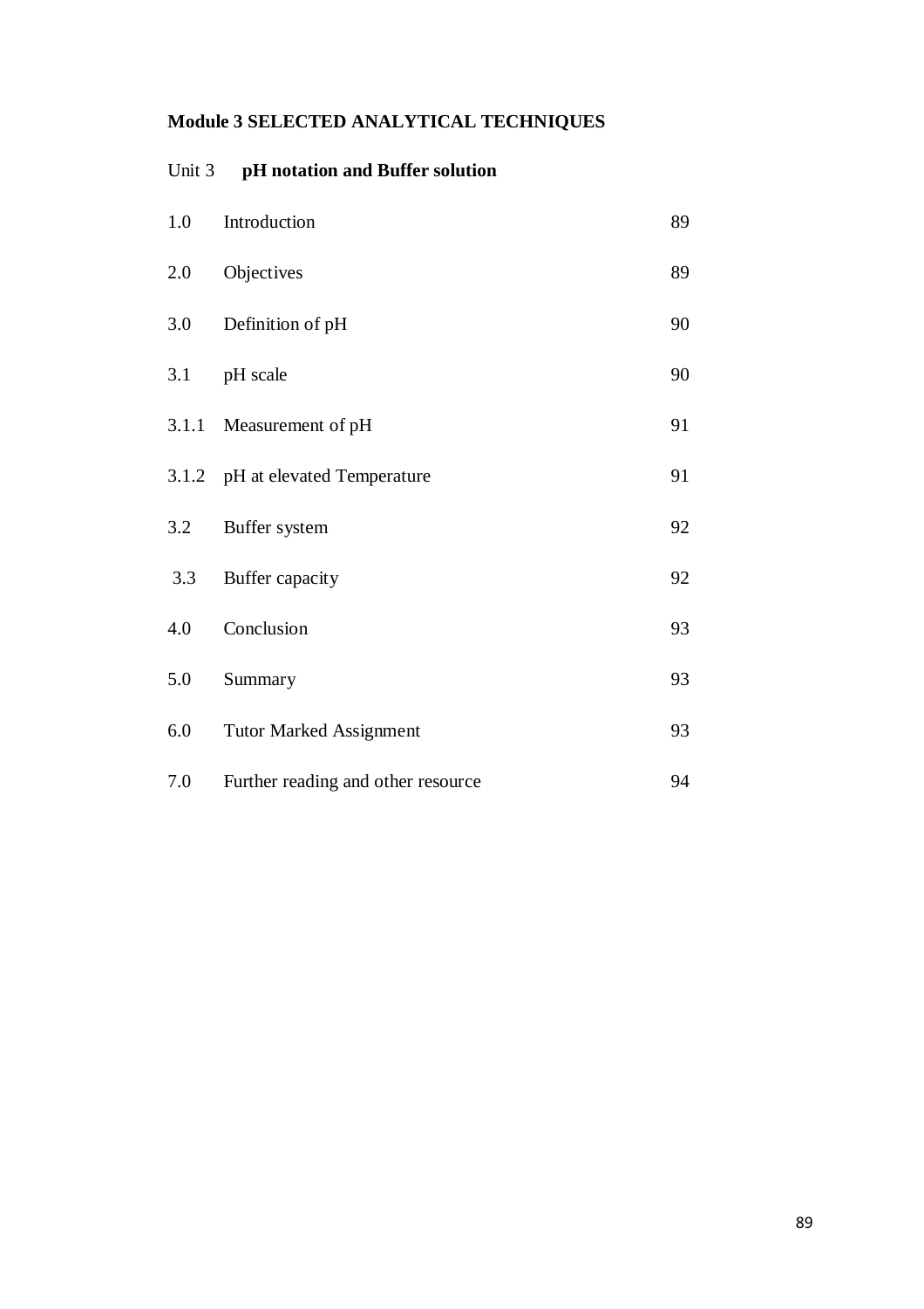**Module 3 SELECTED ANALYTICAL TECHNIQUES**

Unit 3 **pH notation and Buffer solution**

| | | |
|---|---|---|
| 1.0 | Introduction | 89 |
| 2.0 | Objectives | 89 |
| 3.0 | Definition of pH | 90 |
| 3.1 | pH scale | 90 |
| 3.1.1 | Measurement of pH | 91 |
| 3.1.2 | pH at elevated Temperature | 91 |
| 3.2 | Buffer system | 92 |
| 3.3 | Buffer capacity | 92 |
| 4.0 | Conclusion | 93 |
| 5.0 | Summary | 93 |
| 6.0 | Tutor Marked Assignment | 93 |
| 7.0 | Further reading and other resource | 94 |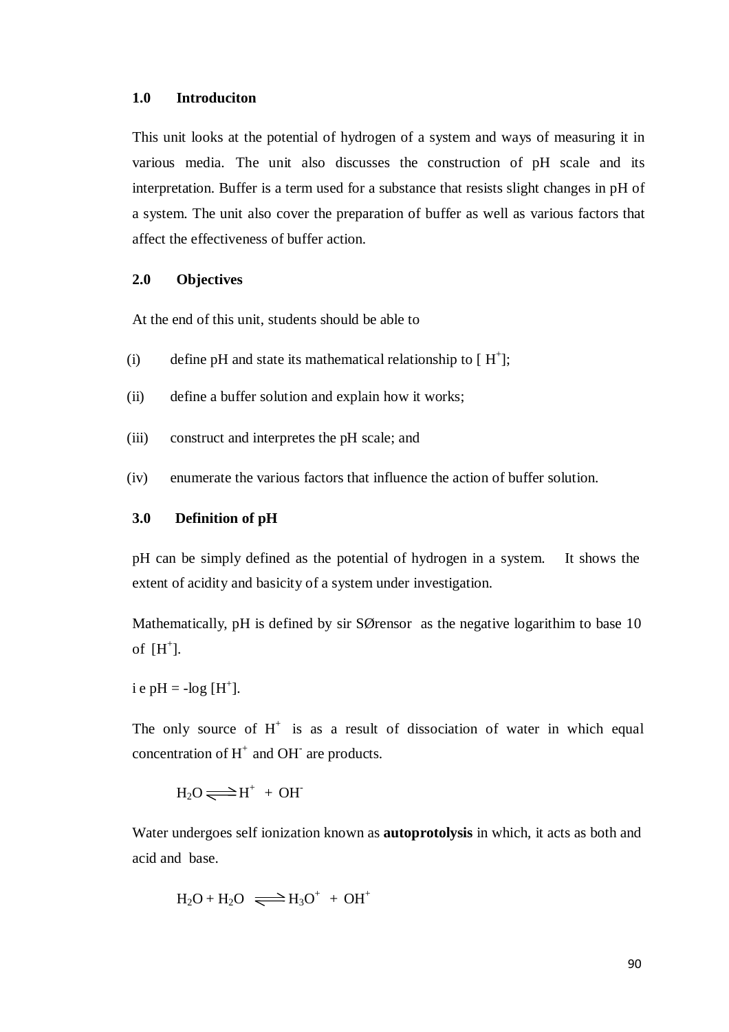## 1.0 Introduciton

This unit looks at the potential of hydrogen of a system and ways of measuring it in various media. The unit also discusses the construction of pH scale and its interpretation. Buffer is a term used for a substance that resists slight changes in pH of a system. The unit also cover the preparation of buffer as well as various factors that affect the effectiveness of buffer action.

## 2.0 Objectives

At the end of this unit, students should be able to

(i) define pH and state its mathematical relationship to [ $H^+$];

(ii) define a buffer solution and explain how it works;

(iii) construct and interpretes the pH scale; and

(iv) enumerate the various factors that influence the action of buffer solution.

## 3.0 Definition of pH

pH can be simply defined as the potential of hydrogen in a system. It shows the extent of acidity and basicity of a system under investigation.

Mathematically, pH is defined by sir SØrensor as the negative logarithim to base 10 of [$H^+$].

i e pH = -log [$H^+$].

The only source of $H^+$ is as a result of dissociation of water in which equal concentration of $H^+$ and $OH^-$ are products.

$$H_2O \rightleftharpoons H^+ + OH^-$$

Water undergoes self ionization known as **autoprotolysis** in which, it acts as both and acid and base.

$$H_2O + H_2O \rightleftharpoons H_3O^+ + OH^+$$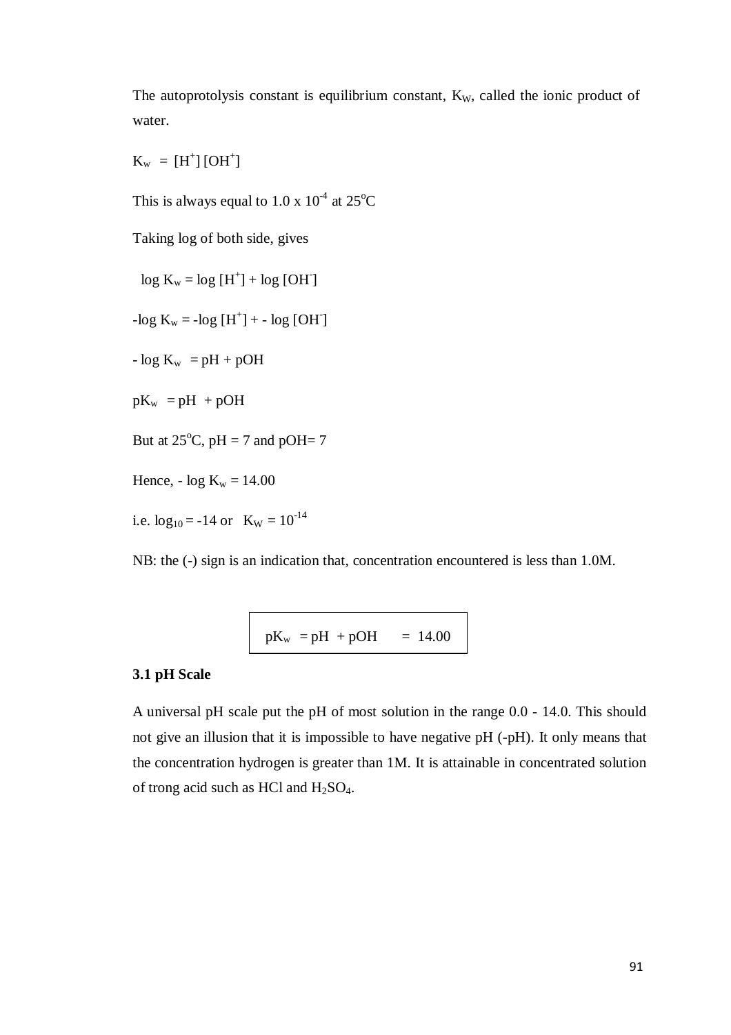The autoprotolysis constant is equilibrium constant, $K_W$, called the ionic product of water.

$$K_w = [H^+] [OH^+]$$

This is always equal to $1.0 \times 10^{-4}$ at $25^oC$

Taking log of both side, gives

$$\log K_w = \log [H^+] + \log [OH^-]$$

$$-\log K_w = -\log [H^+] + - \log [OH^-]$$

$$- \log K_w = pH + pOH$$

$$pK_w = pH + pOH$$

But at $25^oC$, pH = 7 and pOH= 7

Hence, $- \log K_w = 14.00$

i.e. $\log_{10} = -14$ or $K_W = 10^{-14}$

NB: the (-) sign is an indication that, concentration encountered is less than 1.0M.

$$pK_w = pH + pOH = 14.00$$

### 3.1 pH Scale

A universal pH scale put the pH of most solution in the range 0.0 - 14.0. This should not give an illusion that it is impossible to have negative pH (-pH). It only means that the concentration hydrogen is greater than 1M. It is attainable in concentrated solution of trong acid such as HCl and $H_2SO_4$.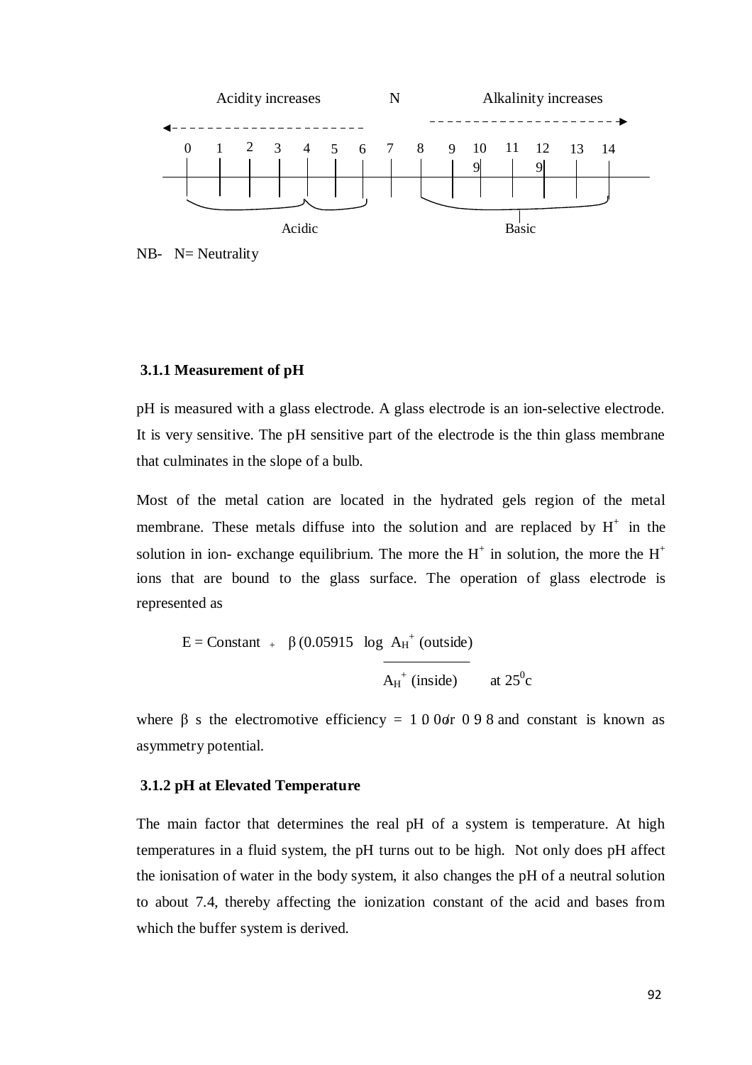Acidity increases N Alkalinity increases

0 1 2 3 4 5 6 7 8 9 10 11 12 13 14

Acidic Basic

NB- N= Neutrality

### 3.1.1 Measurement of pH

pH is measured with a glass electrode. A glass electrode is an ion-selective electrode. It is very sensitive. The pH sensitive part of the electrode is the thin glass membrane that culminates in the slope of a bulb.

Most of the metal cation are located in the hydrated gels region of the metal membrane. These metals diffuse into the solution and are replaced by $H^+$ in the solution in ion- exchange equilibrium. The more the $H^+$ in solution, the more the $H^+$ ions that are bound to the glass surface. The operation of glass electrode is represented as

$$E = \text{Constant} + \beta (0.05915 \log \frac{A_H^+ \text{(outside)}}{A_H^+ \text{(inside)}} \quad \text{at } 25^0\text{c}$$

where β s the electromotive efficiency = 1 0 0or 0 9 8 and constant is known as asymmetry potential.

### 3.1.2 pH at Elevated Temperature

The main factor that determines the real pH of a system is temperature. At high temperatures in a fluid system, the pH turns out to be high. Not only does pH affect the ionisation of water in the body system, it also changes the pH of a neutral solution to about 7.4, thereby affecting the ionization constant of the acid and bases from which the buffer system is derived.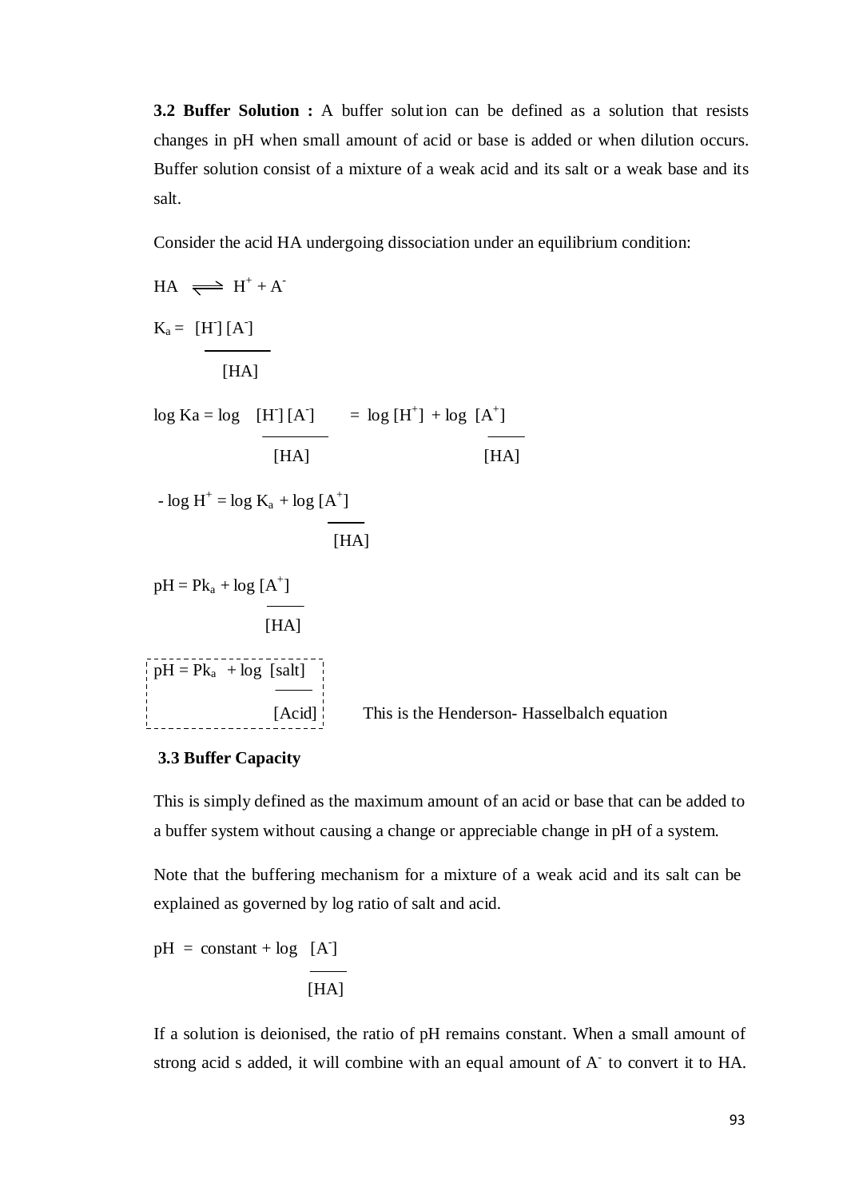**3.2 Buffer Solution :** A buffer solution can be defined as a solution that resists changes in pH when small amount of acid or base is added or when dilution occurs. Buffer solution consist of a mixture of a weak acid and its salt or a weak base and its salt.

Consider the acid HA undergoing dissociation under an equilibrium condition:

$$HA \rightleftharpoons H^+ + A^-$$

$$K_a = \frac{[H^-][A^-]}{[HA]}$$

$$\log Ka = \log \frac{[H^-][A^-]}{[HA]} = \log [H^+] + \log \frac{[A^+]}{[HA]}$$

$$-\log H^+ = \log K_a + \log \frac{[A^+]}{[HA]}$$

$$pH = Pk_a + \log \frac{[A^+]}{[HA]}$$

$$pH = Pk_a + \log \frac{[salt]}{[Acid]}$$

This is the Henderson- Hasselbalch equation

### 3.3 Buffer Capacity

This is simply defined as the maximum amount of an acid or base that can be added to a buffer system without causing a change or appreciable change in pH of a system.

Note that the buffering mechanism for a mixture of a weak acid and its salt can be explained as governed by log ratio of salt and acid.

$$pH = \text{constant} + \log \frac{[A^-]}{[HA]}$$

If a solution is deionised, the ratio of pH remains constant. When a small amount of strong acid s added, it will combine with an equal amount of $A^-$ to convert it to HA.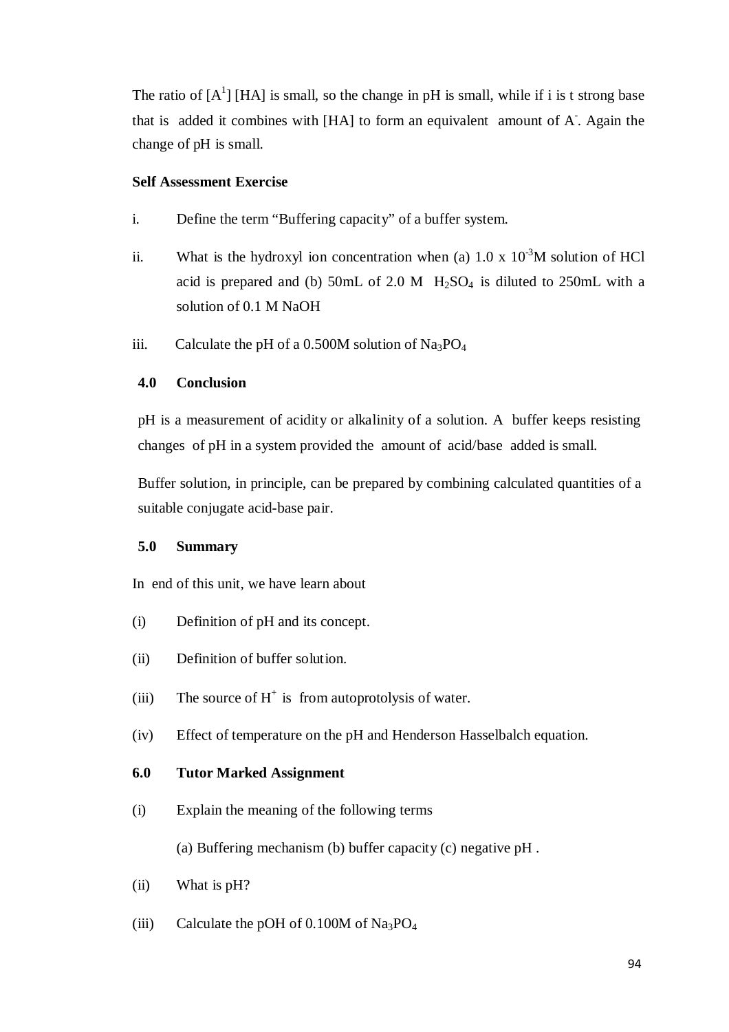The ratio of $[A^1]$ [HA] is small, so the change in pH is small, while if i is t strong base that is added it combines with [HA] to form an equivalent amount of $A^-$. Again the change of pH is small.

**Self Assessment Exercise**

i. Define the term "Buffering capacity" of a buffer system.

ii. What is the hydroxyl ion concentration when (a) $1.0 \times 10^{-3}$M solution of HCl acid is prepared and (b) 50mL of 2.0 M $H_2SO_4$ is diluted to 250mL with a solution of 0.1 M NaOH

iii. Calculate the pH of a 0.500M solution of $Na_3PO_4$

## 4.0 Conclusion

pH is a measurement of acidity or alkalinity of a solution. A buffer keeps resisting changes of pH in a system provided the amount of acid/base added is small.

Buffer solution, in principle, can be prepared by combining calculated quantities of a suitable conjugate acid-base pair.

## 5.0 Summary

In end of this unit, we have learn about

(i) Definition of pH and its concept.

(ii) Definition of buffer solution.

(iii) The source of $H^+$ is from autoprotolysis of water.

(iv) Effect of temperature on the pH and Henderson Hasselbalch equation.

## 6.0 Tutor Marked Assignment

(i) Explain the meaning of the following terms

(a) Buffering mechanism (b) buffer capacity (c) negative pH .

(ii) What is pH?

(iii) Calculate the pOH of 0.100M of $Na_3PO_4$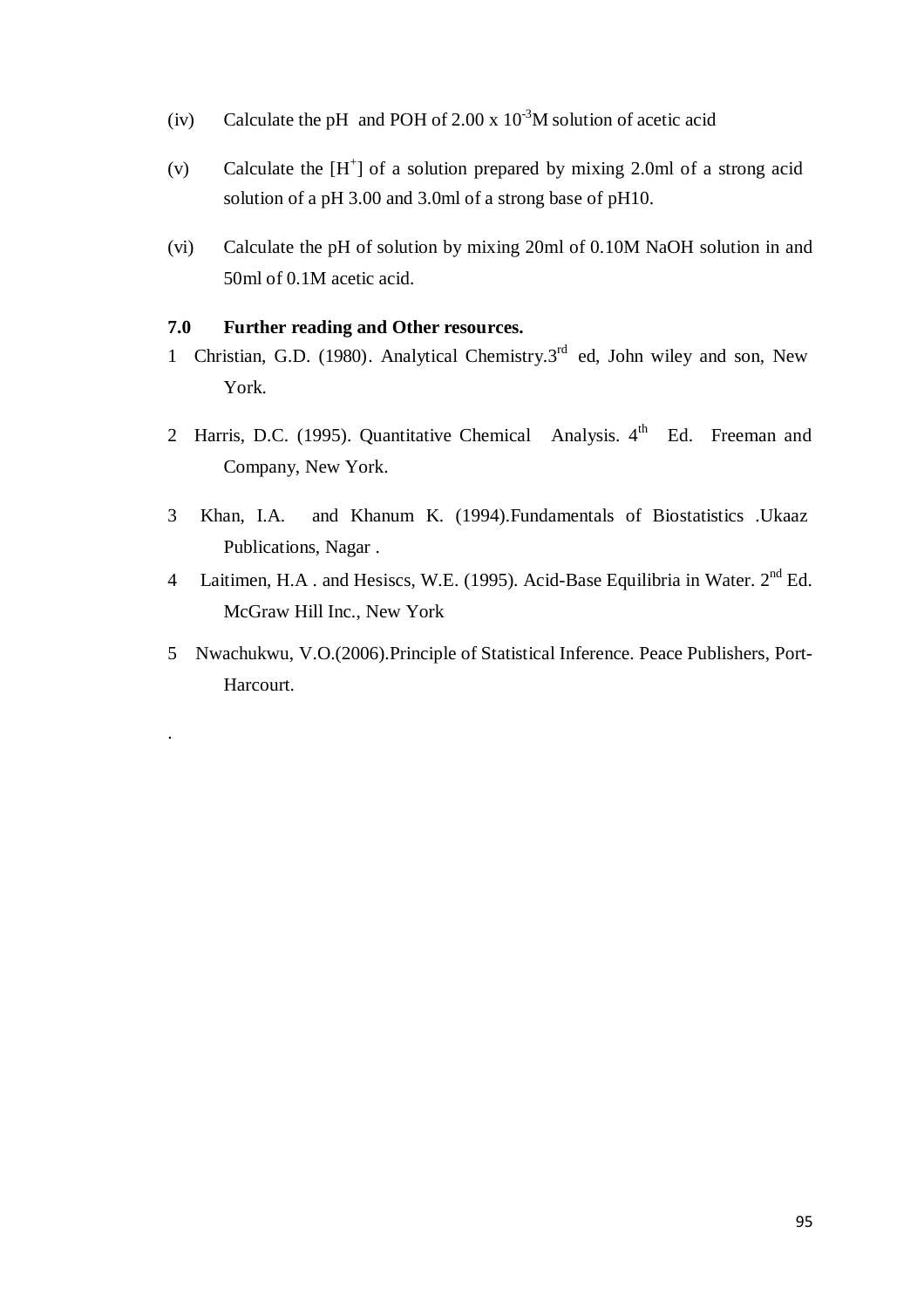(iv) Calculate the pH and POH of $2.00 \times 10^{-3}$M solution of acetic acid

(v) Calculate the $[H^+]$ of a solution prepared by mixing 2.0ml of a strong acid solution of a pH 3.00 and 3.0ml of a strong base of pH10.

(vi) Calculate the pH of solution by mixing 20ml of 0.10M NaOH solution in and 50ml of 0.1M acetic acid.

## 7.0 Further reading and Other resources.

1. Christian, G.D. (1980). Analytical Chemistry.3rd ed, John wiley and son, New York.
2. Harris, D.C. (1995). Quantitative Chemical Analysis. 4th Ed. Freeman and Company, New York.
3. Khan, I.A. and Khanum K. (1994).Fundamentals of Biostatistics .Ukaaz Publications, Nagar .
4. Laitimen, H.A . and Hesiscs, W.E. (1995). Acid-Base Equilibria in Water. 2nd Ed. McGraw Hill Inc., New York
5. Nwachukwu, V.O.(2006).Principle of Statistical Inference. Peace Publishers, Port-Harcourt.

.